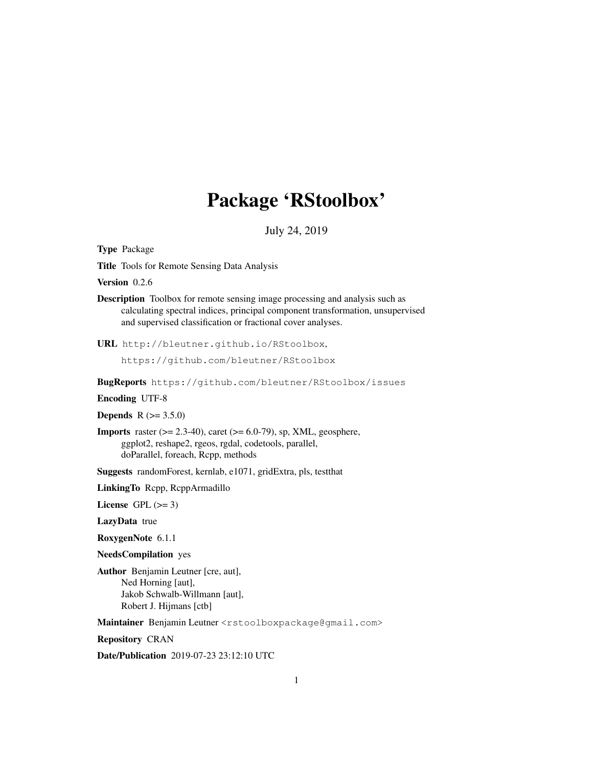# Package 'RStoolbox'

July 24, 2019

**Type** Package

**Title** Tools for Remote Sensing Data Analysis

**Version** 0.2.6

**Description** Toolbox for remote sensing image processing and analysis such as calculating spectral indices, principal component transformation, unsupervised and supervised classification or fractional cover analyses.

**URL** http://bleutner.github.io/RStoolbox,
https://github.com/bleutner/RStoolbox

**BugReports** https://github.com/bleutner/RStoolbox/issues

**Encoding** UTF-8

**Depends** R (>= 3.5.0)

**Imports** raster (>= 2.3-40), caret (>= 6.0-79), sp, XML, geosphere, ggplot2, reshape2, rgeos, rgdal, codetools, parallel, doParallel, foreach, Rcpp, methods

**Suggests** randomForest, kernlab, e1071, gridExtra, pls, testthat

**LinkingTo** Rcpp, RcppArmadillo

**License** GPL (>= 3)

**LazyData** true

**RoxygenNote** 6.1.1

**NeedsCompilation** yes

**Author** Benjamin Leutner [cre, aut],
Ned Horning [aut],
Jakob Schwalb-Willmann [aut],
Robert J. Hijmans [ctb]

**Maintainer** Benjamin Leutner <rstoolboxpackage@gmail.com>

**Repository** CRAN

**Date/Publication** 2019-07-23 23:12:10 UTC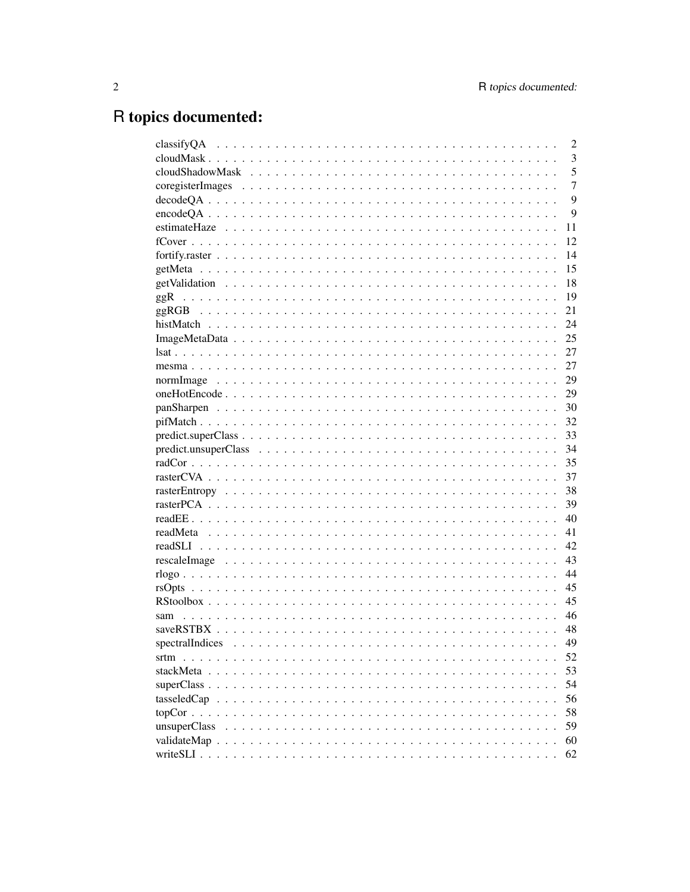# R topics documented:

| | |
|---|---|
| classifyQA | 2 |
| cloudMask | 3 |
| cloudShadowMask | 5 |
| coregisterImages | 7 |
| decodeQA | 9 |
| encodeQA | 9 |
| estimateHaze | 11 |
| fCover | 12 |
| fortify.raster | 14 |
| getMeta | 15 |
| getValidation | 18 |
| ggR | 19 |
| ggRGB | 21 |
| histMatch | 24 |
| ImageMetaData | 25 |
| lsat | 27 |
| mesma | 27 |
| normImage | 29 |
| oneHotEncode | 29 |
| panSharpen | 30 |
| pifMatch | 32 |
| predict.superClass | 33 |
| predict.unsuperClass | 34 |
| radCor | 35 |
| rasterCVA | 37 |
| rasterEntropy | 38 |
| rasterPCA | 39 |
| readEE | 40 |
| readMeta | 41 |
| readSLI | 42 |
| rescaleImage | 43 |
| rlogo | 44 |
| rsOpts | 45 |
| RStoolbox | 45 |
| sam | 46 |
| saveRSTBX | 48 |
| spectralIndices | 49 |
| srtm | 52 |
| stackMeta | 53 |
| superClass | 54 |
| tasseledCap | 56 |
| topCor | 58 |
| unsuperClass | 59 |
| validateMap | 60 |
| writeSLI | 62 |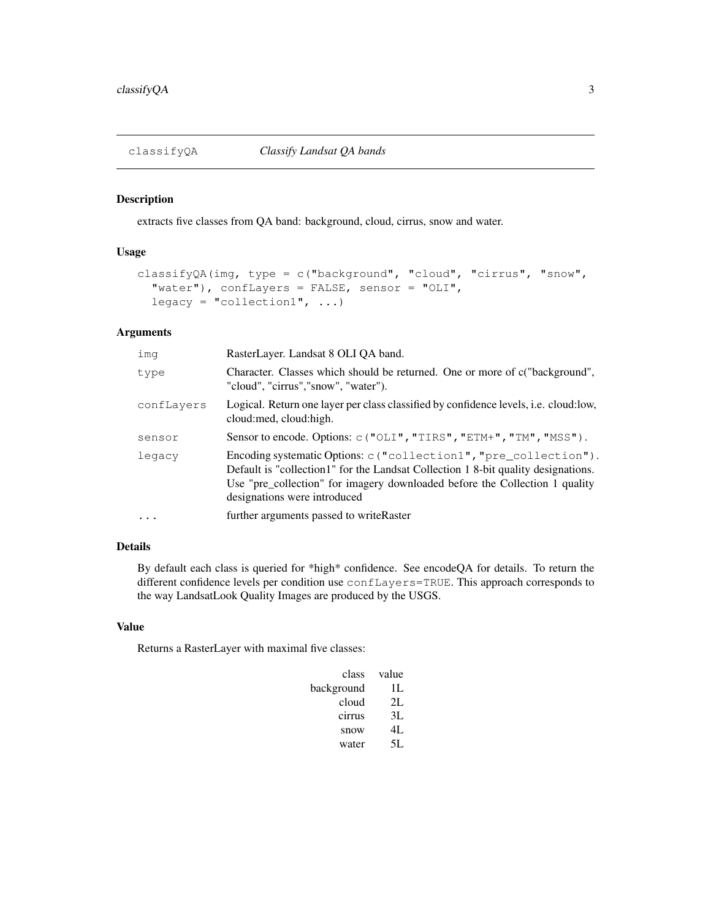# classifyQA *Classify Landsat QA bands*

## Description

extracts five classes from QA band: background, cloud, cirrus, snow and water.

## Usage

```
classifyQA(img, type = c("background", "cloud", "cirrus", "snow",
  "water"), confLayers = FALSE, sensor = "OLI",
  legacy = "collection1", ...)
```

## Arguments

| | |
|---|---|
| `img` | RasterLayer. Landsat 8 OLI QA band. |
| `type` | Character. Classes which should be returned. One or more of c("background", "cloud", "cirrus","snow", "water"). |
| `confLayers` | Logical. Return one layer per class classified by confidence levels, i.e. cloud:low, cloud:med, cloud:high. |
| `sensor` | Sensor to encode. Options: `c("OLI","TIRS","ETM+","TM","MSS")`. |
| `legacy` | Encoding systematic Options: `c("collection1","pre_collection")`. Default is "collection1" for the Landsat Collection 1 8-bit quality designations. Use "pre_collection" for imagery downloaded before the Collection 1 quality designations were introduced |
| `...` | further arguments passed to writeRaster |

## Details

By default each class is queried for *high* confidence. See encodeQA for details. To return the different confidence levels per condition use `confLayers=TRUE`. This approach corresponds to the way LandsatLook Quality Images are produced by the USGS.

## Value

Returns a RasterLayer with maximal five classes:

| class | value |
|---|---|
| background | 1L |
| cloud | 2L |
| cirrus | 3L |
| snow | 4L |
| water | 5L |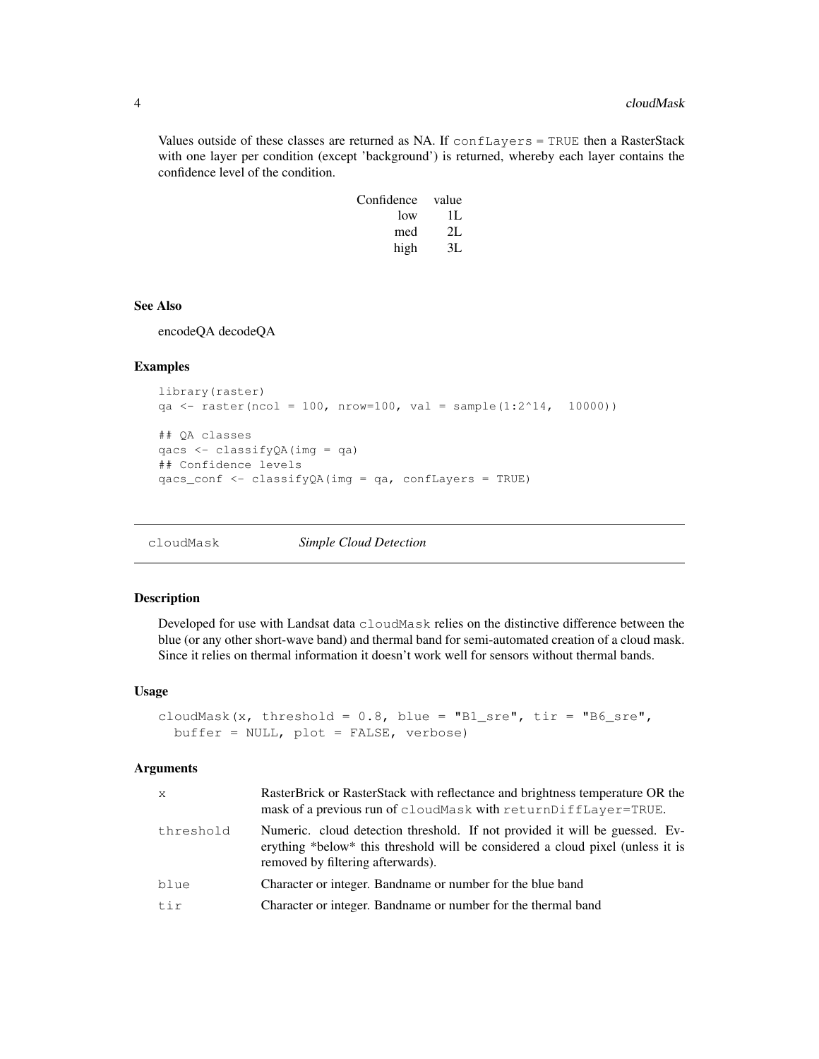Values outside of these classes are returned as NA. If `confLayers = TRUE` then a RasterStack with one layer per condition (except 'background') is returned, whereby each layer contains the confidence level of the condition.

| Confidence | value |
|---|---|
| low | 1L |
| med | 2L |
| high | 3L |

### See Also

encodeQA decodeQA

### Examples

```
library(raster)
qa <- raster(ncol = 100, nrow=100, val = sample(1:2^14,  10000))

## QA classes
qacs <- classifyQA(img = qa)
## Confidence levels
qacs_conf <- classifyQA(img = qa, confLayers = TRUE)
```

---

## cloudMask *Simple Cloud Detection*

---

### Description

Developed for use with Landsat data `cloudMask` relies on the distinctive difference between the blue (or any other short-wave band) and thermal band for semi-automated creation of a cloud mask. Since it relies on thermal information it doesn't work well for sensors without thermal bands.

### Usage

```
cloudMask(x, threshold = 0.8, blue = "B1_sre", tir = "B6_sre",
  buffer = NULL, plot = FALSE, verbose)
```

### Arguments

| | |
|---|---|
| `x` | RasterBrick or RasterStack with reflectance and brightness temperature OR the mask of a previous run of `cloudMask` with `returnDiffLayer=TRUE`. |
| `threshold` | Numeric. cloud detection threshold. If not provided it will be guessed. Everything *below* this threshold will be considered a cloud pixel (unless it is removed by filtering afterwards). |
| `blue` | Character or integer. Bandname or number for the blue band |
| `tir` | Character or integer. Bandname or number for the thermal band |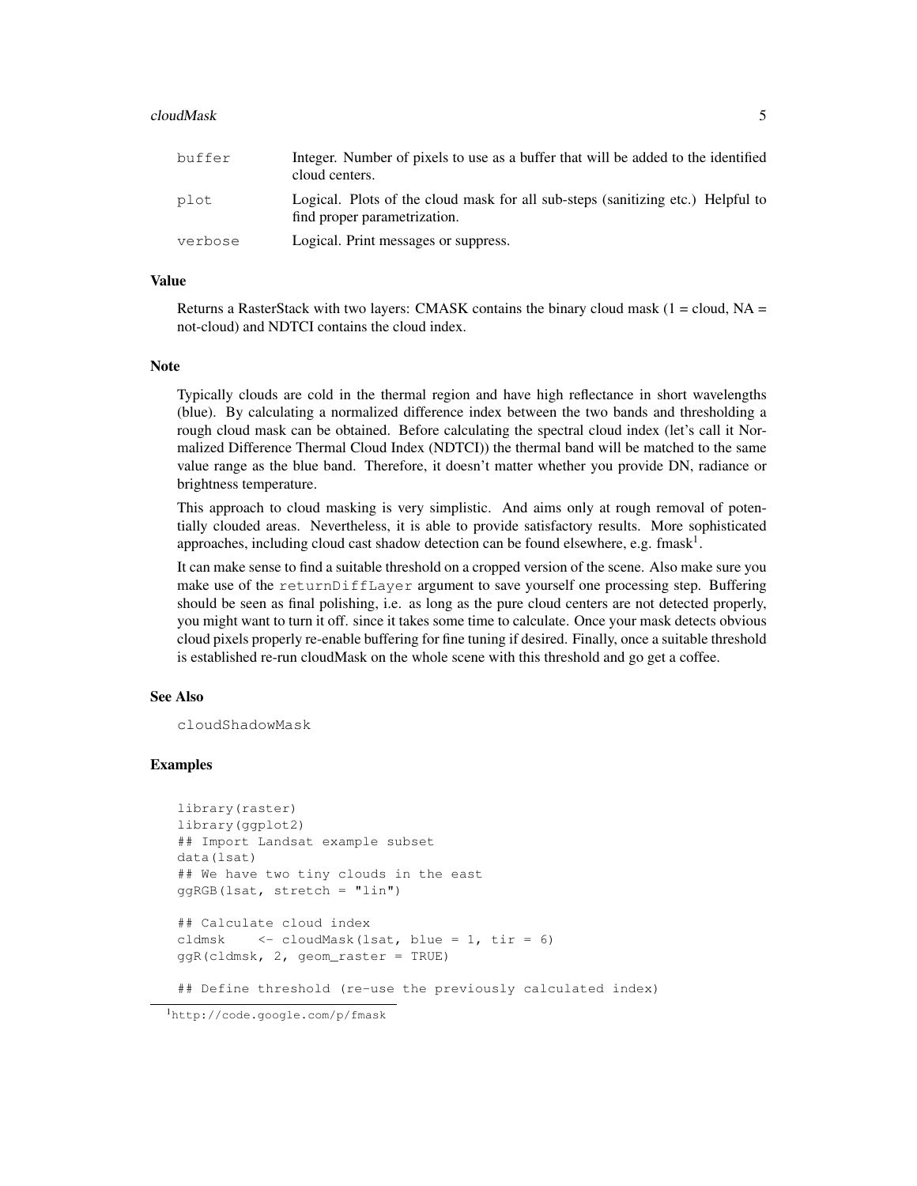| | |
|---|---|
| buffer | Integer. Number of pixels to use as a buffer that will be added to the identified cloud centers. |
| plot | Logical. Plots of the cloud mask for all sub-steps (sanitizing etc.) Helpful to find proper parametrization. |
| verbose | Logical. Print messages or suppress. |

### Value

Returns a RasterStack with two layers: CMASK contains the binary cloud mask (1 = cloud, NA = not-cloud) and NDTCI contains the cloud index.

### Note

Typically clouds are cold in the thermal region and have high reflectance in short wavelengths (blue). By calculating a normalized difference index between the two bands and thresholding a rough cloud mask can be obtained. Before calculating the spectral cloud index (let's call it Normalized Difference Thermal Cloud Index (NDTCI)) the thermal band will be matched to the same value range as the blue band. Therefore, it doesn't matter whether you provide DN, radiance or brightness temperature.

This approach to cloud masking is very simplistic. And aims only at rough removal of potentially clouded areas. Nevertheless, it is able to provide satisfactory results. More sophisticated approaches, including cloud cast shadow detection can be found elsewhere, e.g. fmask[1].

It can make sense to find a suitable threshold on a cropped version of the scene. Also make sure you make use of the `returnDiffLayer` argument to save yourself one processing step. Buffering should be seen as final polishing, i.e. as long as the pure cloud centers are not detected properly, you might want to turn it off. since it takes some time to calculate. Once your mask detects obvious cloud pixels properly re-enable buffering for fine tuning if desired. Finally, once a suitable threshold is established re-run cloudMask on the whole scene with this threshold and go get a coffee.

### See Also

`cloudShadowMask`

### Examples

```
library(raster)
library(ggplot2)
## Import Landsat example subset
data(lsat)
## We have two tiny clouds in the east
ggRGB(lsat, stretch = "lin")

## Calculate cloud index
cldmsk    <- cloudMask(lsat, blue = 1, tir = 6)
ggR(cldmsk, 2, geom_raster = TRUE)

## Define threshold (re-use the previously calculated index)
```

[1] http://code.google.com/p/fmask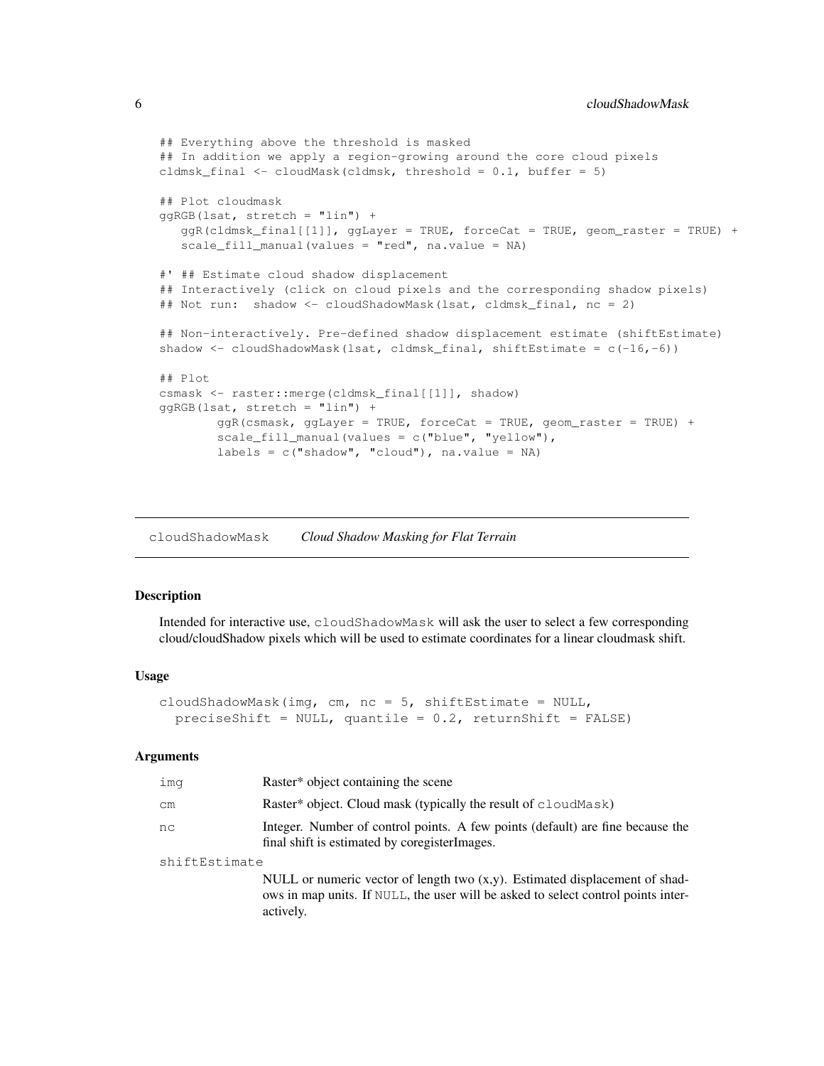```
## Everything above the threshold is masked
## In addition we apply a region-growing around the core cloud pixels
cldmsk_final <- cloudMask(cldmsk, threshold = 0.1, buffer = 5)

## Plot cloudmask
ggRGB(lsat, stretch = "lin") +
   ggR(cldmsk_final[[1]], ggLayer = TRUE, forceCat = TRUE, geom_raster = TRUE) +
   scale_fill_manual(values = "red", na.value = NA)

#' ## Estimate cloud shadow displacement
## Interactively (click on cloud pixels and the corresponding shadow pixels)
## Not run:  shadow <- cloudShadowMask(lsat, cldmsk_final, nc = 2)

## Non-interactively. Pre-defined shadow displacement estimate (shiftEstimate)
shadow <- cloudShadowMask(lsat, cldmsk_final, shiftEstimate = c(-16,-6))

## Plot
csmask <- raster::merge(cldmsk_final[[1]], shadow)
ggRGB(lsat, stretch = "lin") +
        ggR(csmask, ggLayer = TRUE, forceCat = TRUE, geom_raster = TRUE) +
        scale_fill_manual(values = c("blue", "yellow"),
        labels = c("shadow", "cloud"), na.value = NA)
```

## cloudShadowMask *Cloud Shadow Masking for Flat Terrain*

### Description

Intended for interactive use, `cloudShadowMask` will ask the user to select a few corresponding cloud/cloudShadow pixels which will be used to estimate coordinates for a linear cloudmask shift.

### Usage

```
cloudShadowMask(img, cm, nc = 5, shiftEstimate = NULL,
  preciseShift = NULL, quantile = 0.2, returnShift = FALSE)
```

### Arguments

| | |
|---|---|
| `img` | Raster* object containing the scene |
| `cm` | Raster* object. Cloud mask (typically the result of `cloudMask`) |
| `nc` | Integer. Number of control points. A few points (default) are fine because the final shift is estimated by coregisterImages. |
| `shiftEstimate` | NULL or numeric vector of length two (x,y). Estimated displacement of shadows in map units. If `NULL`, the user will be asked to select control points interactively. |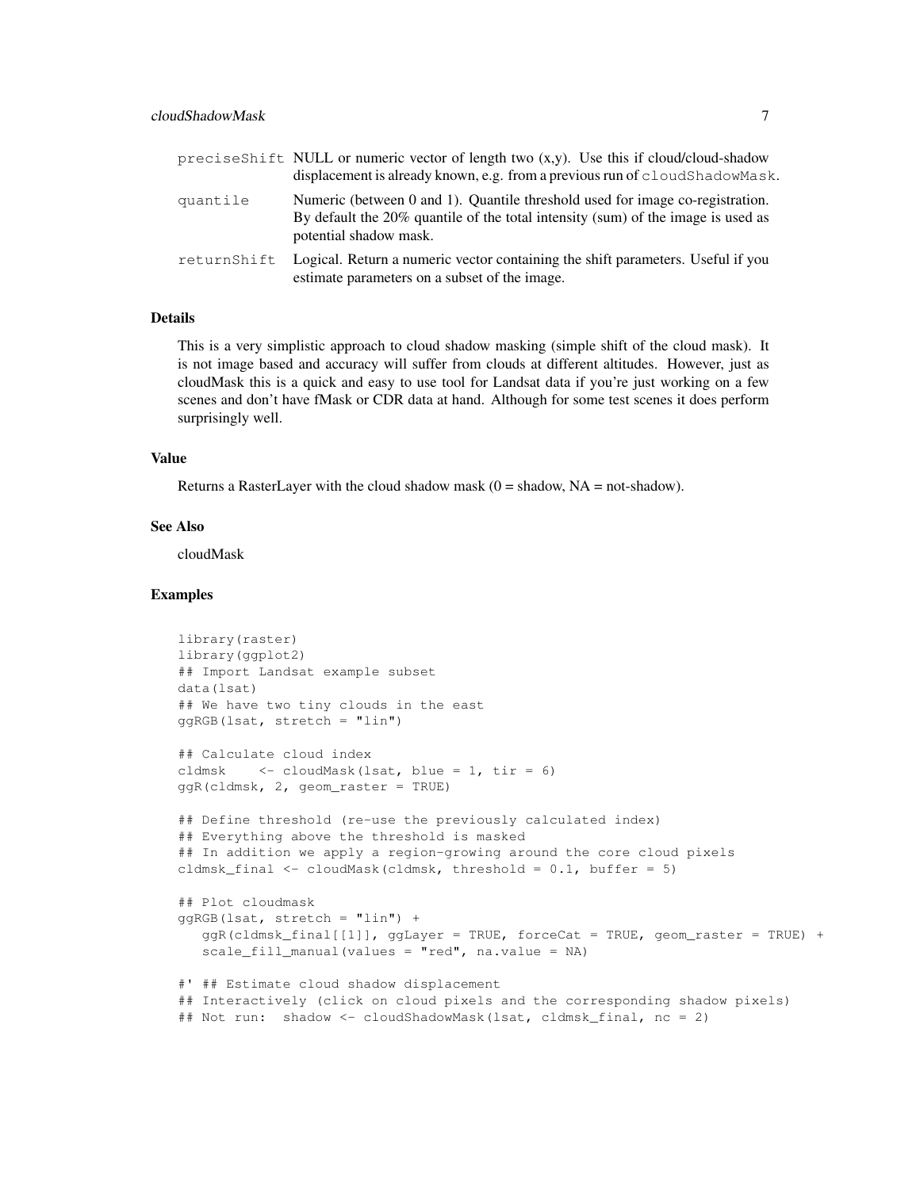| | |
|---|---|
| `preciseShift` | NULL or numeric vector of length two (x,y). Use this if cloud/cloud-shadow displacement is already known, e.g. from a previous run of `cloudShadowMask`. |
| `quantile` | Numeric (between 0 and 1). Quantile threshold used for image co-registration. By default the 20% quantile of the total intensity (sum) of the image is used as potential shadow mask. |
| `returnShift` | Logical. Return a numeric vector containing the shift parameters. Useful if you estimate parameters on a subset of the image. |

### Details

This is a very simplistic approach to cloud shadow masking (simple shift of the cloud mask). It is not image based and accuracy will suffer from clouds at different altitudes. However, just as cloudMask this is a quick and easy to use tool for Landsat data if you're just working on a few scenes and don't have fMask or CDR data at hand. Although for some test scenes it does perform surprisingly well.

### Value

Returns a RasterLayer with the cloud shadow mask (0 = shadow, NA = not-shadow).

### See Also

cloudMask

### Examples

```
library(raster)
library(ggplot2)
## Import Landsat example subset
data(lsat)
## We have two tiny clouds in the east
ggRGB(lsat, stretch = "lin")

## Calculate cloud index
cldmsk    <- cloudMask(lsat, blue = 1, tir = 6)
ggR(cldmsk, 2, geom_raster = TRUE)

## Define threshold (re-use the previously calculated index)
## Everything above the threshold is masked
## In addition we apply a region-growing around the core cloud pixels
cldmsk_final <- cloudMask(cldmsk, threshold = 0.1, buffer = 5)

## Plot cloudmask
ggRGB(lsat, stretch = "lin") +
   ggR(cldmsk_final[[1]], ggLayer = TRUE, forceCat = TRUE, geom_raster = TRUE) +
   scale_fill_manual(values = "red", na.value = NA)

#' ## Estimate cloud shadow displacement
## Interactively (click on cloud pixels and the corresponding shadow pixels)
## Not run:  shadow <- cloudShadowMask(lsat, cldmsk_final, nc = 2)
```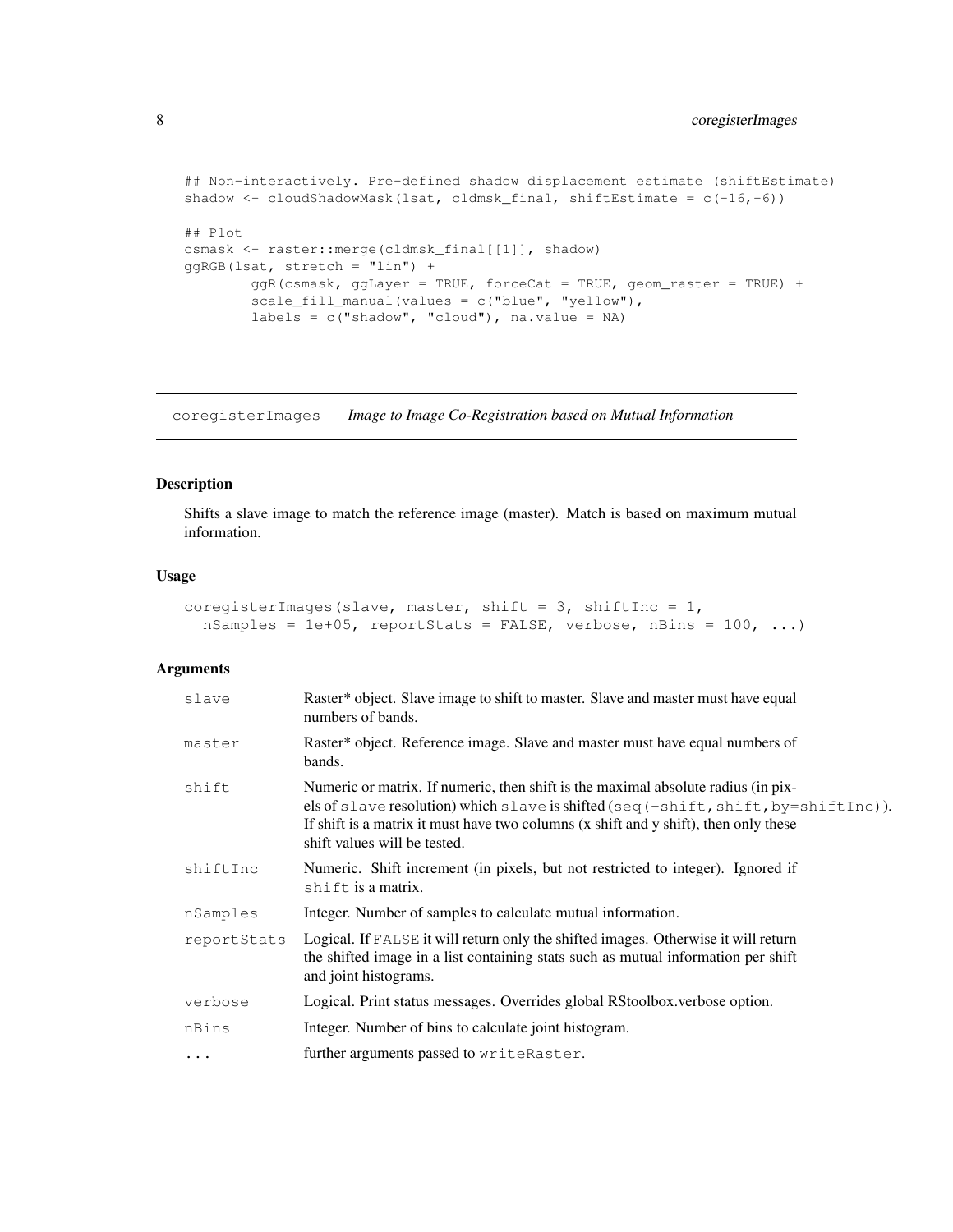```
## Non-interactively. Pre-defined shadow displacement estimate (shiftEstimate)
shadow <- cloudShadowMask(lsat, cldmsk_final, shiftEstimate = c(-16,-6))

## Plot
csmask <- raster::merge(cldmsk_final[[1]], shadow)
ggRGB(lsat, stretch = "lin") +
        ggR(csmask, ggLayer = TRUE, forceCat = TRUE, geom_raster = TRUE) +
        scale_fill_manual(values = c("blue", "yellow"),
        labels = c("shadow", "cloud"), na.value = NA)
```

---

## coregisterImages *Image to Image Co-Registration based on Mutual Information*

---

### Description

Shifts a slave image to match the reference image (master). Match is based on maximum mutual information.

### Usage

```
coregisterImages(slave, master, shift = 3, shiftInc = 1,
  nSamples = 1e+05, reportStats = FALSE, verbose, nBins = 100, ...)
```

### Arguments

| | |
|---|---|
| `slave` | Raster* object. Slave image to shift to master. Slave and master must have equal numbers of bands. |
| `master` | Raster* object. Reference image. Slave and master must have equal numbers of bands. |
| `shift` | Numeric or matrix. If numeric, then shift is the maximal absolute radius (in pixels of `slave` resolution) which `slave` is shifted (`seq(-shift, shift, by=shiftInc)`). If shift is a matrix it must have two columns (x shift and y shift), then only these shift values will be tested. |
| `shiftInc` | Numeric. Shift increment (in pixels, but not restricted to integer). Ignored if `shift` is a matrix. |
| `nSamples` | Integer. Number of samples to calculate mutual information. |
| `reportStats` | Logical. If `FALSE` it will return only the shifted images. Otherwise it will return the shifted image in a list containing stats such as mutual information per shift and joint histograms. |
| `verbose` | Logical. Print status messages. Overrides global RStoolbox.verbose option. |
| `nBins` | Integer. Number of bins to calculate joint histogram. |
| `...` | further arguments passed to `writeRaster`. |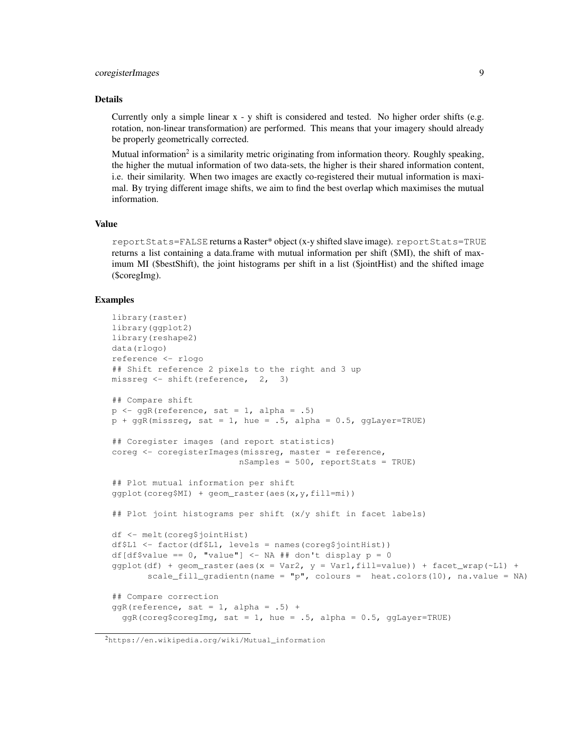### Details

Currently only a simple linear x - y shift is considered and tested. No higher order shifts (e.g. rotation, non-linear transformation) are performed. This means that your imagery should already be properly geometrically corrected.

Mutual information[2] is a similarity metric originating from information theory. Roughly speaking, the higher the mutual information of two data-sets, the higher is their shared information content, i.e. their similarity. When two images are exactly co-registered their mutual information is maximal. By trying different image shifts, we aim to find the best overlap which maximises the mutual information.

### Value

`reportStats=FALSE` returns a Raster* object (x-y shifted slave image). `reportStats=TRUE` returns a list containing a data.frame with mutual information per shift ($MI), the shift of maximum MI ($bestShift), the joint histograms per shift in a list ($jointHist) and the shifted image ($coregImg).

### Examples

```
library(raster)
library(ggplot2)
library(reshape2)
data(rlogo)
reference <- rlogo
## Shift reference 2 pixels to the right and 3 up
missreg <- shift(reference,  2,  3)

## Compare shift
p <- ggR(reference, sat = 1, alpha = .5)
p + ggR(missreg, sat = 1, hue = .5, alpha = 0.5, ggLayer=TRUE)

## Coregister images (and report statistics)
coreg <- coregisterImages(missreg, master = reference,
                          nSamples = 500, reportStats = TRUE)

## Plot mutual information per shift
ggplot(coreg$MI) + geom_raster(aes(x,y,fill=mi))

## Plot joint histograms per shift (x/y shift in facet labels)

df <- melt(coreg$jointHist)
df$L1 <- factor(df$L1, levels = names(coreg$jointHist))
df[df$value == 0, "value"] <- NA ## don't display p = 0
ggplot(df) + geom_raster(aes(x = Var2, y = Var1,fill=value)) + facet_wrap(~L1) +
        scale_fill_gradientn(name = "p", colours =  heat.colors(10), na.value = NA)

## Compare correction
ggR(reference, sat = 1, alpha = .5) +
  ggR(coreg$coregImg, sat = 1, hue = .5, alpha = 0.5, ggLayer=TRUE)
```

[2] https://en.wikipedia.org/wiki/Mutual_information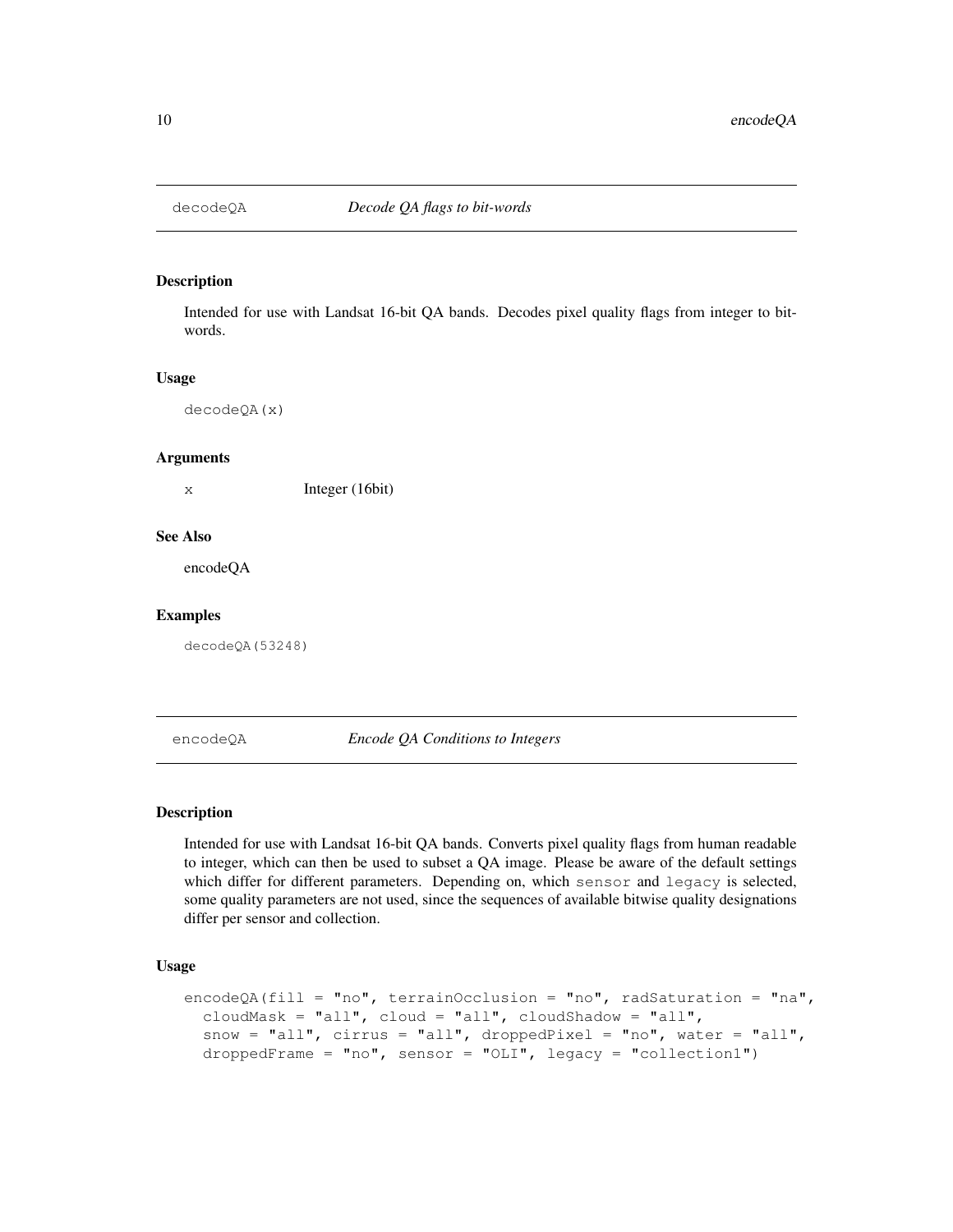## decodeQA *Decode QA flags to bit-words*

### Description

Intended for use with Landsat 16-bit QA bands. Decodes pixel quality flags from integer to bit-words.

### Usage

```
decodeQA(x)
```

### Arguments

| | |
|---|---|
| x | Integer (16bit) |

### See Also

encodeQA

### Examples

```
decodeQA(53248)
```

## encodeQA *Encode QA Conditions to Integers*

### Description

Intended for use with Landsat 16-bit QA bands. Converts pixel quality flags from human readable to integer, which can then be used to subset a QA image. Please be aware of the default settings which differ for different parameters. Depending on, which `sensor` and `legacy` is selected, some quality parameters are not used, since the sequences of available bitwise quality designations differ per sensor and collection.

### Usage

```
encodeQA(fill = "no", terrainOcclusion = "no", radSaturation = "na",
  cloudMask = "all", cloud = "all", cloudShadow = "all",
  snow = "all", cirrus = "all", droppedPixel = "no", water = "all",
  droppedFrame = "no", sensor = "OLI", legacy = "collection1")
```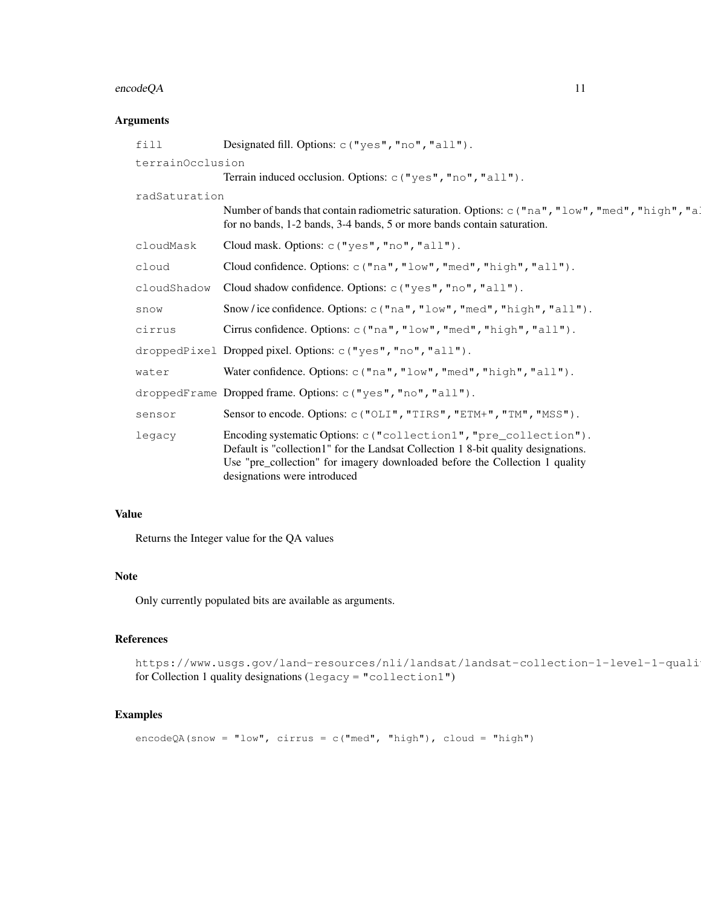## Arguments

| | |
|---|---|
| `fill` | Designated fill. Options: `c("yes","no","all")`. |
| `terrainOcclusion` | Terrain induced occlusion. Options: `c("yes","no","all")`. |
| `radSaturation` | Number of bands that contain radiometric saturation. Options: `c("na","low","med","high","al` for no bands, 1-2 bands, 3-4 bands, 5 or more bands contain saturation. |
| `cloudMask` | Cloud mask. Options: `c("yes","no","all")`. |
| `cloud` | Cloud confidence. Options: `c("na","low","med","high","all")`. |
| `cloudShadow` | Cloud shadow confidence. Options: `c("yes","no","all")`. |
| `snow` | Snow / ice confidence. Options: `c("na","low","med","high","all")`. |
| `cirrus` | Cirrus confidence. Options: `c("na","low","med","high","all")`. |
| `droppedPixel` | Dropped pixel. Options: `c("yes","no","all")`. |
| `water` | Water confidence. Options: `c("na","low","med","high","all")`. |
| `droppedFrame` | Dropped frame. Options: `c("yes","no","all")`. |
| `sensor` | Sensor to encode. Options: `c("OLI","TIRS","ETM+","TM","MSS")`. |
| `legacy` | Encoding systematic Options: `c("collection1","pre_collection")`. Default is "collection1" for the Landsat Collection 1 8-bit quality designations. Use "pre_collection" for imagery downloaded before the Collection 1 quality designations were introduced |

## Value

Returns the Integer value for the QA values

## Note

Only currently populated bits are available as arguments.

## References

`https://www.usgs.gov/land-resources/nli/landsat/landsat-collection-1-level-1-quali` for Collection 1 quality designations (`legacy = "collection1"`)

## Examples

```
encodeQA(snow = "low", cirrus = c("med", "high"), cloud = "high")
```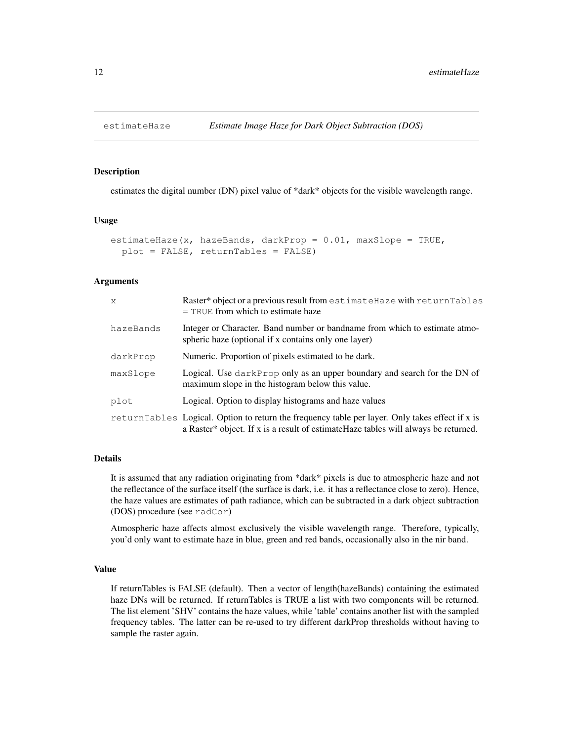estimateHaze — *Estimate Image Haze for Dark Object Subtraction (DOS)*

## Description

estimates the digital number (DN) pixel value of *dark* objects for the visible wavelength range.

## Usage

```
estimateHaze(x, hazeBands, darkProp = 0.01, maxSlope = TRUE,
  plot = FALSE, returnTables = FALSE)
```

## Arguments

| | |
|---|---|
| x | Raster* object or a previous result from `estimateHaze` with `returnTables = TRUE` from which to estimate haze |
| hazeBands | Integer or Character. Band number or bandname from which to estimate atmospheric haze (optional if x contains only one layer) |
| darkProp | Numeric. Proportion of pixels estimated to be dark. |
| maxSlope | Logical. Use `darkProp` only as an upper boundary and search for the DN of maximum slope in the histogram below this value. |
| plot | Logical. Option to display histograms and haze values |
| returnTables | Logical. Option to return the frequency table per layer. Only takes effect if x is a Raster* object. If x is a result of estimateHaze tables will always be returned. |

## Details

It is assumed that any radiation originating from *dark* pixels is due to atmospheric haze and not the reflectance of the surface itself (the surface is dark, i.e. it has a reflectance close to zero). Hence, the haze values are estimates of path radiance, which can be subtracted in a dark object subtraction (DOS) procedure (see `radCor`)

Atmospheric haze affects almost exclusively the visible wavelength range. Therefore, typically, you'd only want to estimate haze in blue, green and red bands, occasionally also in the nir band.

## Value

If returnTables is FALSE (default). Then a vector of length(hazeBands) containing the estimated haze DNs will be returned. If returnTables is TRUE a list with two components will be returned. The list element 'SHV' contains the haze values, while 'table' contains another list with the sampled frequency tables. The latter can be re-used to try different darkProp thresholds without having to sample the raster again.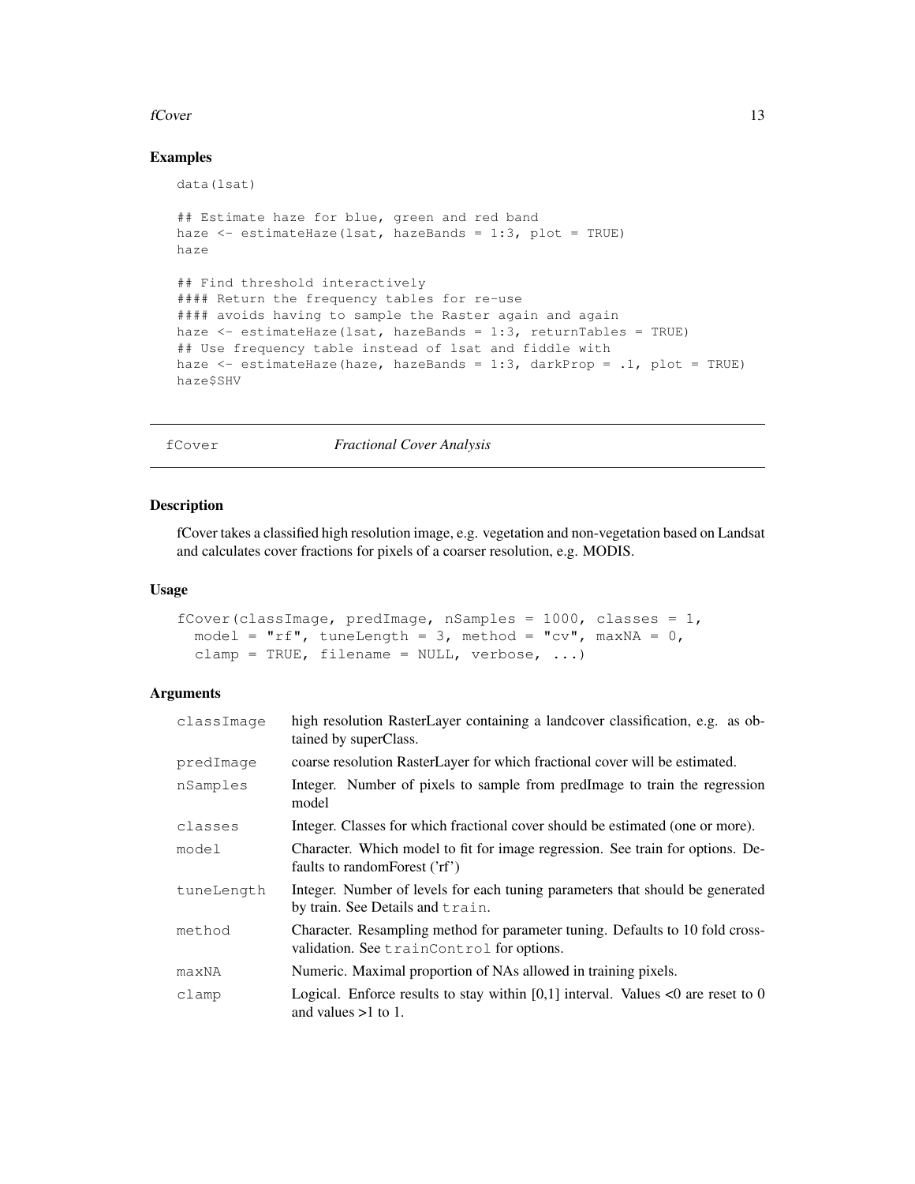### Examples

```
data(lsat)

## Estimate haze for blue, green and red band
haze <- estimateHaze(lsat, hazeBands = 1:3, plot = TRUE)
haze

## Find threshold interactively
#### Return the frequency tables for re-use
#### avoids having to sample the Raster again and again
haze <- estimateHaze(lsat, hazeBands = 1:3, returnTables = TRUE)
## Use frequency table instead of lsat and fiddle with
haze <- estimateHaze(haze, hazeBands = 1:3, darkProp = .1, plot = TRUE)
haze$SHV
```

---

## fCover — *Fractional Cover Analysis*

---

### Description

fCover takes a classified high resolution image, e.g. vegetation and non-vegetation based on Landsat and calculates cover fractions for pixels of a coarser resolution, e.g. MODIS.

### Usage

```
fCover(classImage, predImage, nSamples = 1000, classes = 1,
  model = "rf", tuneLength = 3, method = "cv", maxNA = 0,
  clamp = TRUE, filename = NULL, verbose, ...)
```

### Arguments

| | |
|---|---|
| `classImage` | high resolution RasterLayer containing a landcover classification, e.g. as obtained by superClass. |
| `predImage` | coarse resolution RasterLayer for which fractional cover will be estimated. |
| `nSamples` | Integer. Number of pixels to sample from predImage to train the regression model |
| `classes` | Integer. Classes for which fractional cover should be estimated (one or more). |
| `model` | Character. Which model to fit for image regression. See train for options. Defaults to randomForest ('rf') |
| `tuneLength` | Integer. Number of levels for each tuning parameters that should be generated by train. See Details and `train`. |
| `method` | Character. Resampling method for parameter tuning. Defaults to 10 fold cross-validation. See `trainControl` for options. |
| `maxNA` | Numeric. Maximal proportion of NAs allowed in training pixels. |
| `clamp` | Logical. Enforce results to stay within [0,1] interval. Values <0 are reset to 0 and values >1 to 1. |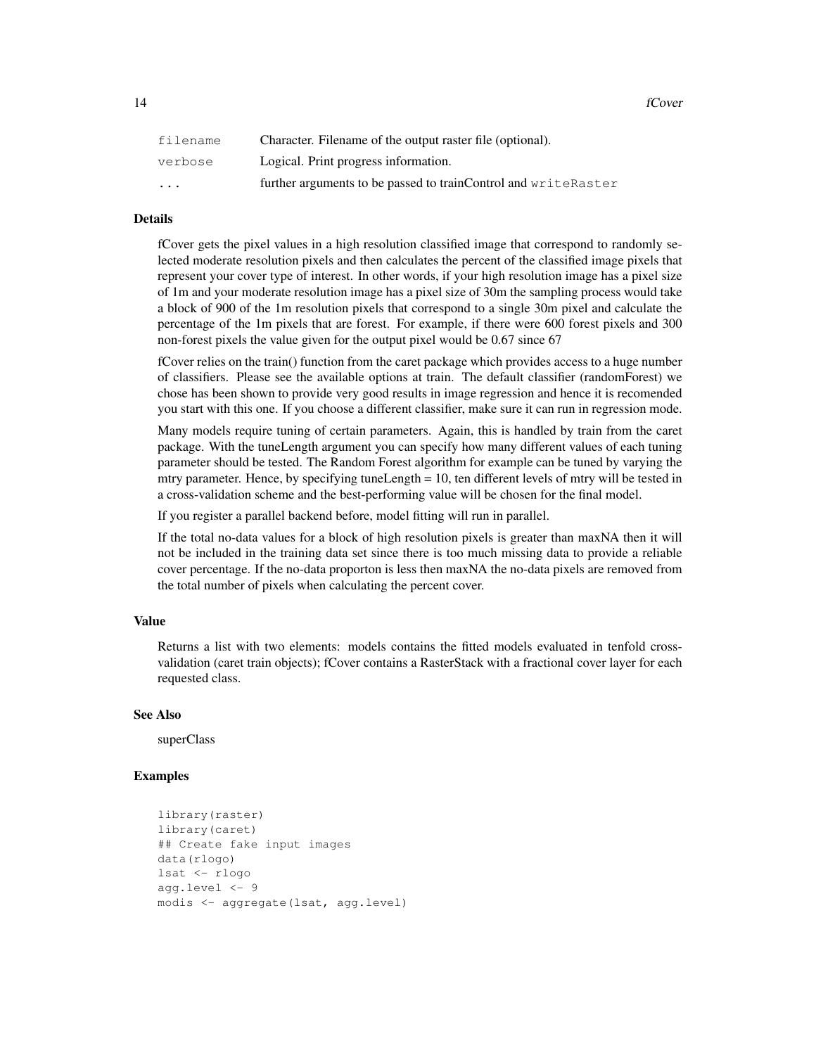| | |
|---|---|
| filename | Character. Filename of the output raster file (optional). |
| verbose | Logical. Print progress information. |
| ... | further arguments to be passed to trainControl and `writeRaster` |

### Details

fCover gets the pixel values in a high resolution classified image that correspond to randomly selected moderate resolution pixels and then calculates the percent of the classified image pixels that represent your cover type of interest. In other words, if your high resolution image has a pixel size of 1m and your moderate resolution image has a pixel size of 30m the sampling process would take a block of 900 of the 1m resolution pixels that correspond to a single 30m pixel and calculate the percentage of the 1m pixels that are forest. For example, if there were 600 forest pixels and 300 non-forest pixels the value given for the output pixel would be 0.67 since 67

fCover relies on the train() function from the caret package which provides access to a huge number of classifiers. Please see the available options at train. The default classifier (randomForest) we chose has been shown to provide very good results in image regression and hence it is recomended you start with this one. If you choose a different classifier, make sure it can run in regression mode.

Many models require tuning of certain parameters. Again, this is handled by train from the caret package. With the tuneLength argument you can specify how many different values of each tuning parameter should be tested. The Random Forest algorithm for example can be tuned by varying the mtry parameter. Hence, by specifying tuneLength = 10, ten different levels of mtry will be tested in a cross-validation scheme and the best-performing value will be chosen for the final model.

If you register a parallel backend before, model fitting will run in parallel.

If the total no-data values for a block of high resolution pixels is greater than maxNA then it will not be included in the training data set since there is too much missing data to provide a reliable cover percentage. If the no-data proporton is less then maxNA the no-data pixels are removed from the total number of pixels when calculating the percent cover.

### Value

Returns a list with two elements: models contains the fitted models evaluated in tenfold cross-validation (caret train objects); fCover contains a RasterStack with a fractional cover layer for each requested class.

### See Also

superClass

### Examples

```
library(raster)
library(caret)
## Create fake input images
data(rlogo)
lsat <- rlogo
agg.level <- 9
modis <- aggregate(lsat, agg.level)
```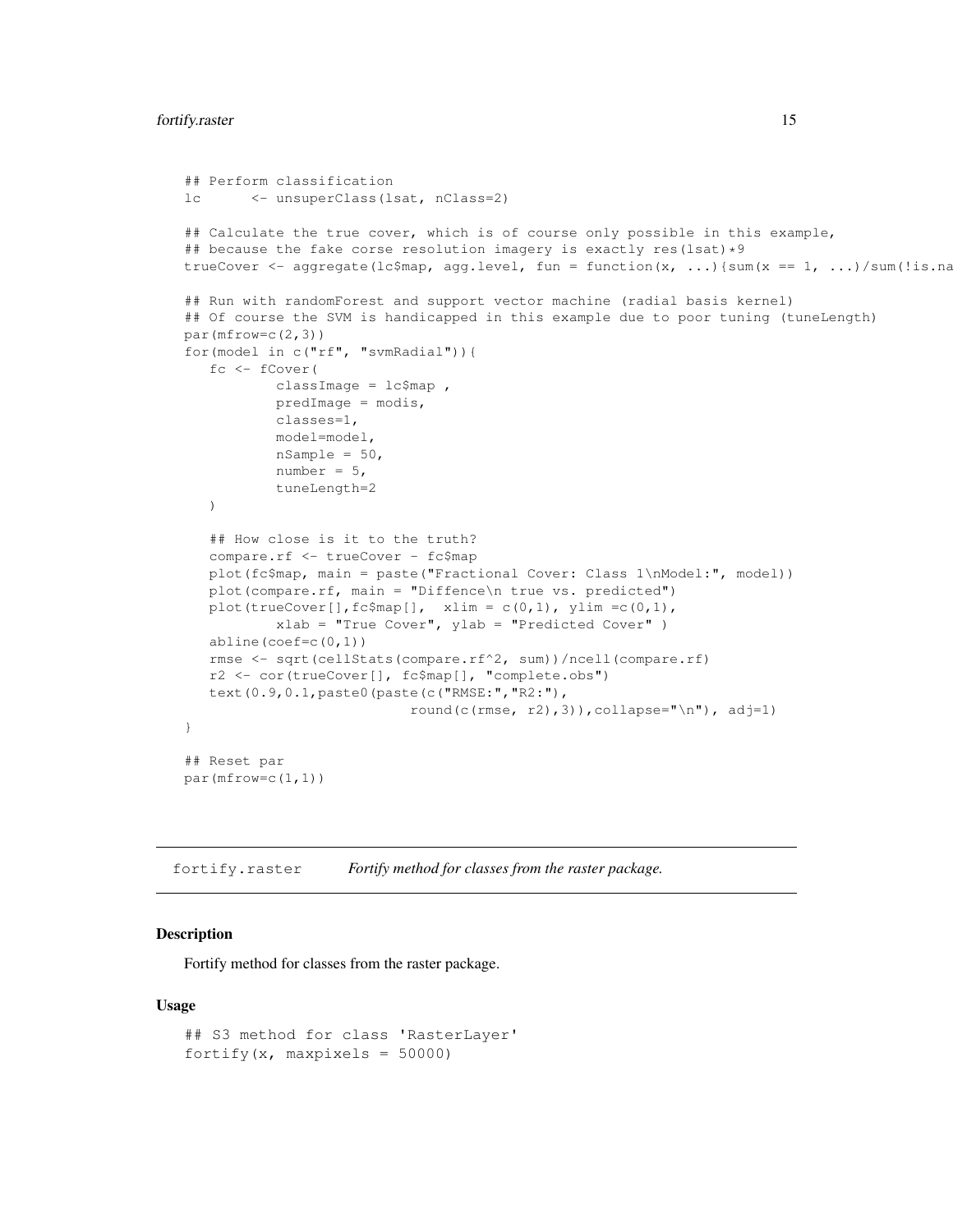```
## Perform classification
lc      <- unsuperClass(lsat, nClass=2)

## Calculate the true cover, which is of course only possible in this example,
## because the fake corse resolution imagery is exactly res(lsat)*9
trueCover <- aggregate(lc$map, agg.level, fun = function(x, ...){sum(x == 1, ...)/sum(!is.na

## Run with randomForest and support vector machine (radial basis kernel)
## Of course the SVM is handicapped in this example due to poor tuning (tuneLength)
par(mfrow=c(2,3))
for(model in c("rf", "svmRadial")){
   fc <- fCover(
           classImage = lc$map ,
           predImage = modis,
           classes=1,
           model=model,
           nSample = 50,
           number = 5,
           tuneLength=2
   )

   ## How close is it to the truth?
   compare.rf <- trueCover - fc$map
   plot(fc$map, main = paste("Fractional Cover: Class 1\nModel:", model))
   plot(compare.rf, main = "Diffence\n true vs. predicted")
   plot(trueCover[],fc$map[],  xlim = c(0,1), ylim =c(0,1),
           xlab = "True Cover", ylab = "Predicted Cover" )
   abline(coef=c(0,1))
   rmse <- sqrt(cellStats(compare.rf^2, sum))/ncell(compare.rf)
   r2 <- cor(trueCover[], fc$map[], "complete.obs")
   text(0.9,0.1,paste0(paste(c("RMSE:","R2:"),
                            round(c(rmse, r2),3)),collapse="\n"), adj=1)
}

## Reset par
par(mfrow=c(1,1))
```

## fortify.raster    *Fortify method for classes from the raster package.*

### Description

Fortify method for classes from the raster package.

### Usage

```
## S3 method for class 'RasterLayer'
fortify(x, maxpixels = 50000)
```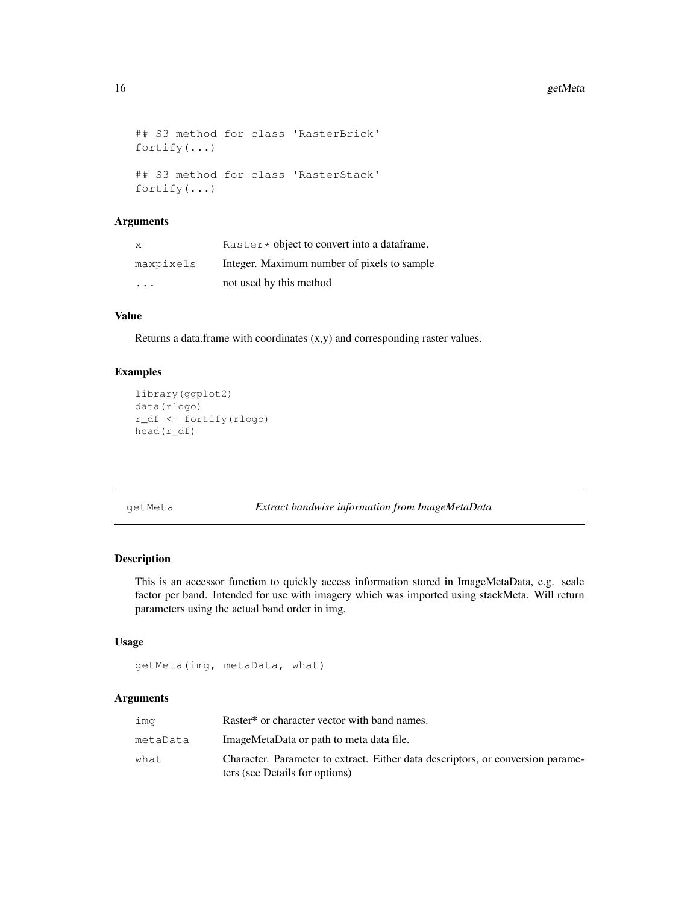```
## S3 method for class 'RasterBrick'
fortify(...)

## S3 method for class 'RasterStack'
fortify(...)
```

### Arguments

| | |
|---|---|
| x | Raster* object to convert into a dataframe. |
| maxpixels | Integer. Maximum number of pixels to sample |
| ... | not used by this method |

### Value

Returns a data.frame with coordinates (x,y) and corresponding raster values.

### Examples

```
library(ggplot2)
data(rlogo)
r_df <- fortify(rlogo)
head(r_df)
```

---

## getMeta — *Extract bandwise information from ImageMetaData*

### Description

This is an accessor function to quickly access information stored in ImageMetaData, e.g. scale factor per band. Intended for use with imagery which was imported using stackMeta. Will return parameters using the actual band order in img.

### Usage

```
getMeta(img, metaData, what)
```

### Arguments

| | |
|---|---|
| img | Raster* or character vector with band names. |
| metaData | ImageMetaData or path to meta data file. |
| what | Character. Parameter to extract. Either data descriptors, or conversion parameters (see Details for options) |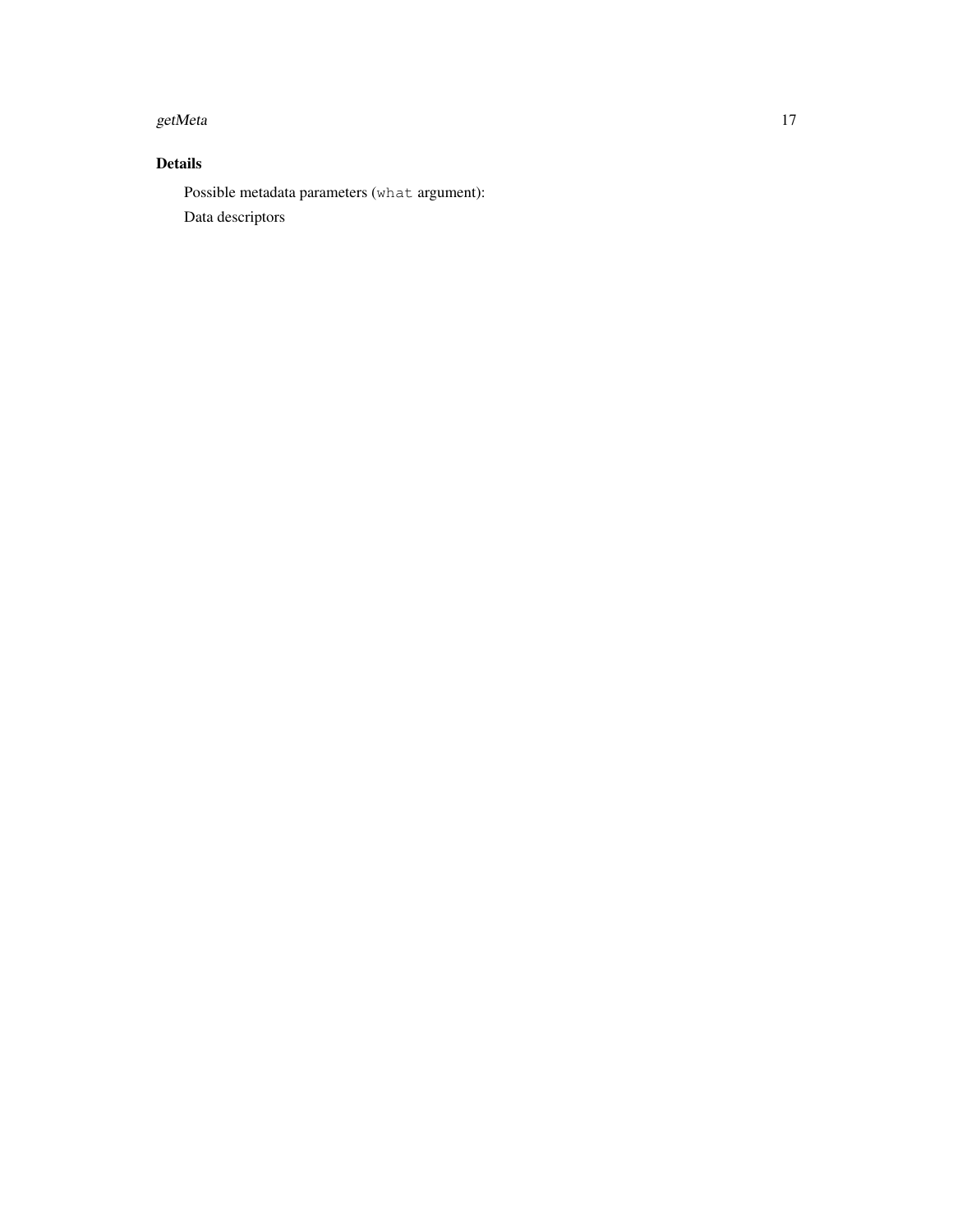## Details

Possible metadata parameters (`what` argument):

Data descriptors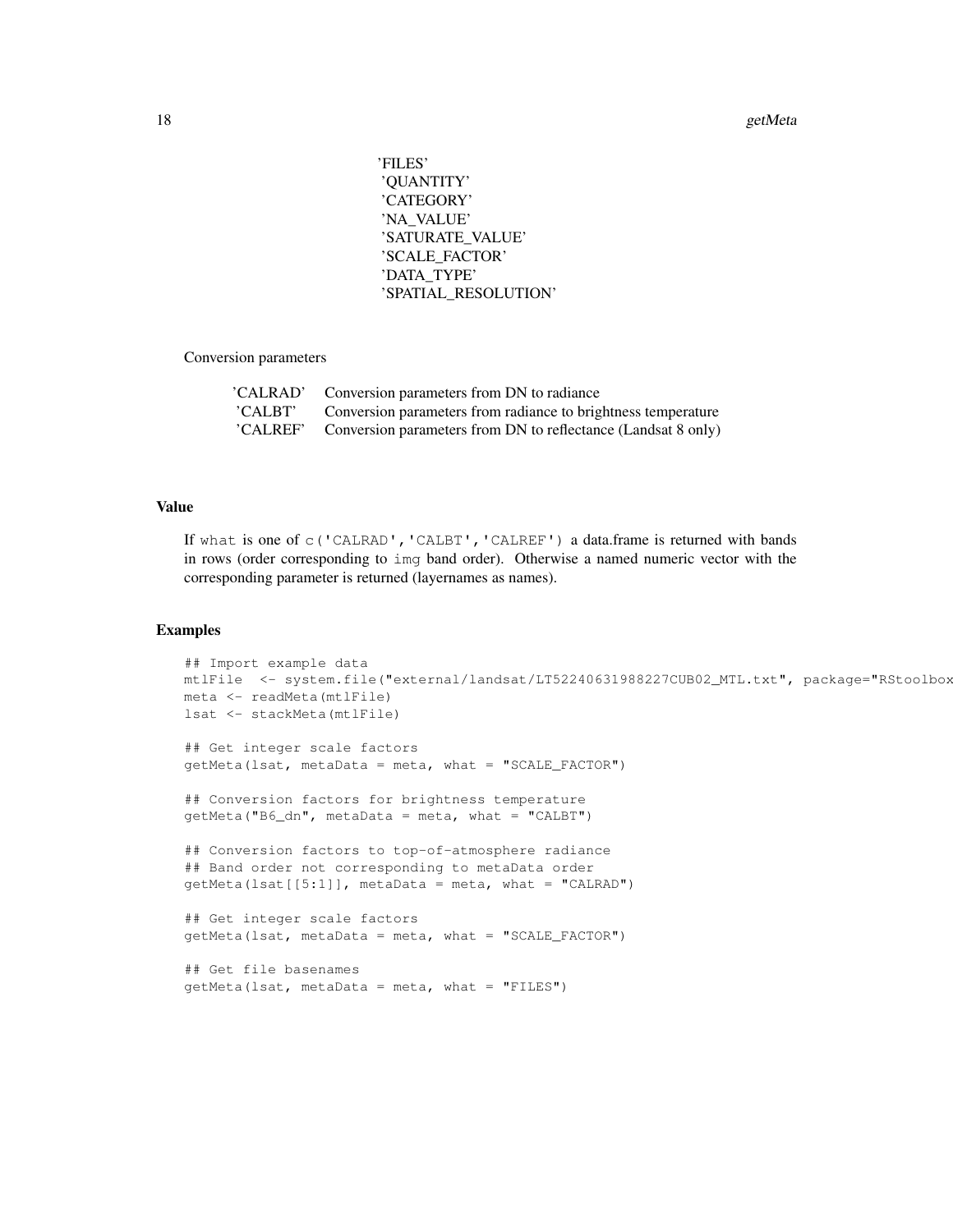'FILES'
'QUANTITY'
'CATEGORY'
'NA_VALUE'
'SATURATE_VALUE'
'SCALE_FACTOR'
'DATA_TYPE'
'SPATIAL_RESOLUTION'

Conversion parameters

| | |
|---|---|
| 'CALRAD' | Conversion parameters from DN to radiance |
| 'CALBT' | Conversion parameters from radiance to brightness temperature |
| 'CALREF' | Conversion parameters from DN to reflectance (Landsat 8 only) |

### Value

If `what` is one of `c('CALRAD','CALBT','CALREF')` a data.frame is returned with bands in rows (order corresponding to `img` band order). Otherwise a named numeric vector with the corresponding parameter is returned (layernames as names).

### Examples

```
## Import example data
mtlFile  <- system.file("external/landsat/LT52240631988227CUB02_MTL.txt", package="RStoolbox
meta <- readMeta(mtlFile)
lsat <- stackMeta(mtlFile)

## Get integer scale factors
getMeta(lsat, metaData = meta, what = "SCALE_FACTOR")

## Conversion factors for brightness temperature
getMeta("B6_dn", metaData = meta, what = "CALBT")

## Conversion factors to top-of-atmosphere radiance
## Band order not corresponding to metaData order
getMeta(lsat[[5:1]], metaData = meta, what = "CALRAD")

## Get integer scale factors
getMeta(lsat, metaData = meta, what = "SCALE_FACTOR")

## Get file basenames
getMeta(lsat, metaData = meta, what = "FILES")
```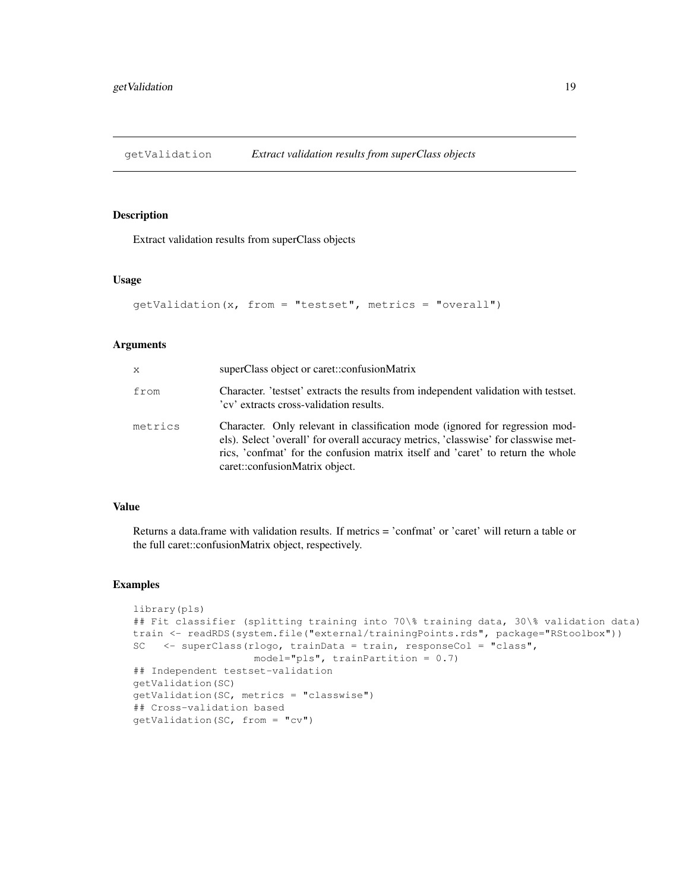## getValidation *Extract validation results from superClass objects*

### Description

Extract validation results from superClass objects

### Usage

```
getValidation(x, from = "testset", metrics = "overall")
```

### Arguments

| | |
|---|---|
| x | superClass object or caret::confusionMatrix |
| from | Character. 'testset' extracts the results from independent validation with testset. 'cv' extracts cross-validation results. |
| metrics | Character. Only relevant in classification mode (ignored for regression models). Select 'overall' for overall accuracy metrics, 'classwise' for classwise metrics, 'confmat' for the confusion matrix itself and 'caret' to return the whole caret::confusionMatrix object. |

### Value

Returns a data.frame with validation results. If metrics = 'confmat' or 'caret' will return a table or the full caret::confusionMatrix object, respectively.

### Examples

```
library(pls)
## Fit classifier (splitting training into 70\% training data, 30\% validation data)
train <- readRDS(system.file("external/trainingPoints.rds", package="RStoolbox"))
SC   <- superClass(rlogo, trainData = train, responseCol = "class",
                 model="pls", trainPartition = 0.7)
## Independent testset-validation
getValidation(SC)
getValidation(SC, metrics = "classwise")
## Cross-validation based
getValidation(SC, from = "cv")
```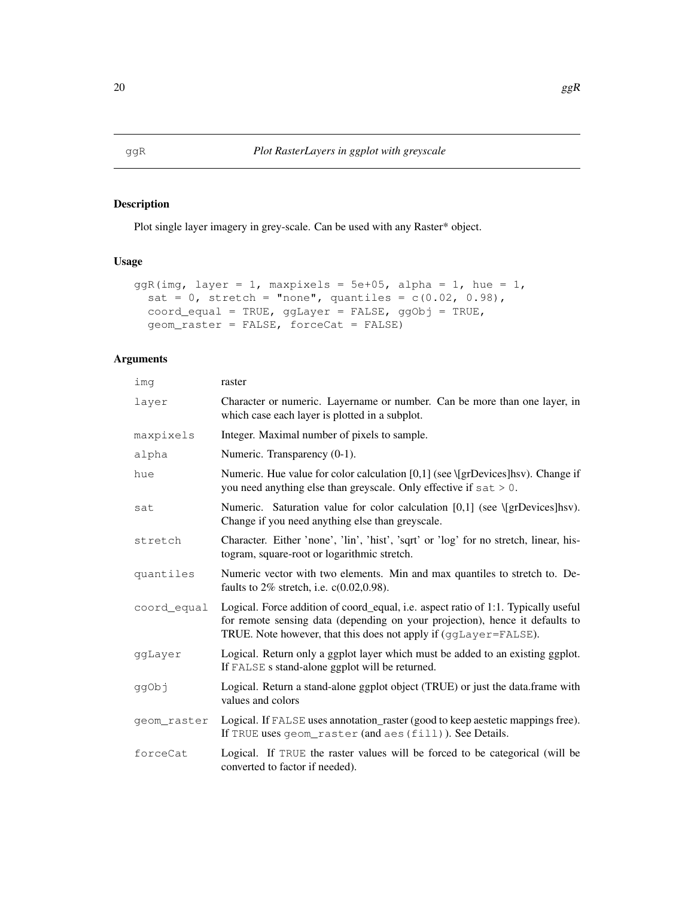## ggR — *Plot RasterLayers in ggplot with greyscale*

### Description

Plot single layer imagery in grey-scale. Can be used with any Raster* object.

### Usage

```
ggR(img, layer = 1, maxpixels = 5e+05, alpha = 1, hue = 1,
  sat = 0, stretch = "none", quantiles = c(0.02, 0.98),
  coord_equal = TRUE, ggLayer = FALSE, ggObj = TRUE,
  geom_raster = FALSE, forceCat = FALSE)
```

### Arguments

| | |
|---|---|
| `img` | raster |
| `layer` | Character or numeric. Layername or number. Can be more than one layer, in which case each layer is plotted in a subplot. |
| `maxpixels` | Integer. Maximal number of pixels to sample. |
| `alpha` | Numeric. Transparency (0-1). |
| `hue` | Numeric. Hue value for color calculation [0,1] (see \[grDevices]hsv). Change if you need anything else than greyscale. Only effective if `sat > 0`. |
| `sat` | Numeric. Saturation value for color calculation [0,1] (see \[grDevices]hsv). Change if you need anything else than greyscale. |
| `stretch` | Character. Either 'none', 'lin', 'hist', 'sqrt' or 'log' for no stretch, linear, histogram, square-root or logarithmic stretch. |
| `quantiles` | Numeric vector with two elements. Min and max quantiles to stretch to. Defaults to 2% stretch, i.e. c(0.02,0.98). |
| `coord_equal` | Logical. Force addition of coord_equal, i.e. aspect ratio of 1:1. Typically useful for remote sensing data (depending on your projection), hence it defaults to TRUE. Note however, that this does not apply if (`ggLayer=FALSE`). |
| `ggLayer` | Logical. Return only a ggplot layer which must be added to an existing ggplot. If `FALSE` s stand-alone ggplot will be returned. |
| `ggObj` | Logical. Return a stand-alone ggplot object (TRUE) or just the data.frame with values and colors |
| `geom_raster` | Logical. If `FALSE` uses annotation_raster (good to keep aestetic mappings free). If `TRUE` uses `geom_raster` (and `aes(fill)`). See Details. |
| `forceCat` | Logical. If `TRUE` the raster values will be forced to be categorical (will be converted to factor if needed). |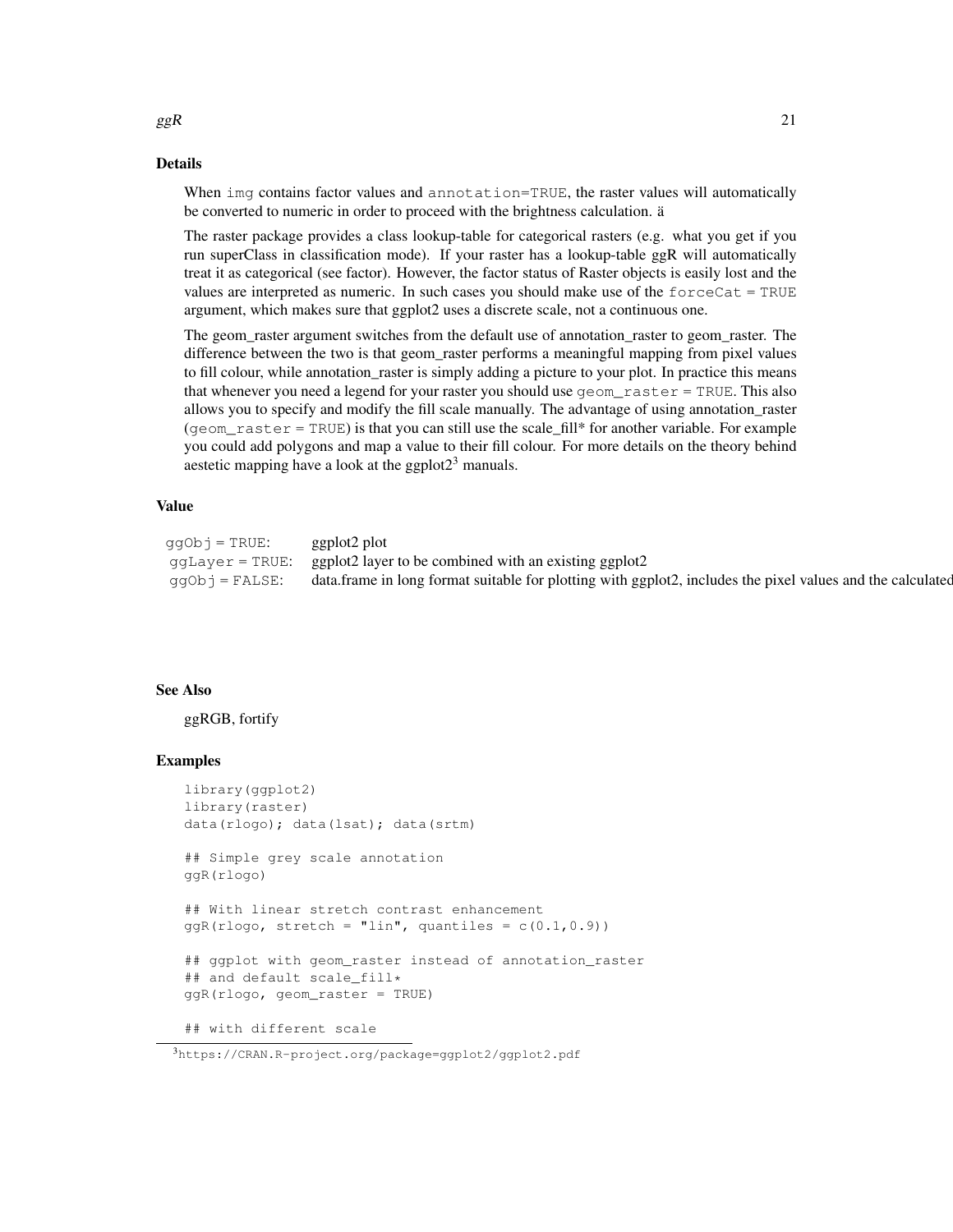## Details

When `img` contains factor values and `annotation=TRUE`, the raster values will automatically be converted to numeric in order to proceed with the brightness calculation. ä

The raster package provides a class lookup-table for categorical rasters (e.g. what you get if you run superClass in classification mode). If your raster has a lookup-table ggR will automatically treat it as categorical (see factor). However, the factor status of Raster objects is easily lost and the values are interpreted as numeric. In such cases you should make use of the `forceCat = TRUE` argument, which makes sure that ggplot2 uses a discrete scale, not a continuous one.

The geom_raster argument switches from the default use of annotation_raster to geom_raster. The difference between the two is that geom_raster performs a meaningful mapping from pixel values to fill colour, while annotation_raster is simply adding a picture to your plot. In practice this means that whenever you need a legend for your raster you should use `geom_raster = TRUE`. This also allows you to specify and modify the fill scale manually. The advantage of using annotation_raster (`geom_raster = TRUE`) is that you can still use the scale_fill* for another variable. For example you could add polygons and map a value to their fill colour. For more details on the theory behind aestetic mapping have a look at the ggplot2[3] manuals.

## Value

| | |
|---|---|
| `ggObj = TRUE`: | ggplot2 plot |
| `ggLayer = TRUE`: | ggplot2 layer to be combined with an existing ggplot2 |
| `ggObj = FALSE`: | data.frame in long format suitable for plotting with ggplot2, includes the pixel values and the calculated |

## See Also

ggRGB, fortify

## Examples

```
library(ggplot2)
library(raster)
data(rlogo); data(lsat); data(srtm)

## Simple grey scale annotation
ggR(rlogo)

## With linear stretch contrast enhancement
ggR(rlogo, stretch = "lin", quantiles = c(0.1,0.9))

## ggplot with geom_raster instead of annotation_raster
## and default scale_fill*
ggR(rlogo, geom_raster = TRUE)

## with different scale
```

[3] https://CRAN.R-project.org/package=ggplot2/ggplot2.pdf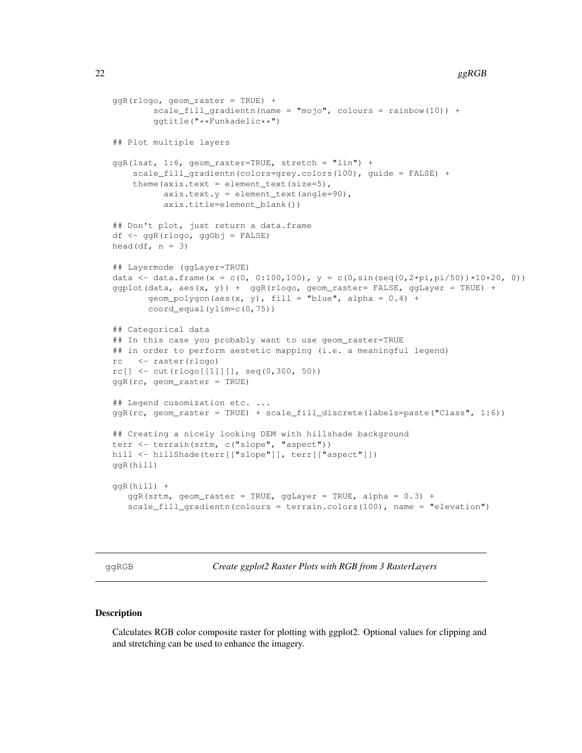```
ggR(rlogo, geom_raster = TRUE) +
        scale_fill_gradientn(name = "mojo", colours = rainbow(10)) +
        ggtitle("**Funkadelic**")

## Plot multiple layers

ggR(lsat, 1:6, geom_raster=TRUE, stretch = "lin") +
    scale_fill_gradientn(colors=grey.colors(100), guide = FALSE) +
    theme(axis.text = element_text(size=5),
          axis.text.y = element_text(angle=90),
          axis.title=element_blank())

## Don't plot, just return a data.frame
df <- ggR(rlogo, ggObj = FALSE)
head(df, n = 3)

## Layermode (ggLayer=TRUE)
data <- data.frame(x = c(0, 0:100,100), y = c(0,sin(seq(0,2*pi,pi/50))*10+20, 0))
ggplot(data, aes(x, y)) +  ggR(rlogo, geom_raster= FALSE, ggLayer = TRUE) +
       geom_polygon(aes(x, y), fill = "blue", alpha = 0.4) +
       coord_equal(ylim=c(0,75))

## Categorical data
## In this case you probably want to use geom_raster=TRUE
## in order to perform aestetic mapping (i.e. a meaningful legend)
rc   <- raster(rlogo)
rc[] <- cut(rlogo[[1]][], seq(0,300, 50))
ggR(rc, geom_raster = TRUE)

## Legend cusomization etc. ...
ggR(rc, geom_raster = TRUE) + scale_fill_discrete(labels=paste("Class", 1:6))

## Creating a nicely looking DEM with hillshade background
terr <- terrain(srtm, c("slope", "aspect"))
hill <- hillShade(terr[["slope"]], terr[["aspect"]])
ggR(hill)

ggR(hill) +
   ggR(srtm, geom_raster = TRUE, ggLayer = TRUE, alpha = 0.3) +
   scale_fill_gradientn(colours = terrain.colors(100), name = "elevation")
```

---

ggRGB — *Create ggplot2 Raster Plots with RGB from 3 RasterLayers*

---

## Description

Calculates RGB color composite raster for plotting with ggplot2. Optional values for clipping and and stretching can be used to enhance the imagery.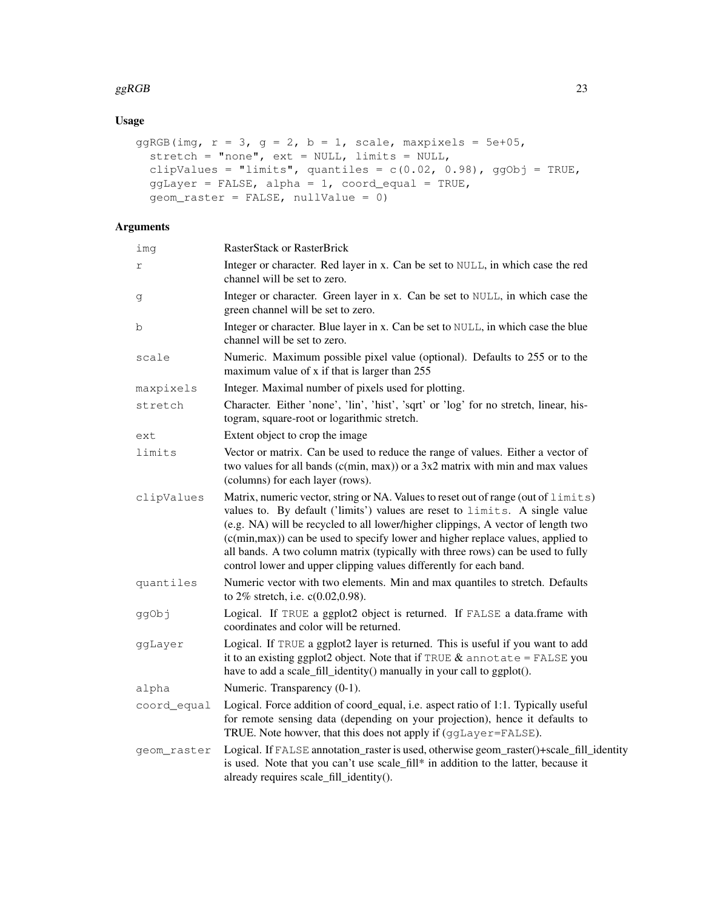## Usage

```
ggRGB(img, r = 3, g = 2, b = 1, scale, maxpixels = 5e+05,
  stretch = "none", ext = NULL, limits = NULL,
  clipValues = "limits", quantiles = c(0.02, 0.98), ggObj = TRUE,
  ggLayer = FALSE, alpha = 1, coord_equal = TRUE,
  geom_raster = FALSE, nullValue = 0)
```

## Arguments

| | |
|---|---|
| `img` | RasterStack or RasterBrick |
| `r` | Integer or character. Red layer in x. Can be set to `NULL`, in which case the red channel will be set to zero. |
| `g` | Integer or character. Green layer in x. Can be set to `NULL`, in which case the green channel will be set to zero. |
| `b` | Integer or character. Blue layer in x. Can be set to `NULL`, in which case the blue channel will be set to zero. |
| `scale` | Numeric. Maximum possible pixel value (optional). Defaults to 255 or to the maximum value of x if that is larger than 255 |
| `maxpixels` | Integer. Maximal number of pixels used for plotting. |
| `stretch` | Character. Either 'none', 'lin', 'hist', 'sqrt' or 'log' for no stretch, linear, histogram, square-root or logarithmic stretch. |
| `ext` | Extent object to crop the image |
| `limits` | Vector or matrix. Can be used to reduce the range of values. Either a vector of two values for all bands (c(min, max)) or a 3x2 matrix with min and max values (columns) for each layer (rows). |
| `clipValues` | Matrix, numeric vector, string or NA. Values to reset out of range (out of `limits`) values to. By default ('limits') values are reset to `limits`. A single value (e.g. NA) will be recycled to all lower/higher clippings, A vector of length two (c(min,max)) can be used to specify lower and higher replace values, applied to all bands. A two column matrix (typically with three rows) can be used to fully control lower and upper clipping values differently for each band. |
| `quantiles` | Numeric vector with two elements. Min and max quantiles to stretch. Defaults to 2% stretch, i.e. c(0.02,0.98). |
| `ggObj` | Logical. If `TRUE` a ggplot2 object is returned. If `FALSE` a data.frame with coordinates and color will be returned. |
| `ggLayer` | Logical. If `TRUE` a ggplot2 layer is returned. This is useful if you want to add it to an existing ggplot2 object. Note that if `TRUE` & `annotate = FALSE` you have to add a scale_fill_identity() manually in your call to ggplot(). |
| `alpha` | Numeric. Transparency (0-1). |
| `coord_equal` | Logical. Force addition of coord_equal, i.e. aspect ratio of 1:1. Typically useful for remote sensing data (depending on your projection), hence it defaults to TRUE. Note howver, that this does not apply if (`ggLayer=FALSE`). |
| `geom_raster` | Logical. If `FALSE` annotation_raster is used, otherwise geom_raster()+scale_fill_identity is used. Note that you can't use scale_fill* in addition to the latter, because it already requires scale_fill_identity(). |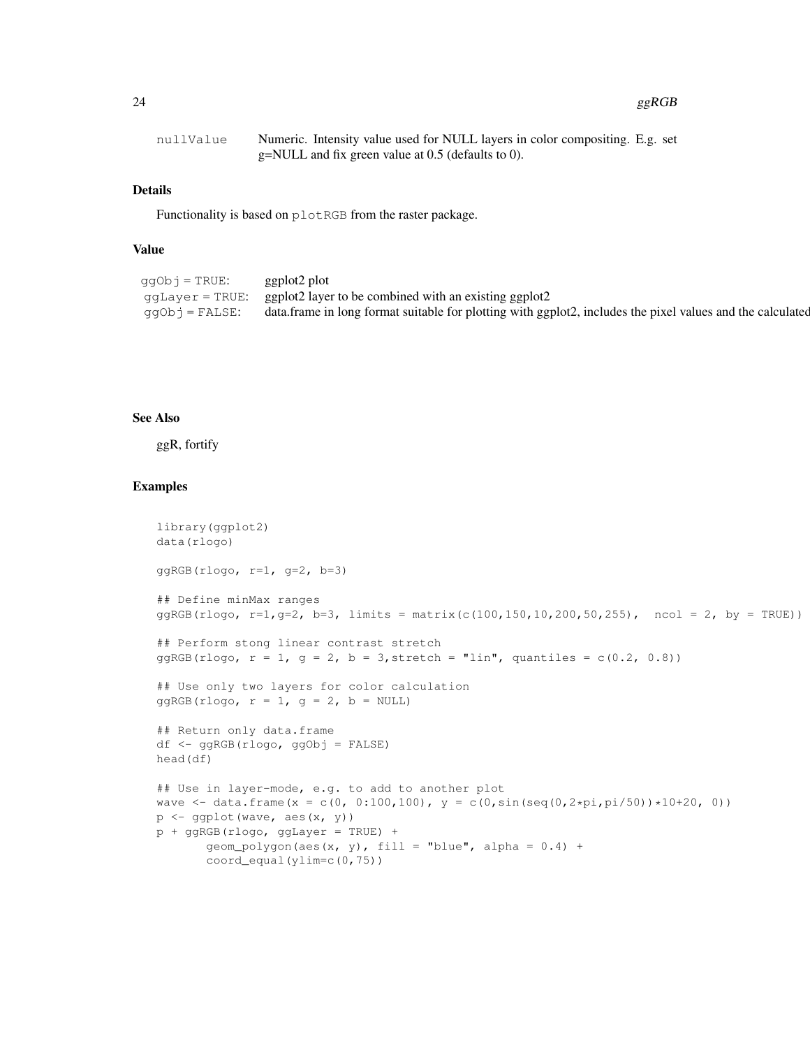| | |
|---|---|
| nullValue | Numeric. Intensity value used for NULL layers in color compositing. E.g. set g=NULL and fix green value at 0.5 (defaults to 0). |

### Details

Functionality is based on `plotRGB` from the raster package.

### Value

| | |
|---|---|
| `ggObj = TRUE`: | ggplot2 plot |
| `ggLayer = TRUE`: | ggplot2 layer to be combined with an existing ggplot2 |
| `ggObj = FALSE`: | data.frame in long format suitable for plotting with ggplot2, includes the pixel values and the calculated |

### See Also

ggR, fortify

### Examples

```
library(ggplot2)
data(rlogo)

ggRGB(rlogo, r=1, g=2, b=3)

## Define minMax ranges
ggRGB(rlogo, r=1,g=2, b=3, limits = matrix(c(100,150,10,200,50,255),  ncol = 2, by = TRUE))

## Perform stong linear contrast stretch
ggRGB(rlogo, r = 1, g = 2, b = 3,stretch = "lin", quantiles = c(0.2, 0.8))

## Use only two layers for color calculation
ggRGB(rlogo, r = 1, g = 2, b = NULL)

## Return only data.frame
df <- ggRGB(rlogo, ggObj = FALSE)
head(df)

## Use in layer-mode, e.g. to add to another plot
wave <- data.frame(x = c(0, 0:100,100), y = c(0,sin(seq(0,2*pi,pi/50))*10+20, 0))
p <- ggplot(wave, aes(x, y))
p + ggRGB(rlogo, ggLayer = TRUE) +
       geom_polygon(aes(x, y), fill = "blue", alpha = 0.4) +
       coord_equal(ylim=c(0,75))
```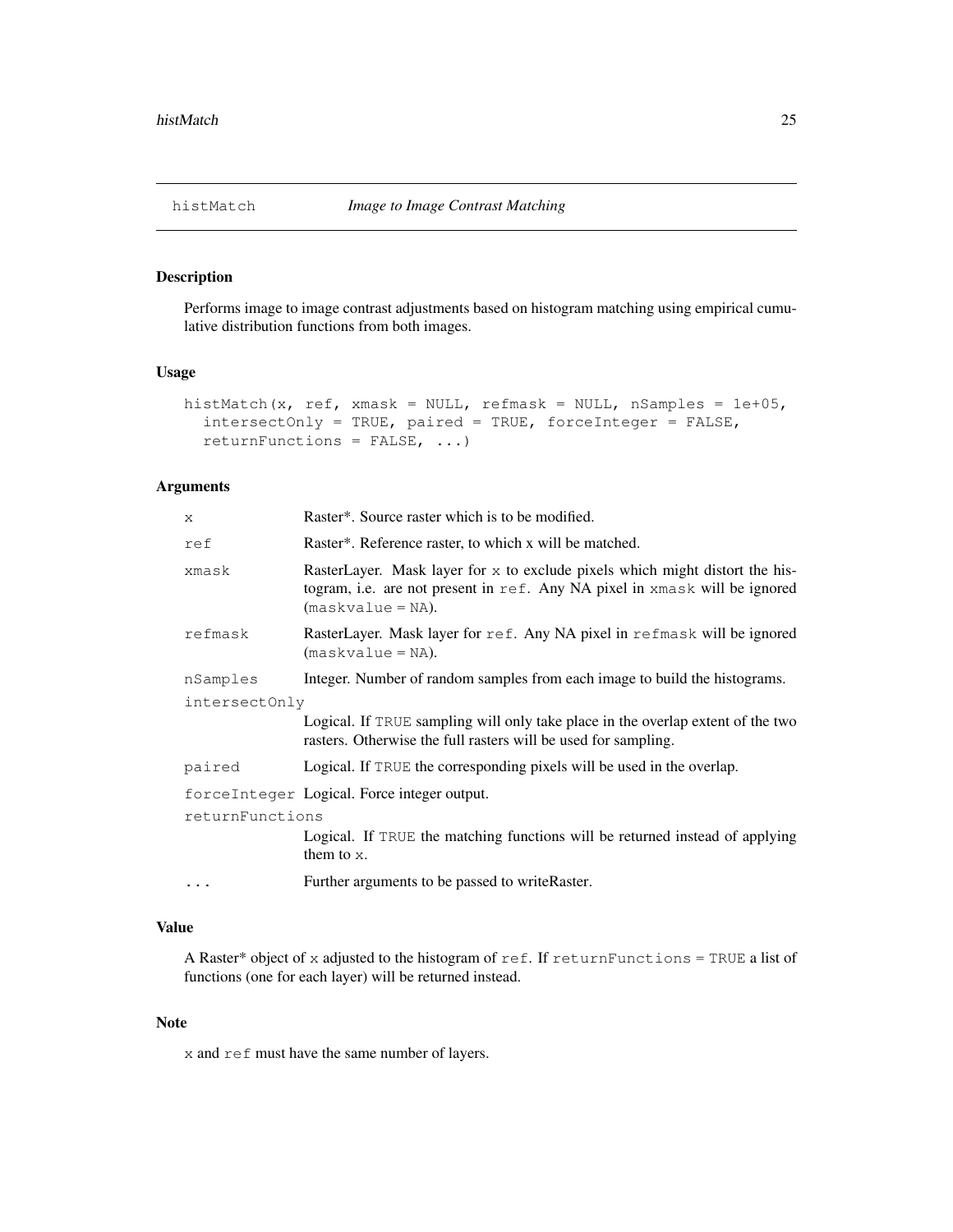## histMatch — *Image to Image Contrast Matching*

### Description

Performs image to image contrast adjustments based on histogram matching using empirical cumulative distribution functions from both images.

### Usage

```
histMatch(x, ref, xmask = NULL, refmask = NULL, nSamples = 1e+05,
  intersectOnly = TRUE, paired = TRUE, forceInteger = FALSE,
  returnFunctions = FALSE, ...)
```

### Arguments

| Argument | Description |
|---|---|
| `x` | Raster*. Source raster which is to be modified. |
| `ref` | Raster*. Reference raster, to which x will be matched. |
| `xmask` | RasterLayer. Mask layer for `x` to exclude pixels which might distort the histogram, i.e. are not present in `ref`. Any NA pixel in `xmask` will be ignored (`maskvalue = NA`). |
| `refmask` | RasterLayer. Mask layer for `ref`. Any NA pixel in `refmask` will be ignored (`maskvalue = NA`). |
| `nSamples` | Integer. Number of random samples from each image to build the histograms. |
| `intersectOnly` | Logical. If `TRUE` sampling will only take place in the overlap extent of the two rasters. Otherwise the full rasters will be used for sampling. |
| `paired` | Logical. If `TRUE` the corresponding pixels will be used in the overlap. |
| `forceInteger` | Logical. Force integer output. |
| `returnFunctions` | Logical. If `TRUE` the matching functions will be returned instead of applying them to `x`. |
| `...` | Further arguments to be passed to writeRaster. |

### Value

A Raster* object of `x` adjusted to the histogram of `ref`. If `returnFunctions = TRUE` a list of functions (one for each layer) will be returned instead.

### Note

`x` and `ref` must have the same number of layers.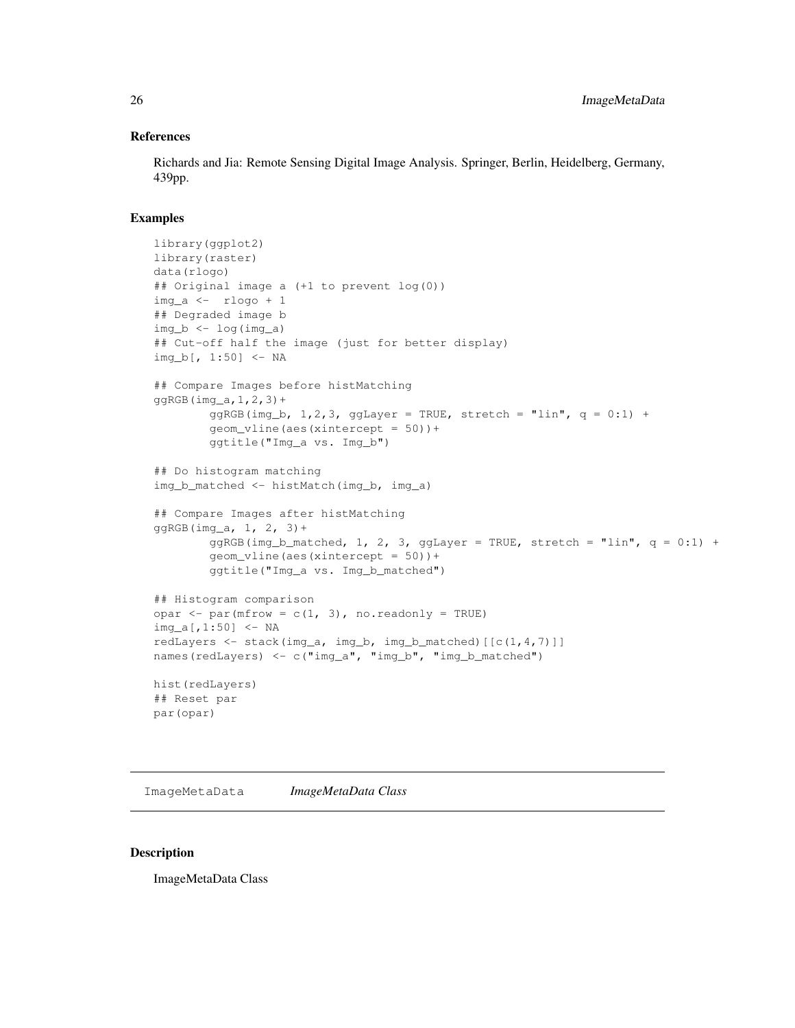## References

Richards and Jia: Remote Sensing Digital Image Analysis. Springer, Berlin, Heidelberg, Germany, 439pp.

## Examples

```
library(ggplot2)
library(raster)
data(rlogo)
## Original image a (+1 to prevent log(0))
img_a <-  rlogo + 1
## Degraded image b
img_b <- log(img_a)
## Cut-off half the image (just for better display)
img_b[, 1:50] <- NA

## Compare Images before histMatching
ggRGB(img_a,1,2,3)+
        ggRGB(img_b, 1,2,3, ggLayer = TRUE, stretch = "lin", q = 0:1) +
        geom_vline(aes(xintercept = 50))+
        ggtitle("Img_a vs. Img_b")

## Do histogram matching
img_b_matched <- histMatch(img_b, img_a)

## Compare Images after histMatching
ggRGB(img_a, 1, 2, 3)+
        ggRGB(img_b_matched, 1, 2, 3, ggLayer = TRUE, stretch = "lin", q = 0:1) +
        geom_vline(aes(xintercept = 50))+
        ggtitle("Img_a vs. Img_b_matched")

## Histogram comparison
opar <- par(mfrow = c(1, 3), no.readonly = TRUE)
img_a[,1:50] <- NA
redLayers <- stack(img_a, img_b, img_b_matched)[[c(1,4,7)]]
names(redLayers) <- c("img_a", "img_b", "img_b_matched")

hist(redLayers)
## Reset par
par(opar)
```

---

# ImageMetaData *ImageMetaData Class*

## Description

ImageMetaData Class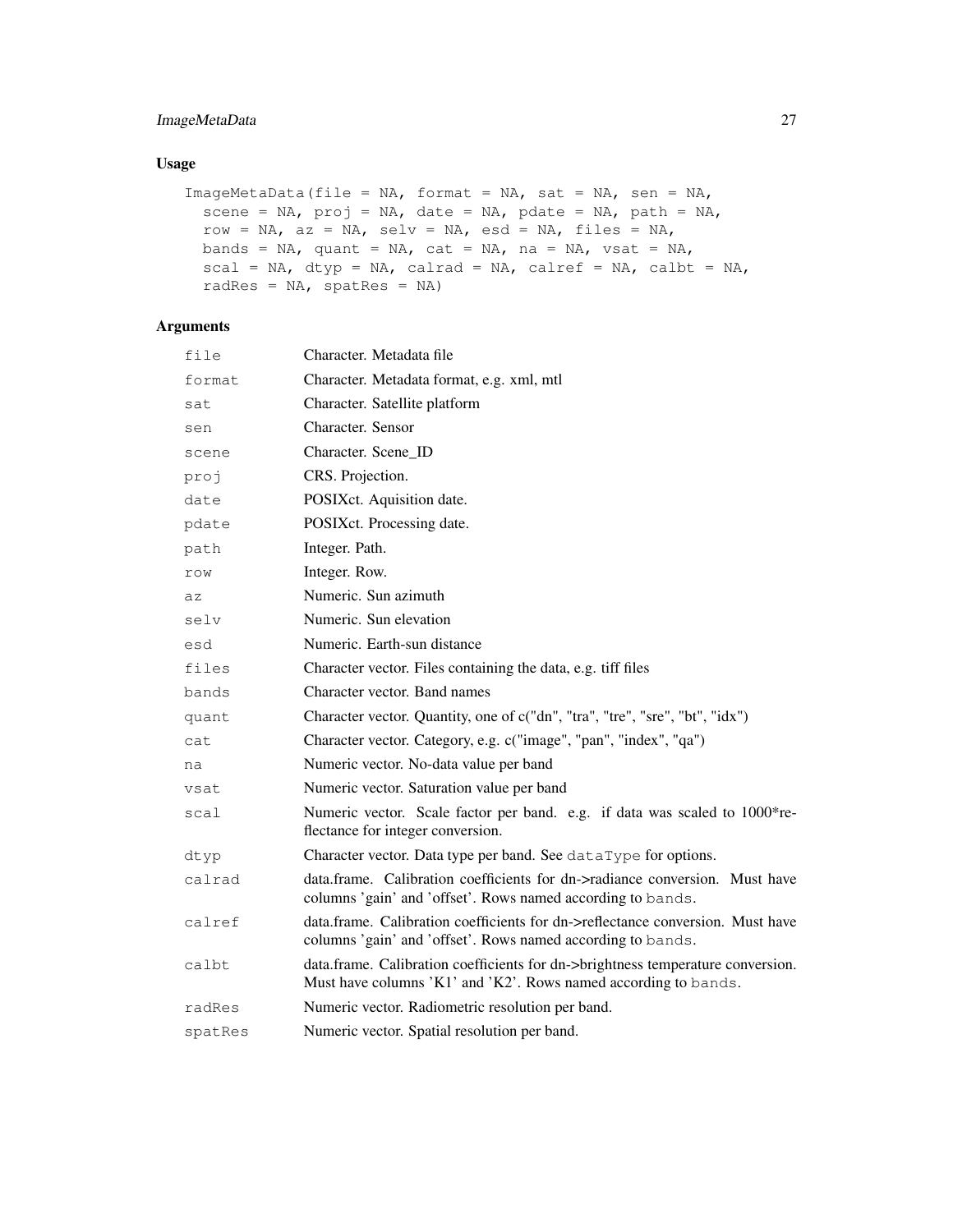## Usage

```
ImageMetaData(file = NA, format = NA, sat = NA, sen = NA,
  scene = NA, proj = NA, date = NA, pdate = NA, path = NA,
  row = NA, az = NA, selv = NA, esd = NA, files = NA,
  bands = NA, quant = NA, cat = NA, na = NA, vsat = NA,
  scal = NA, dtyp = NA, calrad = NA, calref = NA, calbt = NA,
  radRes = NA, spatRes = NA)
```

## Arguments

| | |
|---|---|
| `file` | Character. Metadata file |
| `format` | Character. Metadata format, e.g. xml, mtl |
| `sat` | Character. Satellite platform |
| `sen` | Character. Sensor |
| `scene` | Character. Scene_ID |
| `proj` | CRS. Projection. |
| `date` | POSIXct. Aquisition date. |
| `pdate` | POSIXct. Processing date. |
| `path` | Integer. Path. |
| `row` | Integer. Row. |
| `az` | Numeric. Sun azimuth |
| `selv` | Numeric. Sun elevation |
| `esd` | Numeric. Earth-sun distance |
| `files` | Character vector. Files containing the data, e.g. tiff files |
| `bands` | Character vector. Band names |
| `quant` | Character vector. Quantity, one of c("dn", "tra", "tre", "sre", "bt", "idx") |
| `cat` | Character vector. Category, e.g. c("image", "pan", "index", "qa") |
| `na` | Numeric vector. No-data value per band |
| `vsat` | Numeric vector. Saturation value per band |
| `scal` | Numeric vector. Scale factor per band. e.g. if data was scaled to 1000*reflectance for integer conversion. |
| `dtyp` | Character vector. Data type per band. See `dataType` for options. |
| `calrad` | data.frame. Calibration coefficients for dn->radiance conversion. Must have columns 'gain' and 'offset'. Rows named according to `bands`. |
| `calref` | data.frame. Calibration coefficients for dn->reflectance conversion. Must have columns 'gain' and 'offset'. Rows named according to `bands`. |
| `calbt` | data.frame. Calibration coefficients for dn->brightness temperature conversion. Must have columns 'K1' and 'K2'. Rows named according to `bands`. |
| `radRes` | Numeric vector. Radiometric resolution per band. |
| `spatRes` | Numeric vector. Spatial resolution per band. |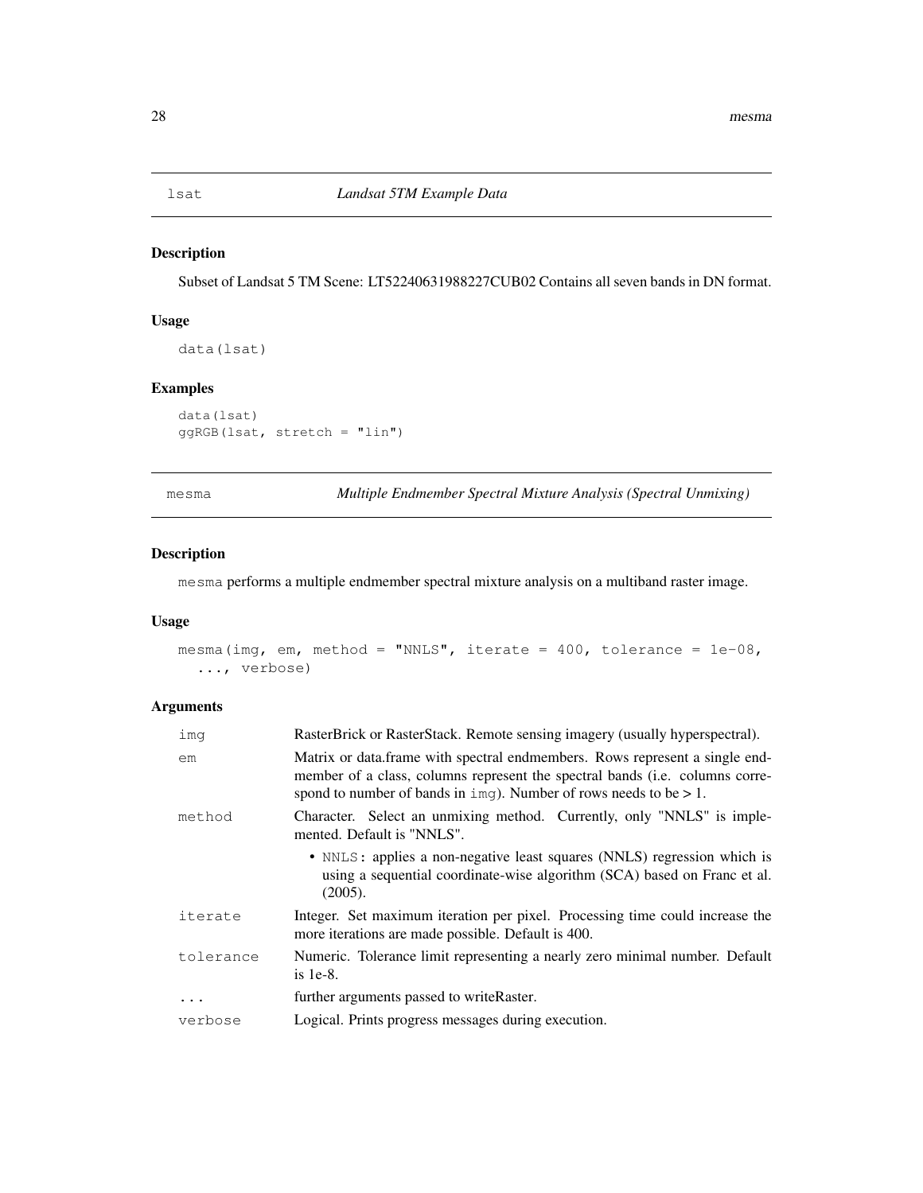## lsat — *Landsat 5TM Example Data*

### Description

Subset of Landsat 5 TM Scene: LT52240631988227CUB02 Contains all seven bands in DN format.

### Usage

```
data(lsat)
```

### Examples

```
data(lsat)
ggRGB(lsat, stretch = "lin")
```

## mesma — *Multiple Endmember Spectral Mixture Analysis (Spectral Unmixing)*

### Description

`mesma` performs a multiple endmember spectral mixture analysis on a multiband raster image.

### Usage

```
mesma(img, em, method = "NNLS", iterate = 400, tolerance = 1e-08,
  ..., verbose)
```

### Arguments

| | |
|---|---|
| `img` | RasterBrick or RasterStack. Remote sensing imagery (usually hyperspectral). |
| `em` | Matrix or data.frame with spectral endmembers. Rows represent a single endmember of a class, columns represent the spectral bands (i.e. columns correspond to number of bands in `img`). Number of rows needs to be > 1. |
| `method` | Character. Select an unmixing method. Currently, only "NNLS" is implemented. Default is "NNLS".<br>• `NNLS`: applies a non-negative least squares (NNLS) regression which is using a sequential coordinate-wise algorithm (SCA) based on Franc et al. (2005). |
| `iterate` | Integer. Set maximum iteration per pixel. Processing time could increase the more iterations are made possible. Default is 400. |
| `tolerance` | Numeric. Tolerance limit representing a nearly zero minimal number. Default is 1e-8. |
| `...` | further arguments passed to writeRaster. |
| `verbose` | Logical. Prints progress messages during execution. |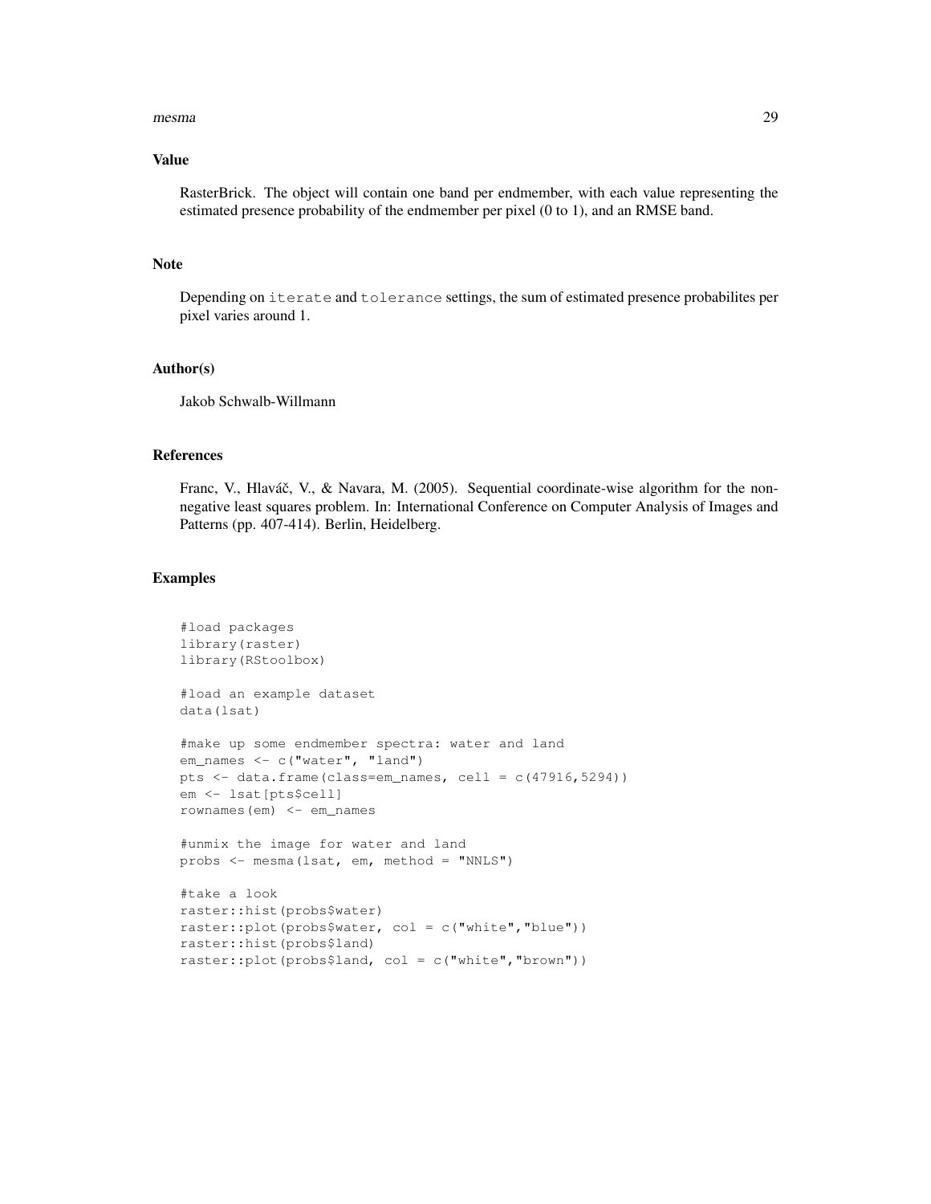## Value

RasterBrick. The object will contain one band per endmember, with each value representing the estimated presence probability of the endmember per pixel (0 to 1), and an RMSE band.

## Note

Depending on `iterate` and `tolerance` settings, the sum of estimated presence probabilites per pixel varies around 1.

## Author(s)

Jakob Schwalb-Willmann

## References

Franc, V., Hlaváč, V., & Navara, M. (2005). Sequential coordinate-wise algorithm for the non-negative least squares problem. In: International Conference on Computer Analysis of Images and Patterns (pp. 407-414). Berlin, Heidelberg.

## Examples

```
#load packages
library(raster)
library(RStoolbox)

#load an example dataset
data(lsat)

#make up some endmember spectra: water and land
em_names <- c("water", "land")
pts <- data.frame(class=em_names, cell = c(47916,5294))
em <- lsat[pts$cell]
rownames(em) <- em_names

#unmix the image for water and land
probs <- mesma(lsat, em, method = "NNLS")

#take a look
raster::hist(probs$water)
raster::plot(probs$water, col = c("white","blue"))
raster::hist(probs$land)
raster::plot(probs$land, col = c("white","brown"))
```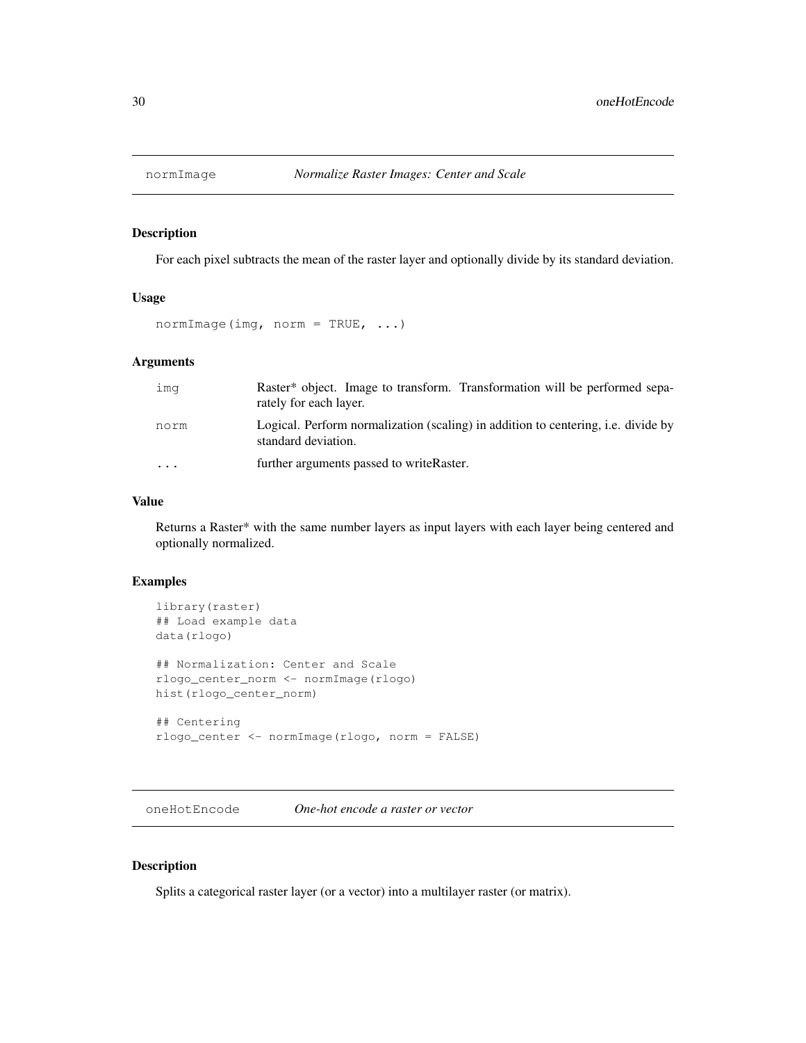## normImage *Normalize Raster Images: Center and Scale*

### Description

For each pixel subtracts the mean of the raster layer and optionally divide by its standard deviation.

### Usage

```
normImage(img, norm = TRUE, ...)
```

### Arguments

| | |
|---|---|
| img | Raster* object. Image to transform. Transformation will be performed separately for each layer. |
| norm | Logical. Perform normalization (scaling) in addition to centering, i.e. divide by standard deviation. |
| ... | further arguments passed to writeRaster. |

### Value

Returns a Raster* with the same number layers as input layers with each layer being centered and optionally normalized.

### Examples

```
library(raster)
## Load example data
data(rlogo)

## Normalization: Center and Scale
rlogo_center_norm <- normImage(rlogo)
hist(rlogo_center_norm)

## Centering
rlogo_center <- normImage(rlogo, norm = FALSE)
```

## oneHotEncode *One-hot encode a raster or vector*

### Description

Splits a categorical raster layer (or a vector) into a multilayer raster (or matrix).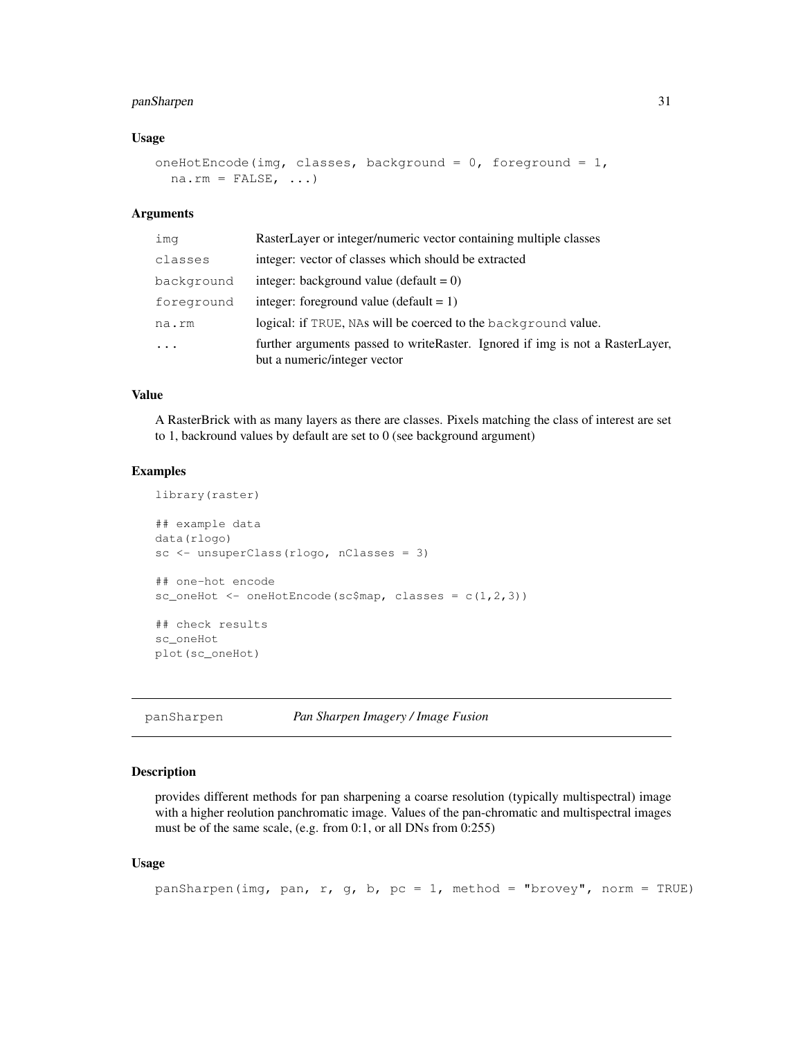### Usage

```
oneHotEncode(img, classes, background = 0, foreground = 1,
  na.rm = FALSE, ...)
```

### Arguments

| | |
|---|---|
| img | RasterLayer or integer/numeric vector containing multiple classes |
| classes | integer: vector of classes which should be extracted |
| background | integer: background value (default = 0) |
| foreground | integer: foreground value (default = 1) |
| na.rm | logical: if TRUE, NAs will be coerced to the background value. |
| ... | further arguments passed to writeRaster. Ignored if img is not a RasterLayer, but a numeric/integer vector |

### Value

A RasterBrick with as many layers as there are classes. Pixels matching the class of interest are set to 1, backround values by default are set to 0 (see background argument)

### Examples

```
library(raster)

## example data
data(rlogo)
sc <- unsuperClass(rlogo, nClasses = 3)

## one-hot encode
sc_oneHot <- oneHotEncode(sc$map, classes = c(1,2,3))

## check results
sc_oneHot
plot(sc_oneHot)
```

---

## panSharpen — *Pan Sharpen Imagery / Image Fusion*

---

### Description

provides different methods for pan sharpening a coarse resolution (typically multispectral) image with a higher reolution panchromatic image. Values of the pan-chromatic and multispectral images must be of the same scale, (e.g. from 0:1, or all DNs from 0:255)

### Usage

```
panSharpen(img, pan, r, g, b, pc = 1, method = "brovey", norm = TRUE)
```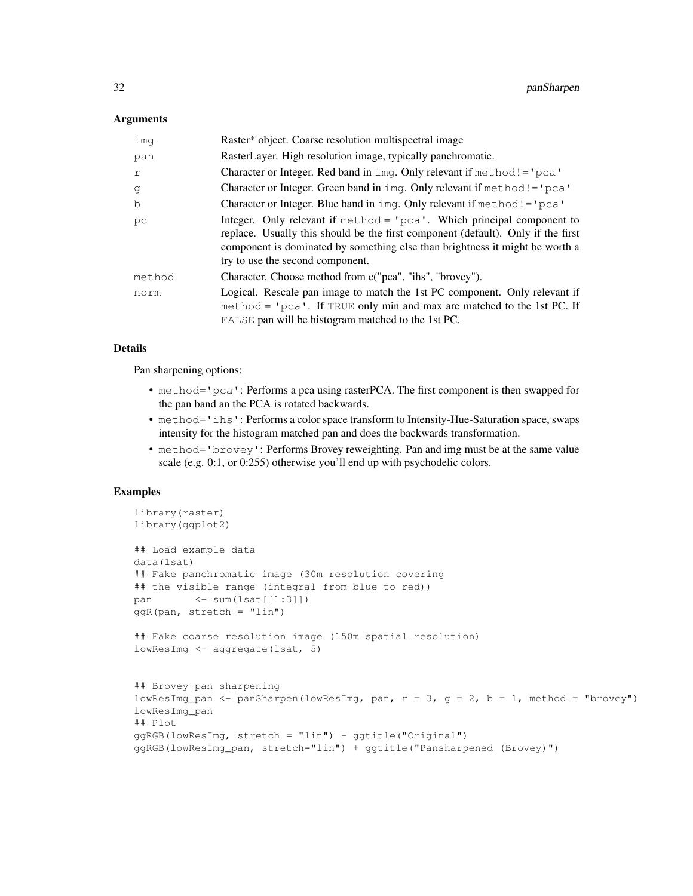### Arguments

| | |
|---|---|
| img | Raster* object. Coarse resolution multispectral image |
| pan | RasterLayer. High resolution image, typically panchromatic. |
| r | Character or Integer. Red band in `img`. Only relevant if `method!='pca'` |
| g | Character or Integer. Green band in `img`. Only relevant if `method!='pca'` |
| b | Character or Integer. Blue band in `img`. Only relevant if `method!='pca'` |
| pc | Integer. Only relevant if `method = 'pca'`. Which principal component to replace. Usually this should be the first component (default). Only if the first component is dominated by something else than brightness it might be worth a try to use the second component. |
| method | Character. Choose method from c("pca", "ihs", "brovey"). |
| norm | Logical. Rescale pan image to match the 1st PC component. Only relevant if `method = 'pca'`. If `TRUE` only min and max are matched to the 1st PC. If `FALSE` pan will be histogram matched to the 1st PC. |

### Details

Pan sharpening options:

- `method='pca'`: Performs a pca using rasterPCA. The first component is then swapped for the pan band an the PCA is rotated backwards.
- `method='ihs'`: Performs a color space transform to Intensity-Hue-Saturation space, swaps intensity for the histogram matched pan and does the backwards transformation.
- `method='brovey'`: Performs Brovey reweighting. Pan and img must be at the same value scale (e.g. 0:1, or 0:255) otherwise you'll end up with psychodelic colors.

### Examples

```
library(raster)
library(ggplot2)

## Load example data
data(lsat)
## Fake panchromatic image (30m resolution covering
## the visible range (integral from blue to red))
pan       <- sum(lsat[[1:3]])
ggR(pan, stretch = "lin")

## Fake coarse resolution image (150m spatial resolution)
lowResImg <- aggregate(lsat, 5)


## Brovey pan sharpening
lowResImg_pan <- panSharpen(lowResImg, pan, r = 3, g = 2, b = 1, method = "brovey")
lowResImg_pan
## Plot
ggRGB(lowResImg, stretch = "lin") + ggtitle("Original")
ggRGB(lowResImg_pan, stretch="lin") + ggtitle("Pansharpened (Brovey)")
```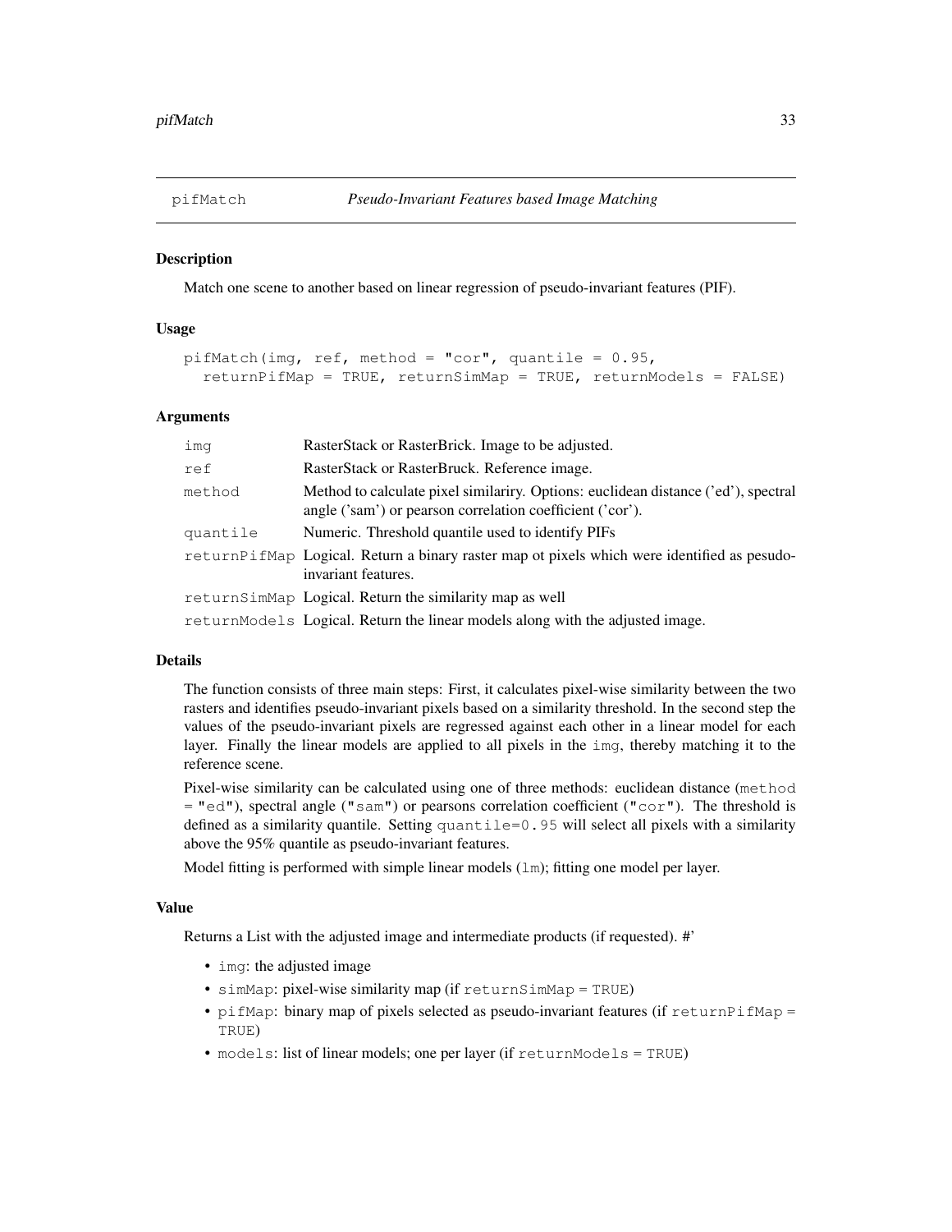## pifMatch    *Pseudo-Invariant Features based Image Matching*

### Description

Match one scene to another based on linear regression of pseudo-invariant features (PIF).

### Usage

```
pifMatch(img, ref, method = "cor", quantile = 0.95,
  returnPifMap = TRUE, returnSimMap = TRUE, returnModels = FALSE)
```

### Arguments

| | |
|---|---|
| `img` | RasterStack or RasterBrick. Image to be adjusted. |
| `ref` | RasterStack or RasterBruck. Reference image. |
| `method` | Method to calculate pixel similariry. Options: euclidean distance ('ed'), spectral angle ('sam') or pearson correlation coefficient ('cor'). |
| `quantile` | Numeric. Threshold quantile used to identify PIFs |
| `returnPifMap` | Logical. Return a binary raster map ot pixels which were identified as pesudo-invariant features. |
| `returnSimMap` | Logical. Return the similarity map as well |
| `returnModels` | Logical. Return the linear models along with the adjusted image. |

### Details

The function consists of three main steps: First, it calculates pixel-wise similarity between the two rasters and identifies pseudo-invariant pixels based on a similarity threshold. In the second step the values of the pseudo-invariant pixels are regressed against each other in a linear model for each layer. Finally the linear models are applied to all pixels in the `img`, thereby matching it to the reference scene.

Pixel-wise similarity can be calculated using one of three methods: euclidean distance (`method = "ed"`), spectral angle (`"sam"`) or pearsons correlation coefficient (`"cor"`). The threshold is defined as a similarity quantile. Setting `quantile=0.95` will select all pixels with a similarity above the 95% quantile as pseudo-invariant features.

Model fitting is performed with simple linear models (`lm`); fitting one model per layer.

### Value

Returns a List with the adjusted image and intermediate products (if requested). #'

- `img`: the adjusted image
- `simMap`: pixel-wise similarity map (if `returnSimMap = TRUE`)
- `pifMap`: binary map of pixels selected as pseudo-invariant features (if `returnPifMap = TRUE`)
- `models`: list of linear models; one per layer (if `returnModels = TRUE`)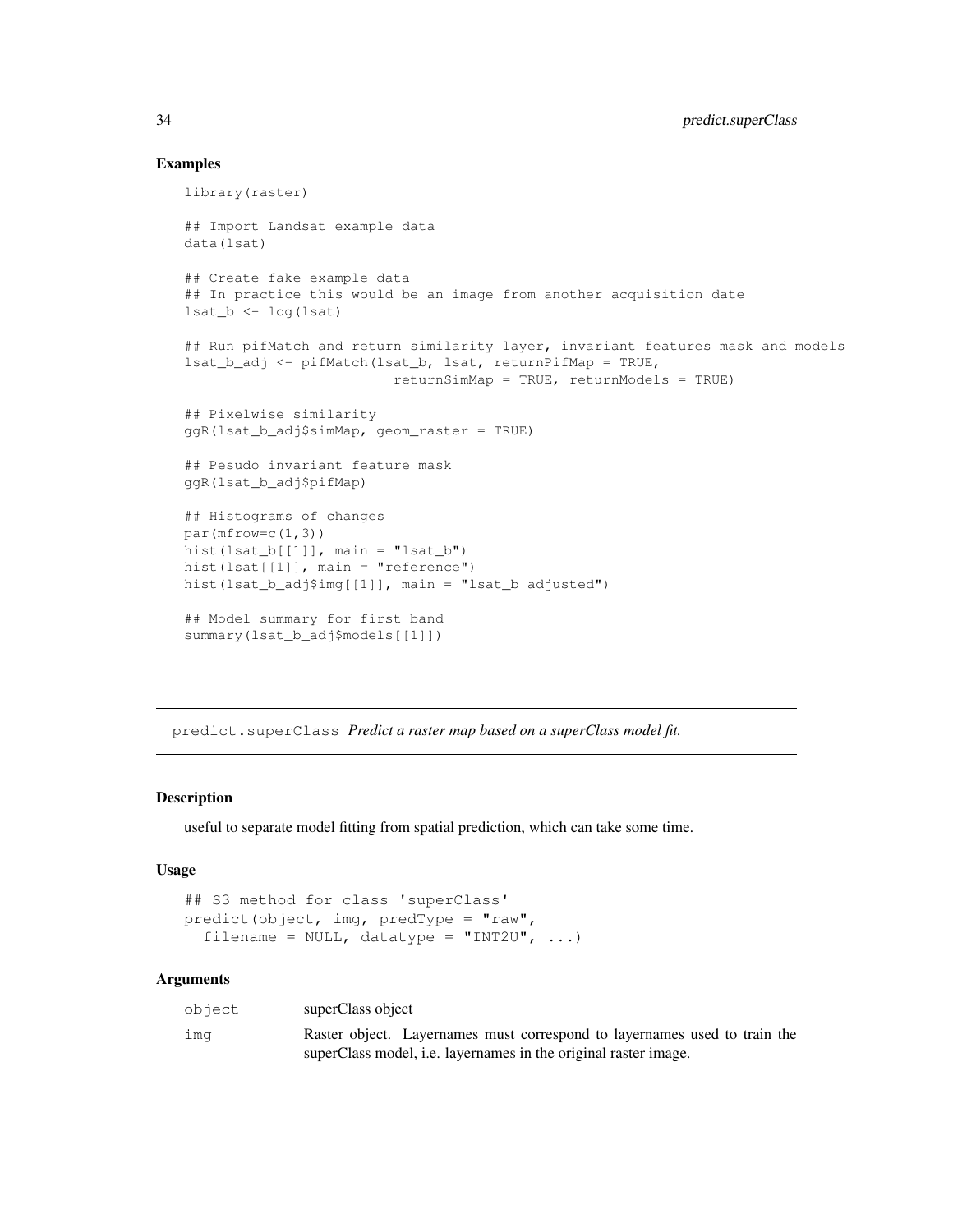## Examples

```
library(raster)

## Import Landsat example data
data(lsat)

## Create fake example data
## In practice this would be an image from another acquisition date
lsat_b <- log(lsat)

## Run pifMatch and return similarity layer, invariant features mask and models
lsat_b_adj <- pifMatch(lsat_b, lsat, returnPifMap = TRUE,
                       returnSimMap = TRUE, returnModels = TRUE)

## Pixelwise similarity
ggR(lsat_b_adj$simMap, geom_raster = TRUE)

## Pesudo invariant feature mask
ggR(lsat_b_adj$pifMap)

## Histograms of changes
par(mfrow=c(1,3))
hist(lsat_b[[1]], main = "lsat_b")
hist(lsat[[1]], main = "reference")
hist(lsat_b_adj$img[[1]], main = "lsat_b adjusted")

## Model summary for first band
summary(lsat_b_adj$models[[1]])
```

---

# predict.superClass *Predict a raster map based on a superClass model fit.*

---

## Description

useful to separate model fitting from spatial prediction, which can take some time.

## Usage

```
## S3 method for class 'superClass'
predict(object, img, predType = "raw",
  filename = NULL, datatype = "INT2U", ...)
```

## Arguments

| | |
|---|---|
| object | superClass object |
| img | Raster object. Layernames must correspond to layernames used to train the superClass model, i.e. layernames in the original raster image. |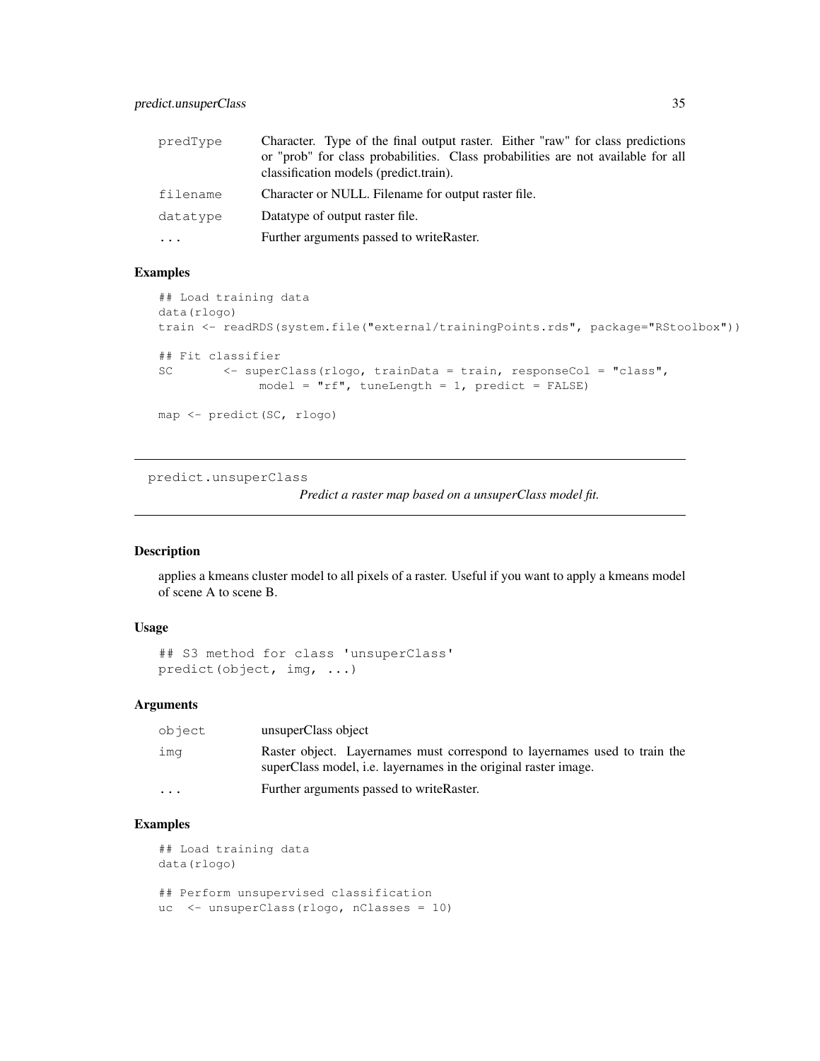| | |
|---|---|
| predType | Character. Type of the final output raster. Either "raw" for class predictions or "prob" for class probabilities. Class probabilities are not available for all classification models (predict.train). |
| filename | Character or NULL. Filename for output raster file. |
| datatype | Datatype of output raster file. |
| ... | Further arguments passed to writeRaster. |

### Examples

```
## Load training data
data(rlogo)
train <- readRDS(system.file("external/trainingPoints.rds", package="RStoolbox"))

## Fit classifier
SC       <- superClass(rlogo, trainData = train, responseCol = "class",
              model = "rf", tuneLength = 1, predict = FALSE)

map <- predict(SC, rlogo)
```

---

## predict.unsuperClass

*Predict a raster map based on a unsuperClass model fit.*

---

### Description

applies a kmeans cluster model to all pixels of a raster. Useful if you want to apply a kmeans model of scene A to scene B.

### Usage

```
## S3 method for class 'unsuperClass'
predict(object, img, ...)
```

### Arguments

| | |
|---|---|
| object | unsuperClass object |
| img | Raster object. Layernames must correspond to layernames used to train the superClass model, i.e. layernames in the original raster image. |
| ... | Further arguments passed to writeRaster. |

### Examples

```
## Load training data
data(rlogo)

## Perform unsupervised classification
uc  <- unsuperClass(rlogo, nClasses = 10)
```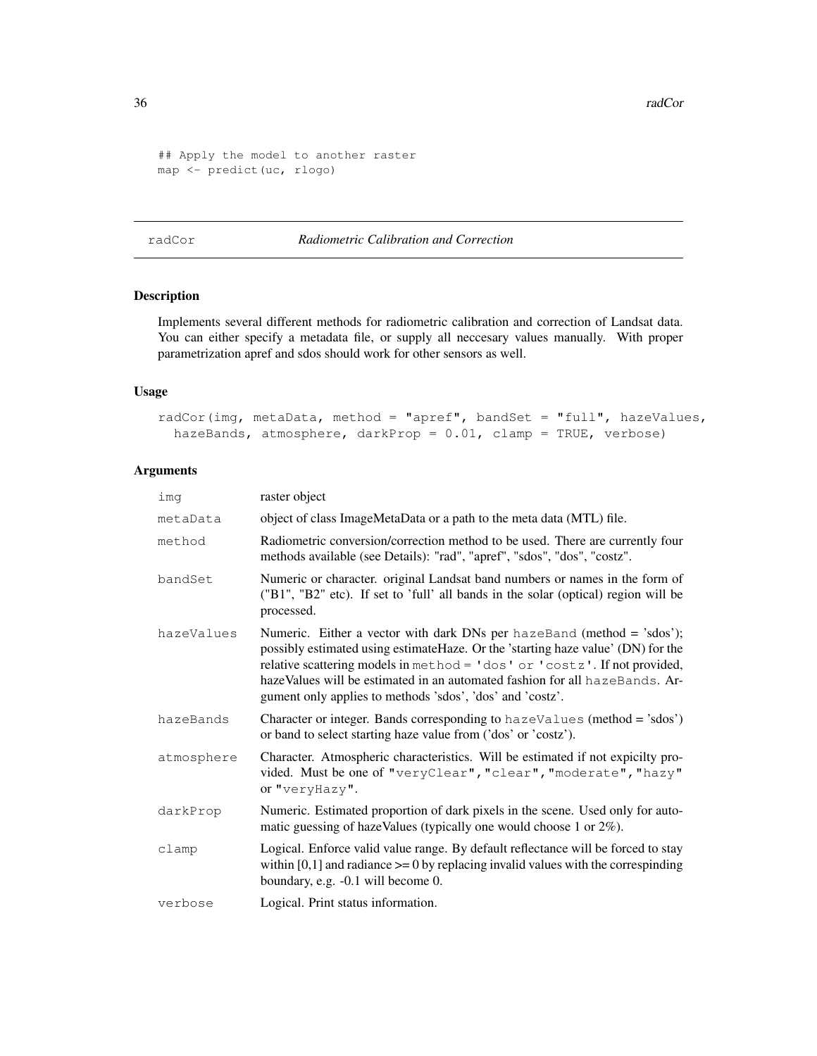```
## Apply the model to another raster
map <- predict(uc, rlogo)
```

## radCor — *Radiometric Calibration and Correction*

### Description

Implements several different methods for radiometric calibration and correction of Landsat data. You can either specify a metadata file, or supply all neccesary values manually. With proper parametrization apref and sdos should work for other sensors as well.

### Usage

```
radCor(img, metaData, method = "apref", bandSet = "full", hazeValues,
  hazeBands, atmosphere, darkProp = 0.01, clamp = TRUE, verbose)
```

### Arguments

| Argument | Description |
| --- | --- |
| `img` | raster object |
| `metaData` | object of class ImageMetaData or a path to the meta data (MTL) file. |
| `method` | Radiometric conversion/correction method to be used. There are currently four methods available (see Details): "rad", "apref", "sdos", "dos", "costz". |
| `bandSet` | Numeric or character. original Landsat band numbers or names in the form of ("B1", "B2" etc). If set to 'full' all bands in the solar (optical) region will be processed. |
| `hazeValues` | Numeric. Either a vector with dark DNs per `hazeBand` (method = 'sdos'); possibly estimated using estimateHaze. Or the 'starting haze value' (DN) for the relative scattering models in `method = 'dos' or 'costz'`. If not provided, hazeValues will be estimated in an automated fashion for all `hazeBands`. Argument only applies to methods 'sdos', 'dos' and 'costz'. |
| `hazeBands` | Character or integer. Bands corresponding to `hazeValues` (method = 'sdos') or band to select starting haze value from ('dos' or 'costz'). |
| `atmosphere` | Character. Atmospheric characteristics. Will be estimated if not expicilty provided. Must be one of `"veryClear"`, `"clear"`, `"moderate"`, `"hazy"` or `"veryHazy"`. |
| `darkProp` | Numeric. Estimated proportion of dark pixels in the scene. Used only for automatic guessing of hazeValues (typically one would choose 1 or 2%). |
| `clamp` | Logical. Enforce valid value range. By default reflectance will be forced to stay within [0,1] and radiance >= 0 by replacing invalid values with the correspinding boundary, e.g. -0.1 will become 0. |
| `verbose` | Logical. Print status information. |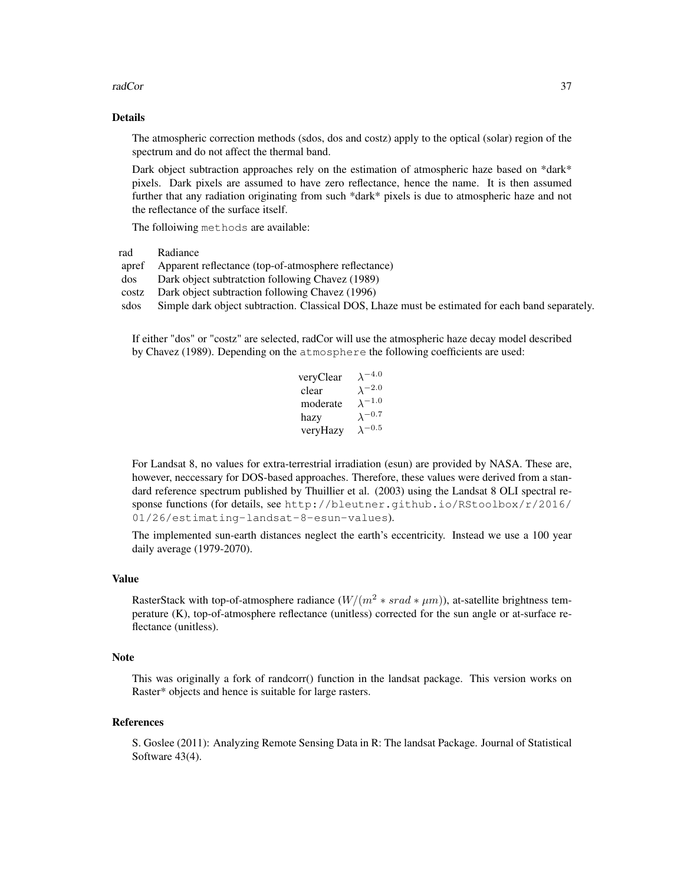## Details

The atmospheric correction methods (sdos, dos and costz) apply to the optical (solar) region of the spectrum and do not affect the thermal band.

Dark object subtraction approaches rely on the estimation of atmospheric haze based on *dark* pixels. Dark pixels are assumed to have zero reflectance, hence the name. It is then assumed further that any radiation originating from such *dark* pixels is due to atmospheric haze and not the reflectance of the surface itself.

The folloiwing `methods` are available:

| | |
|---|---|
| rad | Radiance |
| apref | Apparent reflectance (top-of-atmosphere reflectance) |
| dos | Dark object subtratction following Chavez (1989) |
| costz | Dark object subtraction following Chavez (1996) |
| sdos | Simple dark object subtraction. Classical DOS, Lhaze must be estimated for each band separately. |

If either "dos" or "costz" are selected, radCor will use the atmospheric haze decay model described by Chavez (1989). Depending on the `atmosphere` the following coefficients are used:

| | |
|---|---|
| veryClear | $\lambda^{-4.0}$ |
| clear | $\lambda^{-2.0}$ |
| moderate | $\lambda^{-1.0}$ |
| hazy | $\lambda^{-0.7}$ |
| veryHazy | $\lambda^{-0.5}$ |

For Landsat 8, no values for extra-terrestrial irradiation (esun) are provided by NASA. These are, however, neccessary for DOS-based approaches. Therefore, these values were derived from a standard reference spectrum published by Thuillier et al. (2003) using the Landsat 8 OLI spectral response functions (for details, see `http://bleutner.github.io/RStoolbox/r/2016/01/26/estimating-landsat-8-esun-values`).

The implemented sun-earth distances neglect the earth's eccentricity. Instead we use a 100 year daily average (1979-2070).

## Value

RasterStack with top-of-atmosphere radiance ($W/(m^2 * srad * \mu m)$), at-satellite brightness temperature (K), top-of-atmosphere reflectance (unitless) corrected for the sun angle or at-surface reflectance (unitless).

## Note

This was originally a fork of randcorr() function in the landsat package. This version works on Raster* objects and hence is suitable for large rasters.

## References

S. Goslee (2011): Analyzing Remote Sensing Data in R: The landsat Package. Journal of Statistical Software 43(4).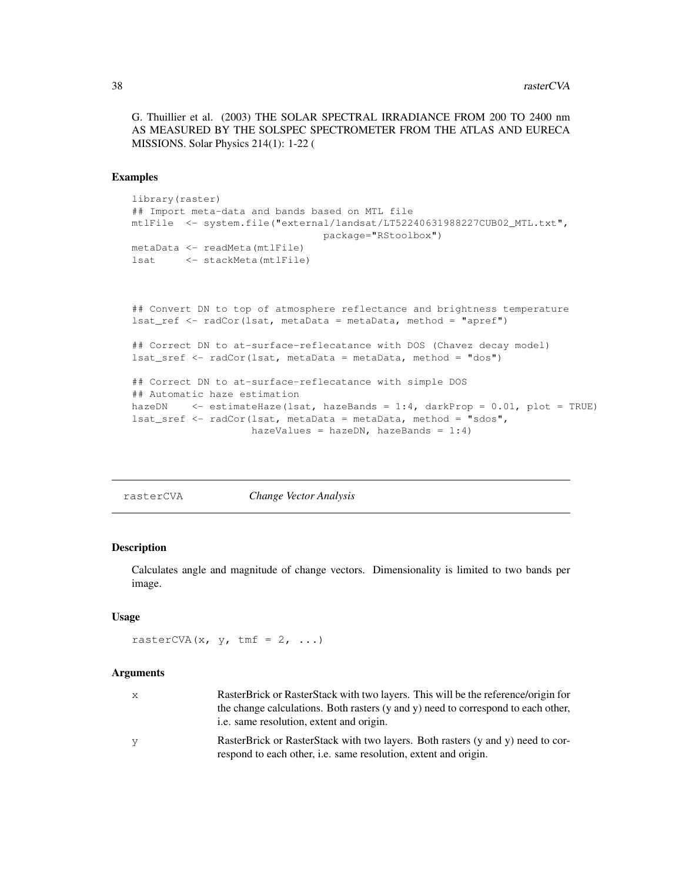G. Thuillier et al. (2003) THE SOLAR SPECTRAL IRRADIANCE FROM 200 TO 2400 nm AS MEASURED BY THE SOLSPEC SPECTROMETER FROM THE ATLAS AND EURECA MISSIONS. Solar Physics 214(1): 1-22 (

### Examples

```
library(raster)
## Import meta-data and bands based on MTL file
mtlFile  <- system.file("external/landsat/LT52240631988227CUB02_MTL.txt",
                                   package="RStoolbox")
metaData <- readMeta(mtlFile)
lsat     <- stackMeta(mtlFile)



## Convert DN to top of atmosphere reflectance and brightness temperature
lsat_ref <- radCor(lsat, metaData = metaData, method = "apref")

## Correct DN to at-surface-reflecatance with DOS (Chavez decay model)
lsat_sref <- radCor(lsat, metaData = metaData, method = "dos")

## Correct DN to at-surface-reflecatance with simple DOS
## Automatic haze estimation
hazeDN    <- estimateHaze(lsat, hazeBands = 1:4, darkProp = 0.01, plot = TRUE)
lsat_sref <- radCor(lsat, metaData = metaData, method = "sdos",
                    hazeValues = hazeDN, hazeBands = 1:4)
```

---

## rasterCVA — *Change Vector Analysis*

### Description

Calculates angle and magnitude of change vectors. Dimensionality is limited to two bands per image.

### Usage

```
rasterCVA(x, y, tmf = 2, ...)
```

### Arguments

| | |
|---|---|
| x | RasterBrick or RasterStack with two layers. This will be the reference/origin for the change calculations. Both rasters (y and y) need to correspond to each other, i.e. same resolution, extent and origin. |
| y | RasterBrick or RasterStack with two layers. Both rasters (y and y) need to correspond to each other, i.e. same resolution, extent and origin. |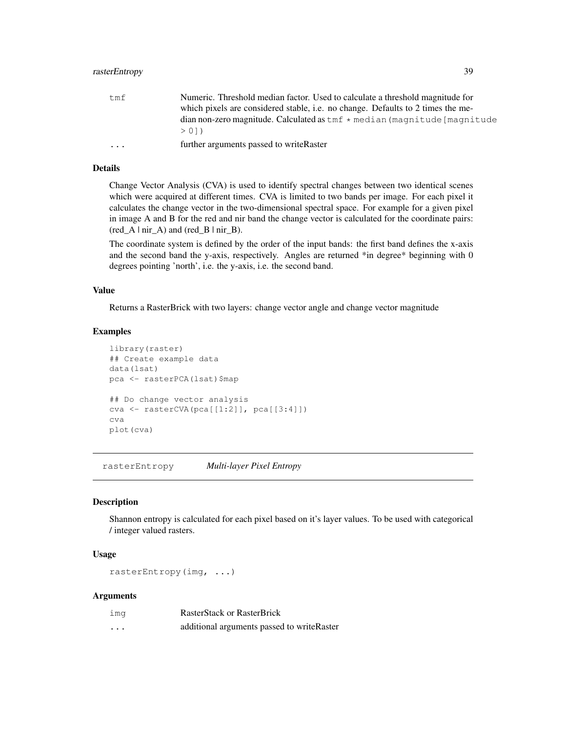| | |
|---|---|
| tmf | Numeric. Threshold median factor. Used to calculate a threshold magnitude for which pixels are considered stable, i.e. no change. Defaults to 2 times the median non-zero magnitude. Calculated as `tmf * median(magnitude[magnitude > 0])` |
| ... | further arguments passed to writeRaster |

### Details

Change Vector Analysis (CVA) is used to identify spectral changes between two identical scenes which were acquired at different times. CVA is limited to two bands per image. For each pixel it calculates the change vector in the two-dimensional spectral space. For example for a given pixel in image A and B for the red and nir band the change vector is calculated for the coordinate pairs: (red_A | nir_A) and (red_B | nir_B).

The coordinate system is defined by the order of the input bands: the first band defines the x-axis and the second band the y-axis, respectively. Angles are returned *in degree* beginning with 0 degrees pointing 'north', i.e. the y-axis, i.e. the second band.

### Value

Returns a RasterBrick with two layers: change vector angle and change vector magnitude

### Examples

```
library(raster)
## Create example data
data(lsat)
pca <- rasterPCA(lsat)$map

## Do change vector analysis
cva <- rasterCVA(pca[[1:2]], pca[[3:4]])
cva
plot(cva)
```

---

## rasterEntropy *Multi-layer Pixel Entropy*

---

### Description

Shannon entropy is calculated for each pixel based on it's layer values. To be used with categorical / integer valued rasters.

### Usage

```
rasterEntropy(img, ...)
```

### Arguments

| | |
|---|---|
| img | RasterStack or RasterBrick |
| ... | additional arguments passed to writeRaster |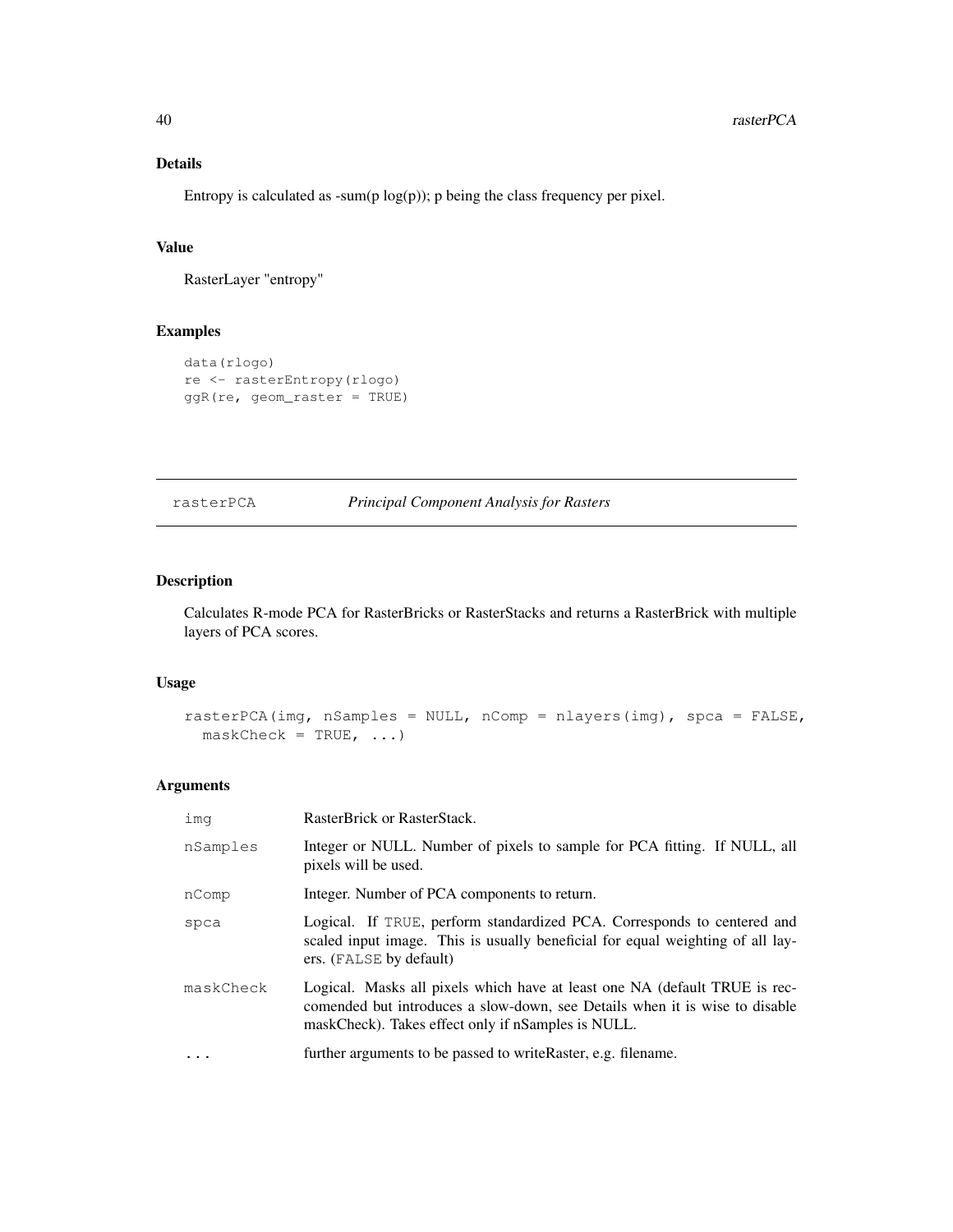### Details

Entropy is calculated as -sum(p log(p)); p being the class frequency per pixel.

### Value

RasterLayer "entropy"

### Examples

```
data(rlogo)
re <- rasterEntropy(rlogo)
ggR(re, geom_raster = TRUE)
```

---

## rasterPCA — *Principal Component Analysis for Rasters*

---

### Description

Calculates R-mode PCA for RasterBricks or RasterStacks and returns a RasterBrick with multiple layers of PCA scores.

### Usage

```
rasterPCA(img, nSamples = NULL, nComp = nlayers(img), spca = FALSE,
  maskCheck = TRUE, ...)
```

### Arguments

| | |
|---|---|
| `img` | RasterBrick or RasterStack. |
| `nSamples` | Integer or NULL. Number of pixels to sample for PCA fitting. If NULL, all pixels will be used. |
| `nComp` | Integer. Number of PCA components to return. |
| `spca` | Logical. If `TRUE`, perform standardized PCA. Corresponds to centered and scaled input image. This is usually beneficial for equal weighting of all layers. (`FALSE` by default) |
| `maskCheck` | Logical. Masks all pixels which have at least one NA (default TRUE is reccomended but introduces a slow-down, see Details when it is wise to disable maskCheck). Takes effect only if nSamples is NULL. |
| `...` | further arguments to be passed to writeRaster, e.g. filename. |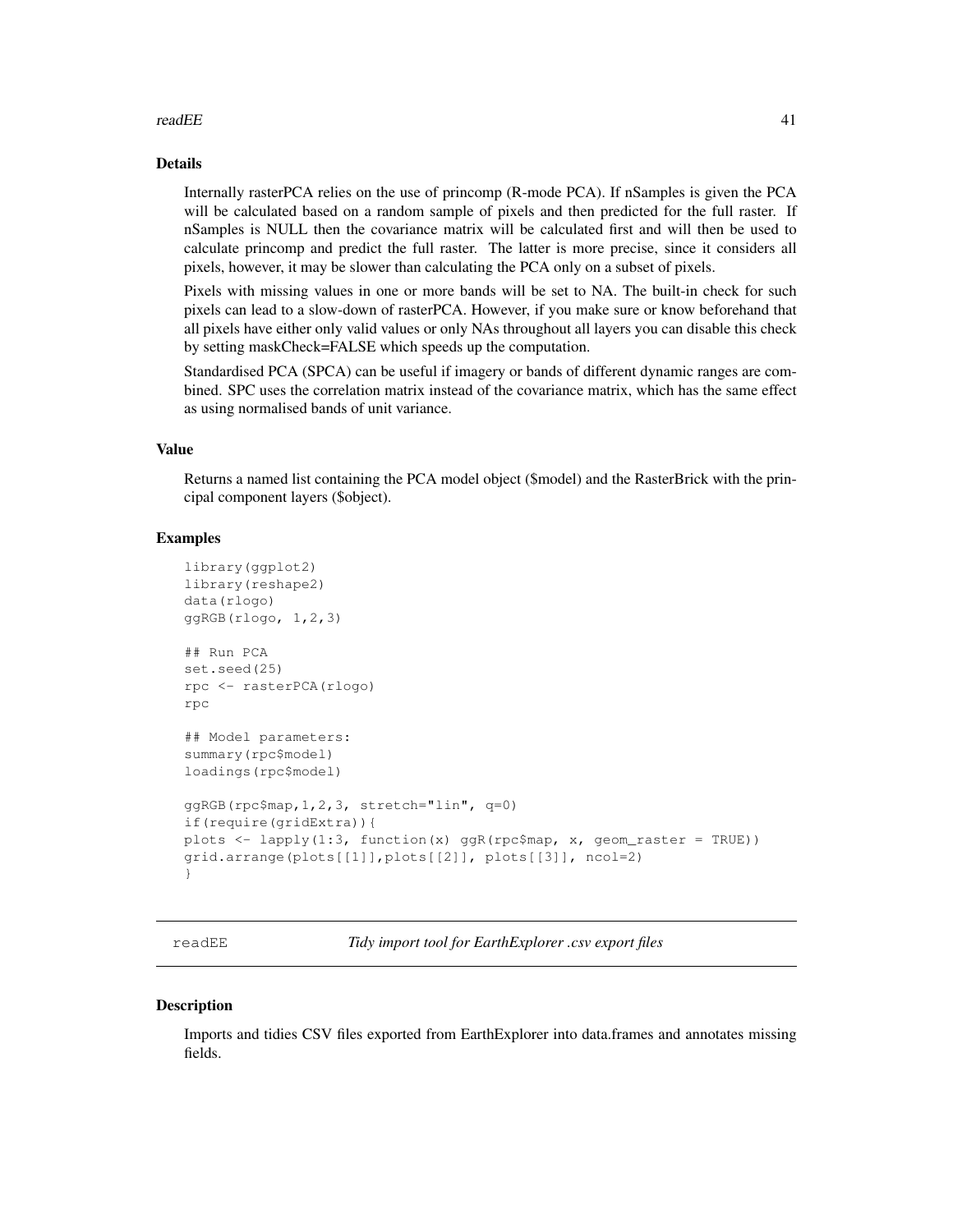### Details

Internally rasterPCA relies on the use of princomp (R-mode PCA). If nSamples is given the PCA will be calculated based on a random sample of pixels and then predicted for the full raster. If nSamples is NULL then the covariance matrix will be calculated first and will then be used to calculate princomp and predict the full raster. The latter is more precise, since it considers all pixels, however, it may be slower than calculating the PCA only on a subset of pixels.

Pixels with missing values in one or more bands will be set to NA. The built-in check for such pixels can lead to a slow-down of rasterPCA. However, if you make sure or know beforehand that all pixels have either only valid values or only NAs throughout all layers you can disable this check by setting maskCheck=FALSE which speeds up the computation.

Standardised PCA (SPCA) can be useful if imagery or bands of different dynamic ranges are combined. SPC uses the correlation matrix instead of the covariance matrix, which has the same effect as using normalised bands of unit variance.

### Value

Returns a named list containing the PCA model object ($model) and the RasterBrick with the principal component layers ($object).

### Examples

```
library(ggplot2)
library(reshape2)
data(rlogo)
ggRGB(rlogo, 1,2,3)

## Run PCA
set.seed(25)
rpc <- rasterPCA(rlogo)
rpc

## Model parameters:
summary(rpc$model)
loadings(rpc$model)

ggRGB(rpc$map,1,2,3, stretch="lin", q=0)
if(require(gridExtra)){
plots <- lapply(1:3, function(x) ggR(rpc$map, x, geom_raster = TRUE))
grid.arrange(plots[[1]],plots[[2]], plots[[3]], ncol=2)
}
```

---

## readEE — *Tidy import tool for EarthExplorer .csv export files*

---

### Description

Imports and tidies CSV files exported from EarthExplorer into data.frames and annotates missing fields.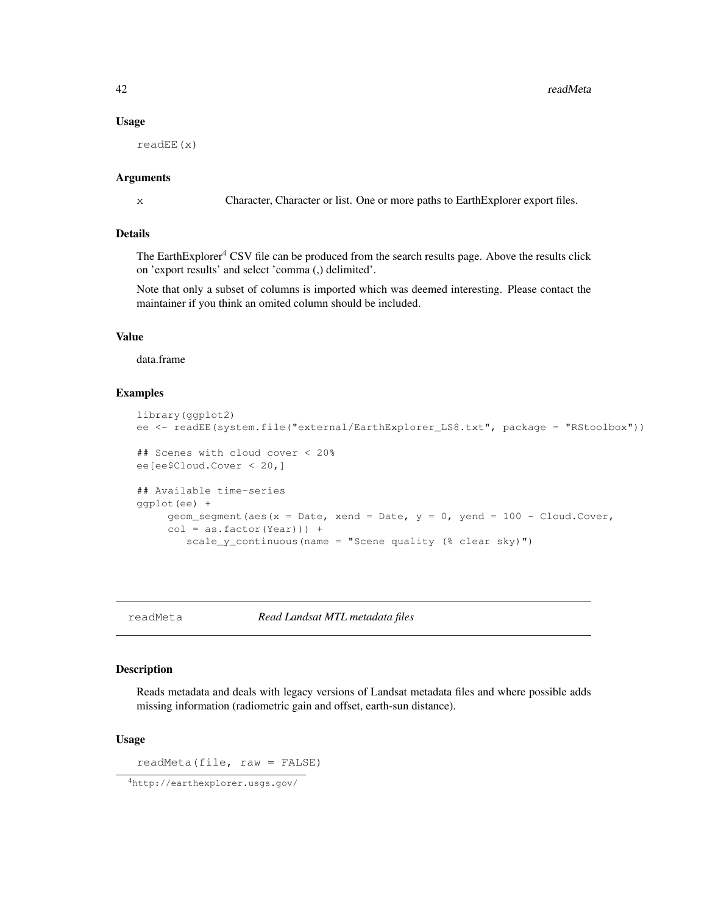### Usage

```
readEE(x)
```

### Arguments

x Character, Character or list. One or more paths to EarthExplorer export files.

### Details

The EarthExplorer[4] CSV file can be produced from the search results page. Above the results click on 'export results' and select 'comma (,) delimited'.

Note that only a subset of columns is imported which was deemed interesting. Please contact the maintainer if you think an omited column should be included.

### Value

data.frame

### Examples

```
library(ggplot2)
ee <- readEE(system.file("external/EarthExplorer_LS8.txt", package = "RStoolbox"))

## Scenes with cloud cover < 20%
ee[ee$Cloud.Cover < 20,]

## Available time-series
ggplot(ee) +
     geom_segment(aes(x = Date, xend = Date, y = 0, yend = 100 - Cloud.Cover,
     col = as.factor(Year))) +
        scale_y_continuous(name = "Scene quality (% clear sky)")
```

---

## readMeta *Read Landsat MTL metadata files*

### Description

Reads metadata and deals with legacy versions of Landsat metadata files and where possible adds missing information (radiometric gain and offset, earth-sun distance).

### Usage

```
readMeta(file, raw = FALSE)
```

[4] http://earthexplorer.usgs.gov/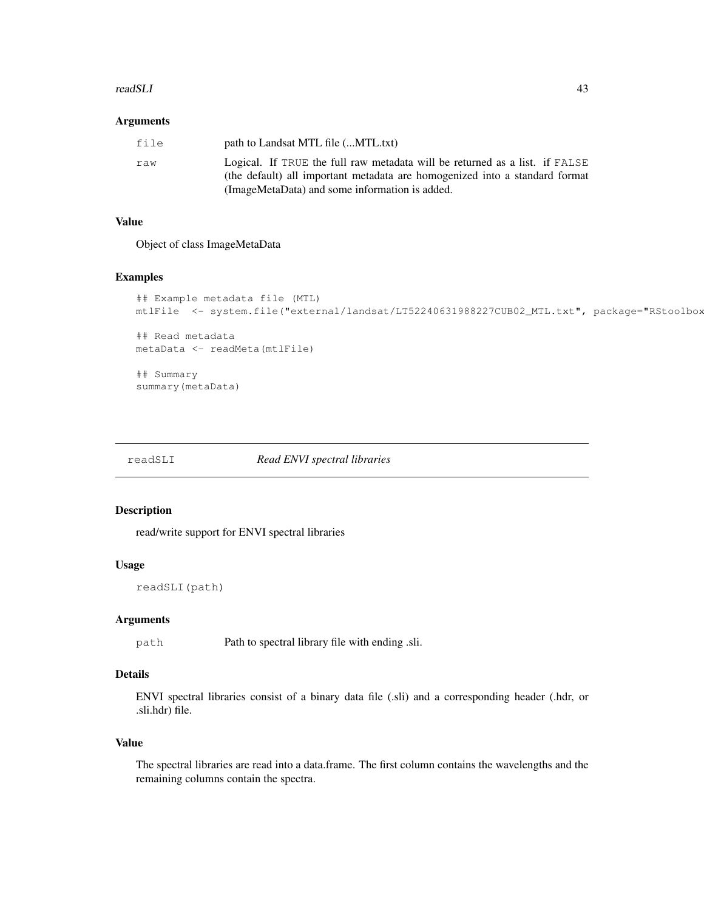### Arguments

| | |
|---|---|
| `file` | path to Landsat MTL file (...MTL.txt) |
| `raw` | Logical. If `TRUE` the full raw metadata will be returned as a list. if `FALSE` (the default) all important metadata are homogenized into a standard format (ImageMetaData) and some information is added. |

### Value

Object of class ImageMetaData

### Examples

```
## Example metadata file (MTL)
mtlFile  <- system.file("external/landsat/LT52240631988227CUB02_MTL.txt", package="RStoolbox

## Read metadata
metaData <- readMeta(mtlFile)

## Summary
summary(metaData)
```

---

## `readSLI` *Read ENVI spectral libraries*

---

### Description

read/write support for ENVI spectral libraries

### Usage

```
readSLI(path)
```

### Arguments

| | |
|---|---|
| `path` | Path to spectral library file with ending .sli. |

### Details

ENVI spectral libraries consist of a binary data file (.sli) and a corresponding header (.hdr, or .sli.hdr) file.

### Value

The spectral libraries are read into a data.frame. The first column contains the wavelengths and the remaining columns contain the spectra.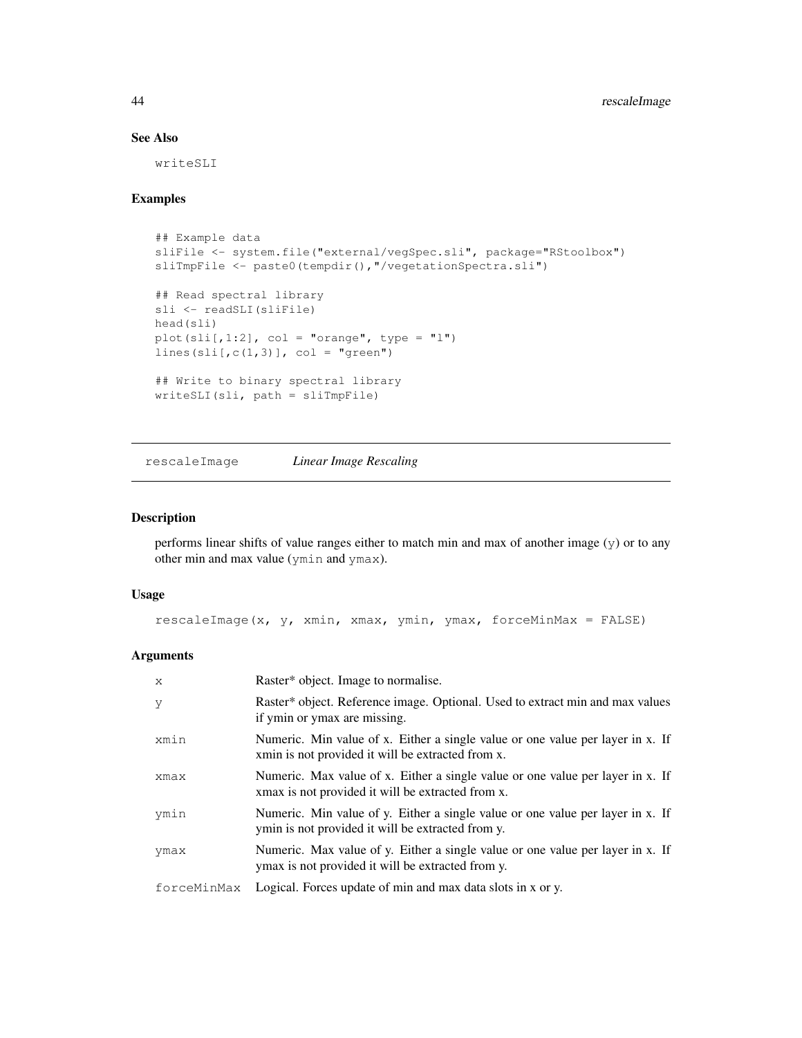### See Also

writeSLI

### Examples

```
## Example data
sliFile <- system.file("external/vegSpec.sli", package="RStoolbox")
sliTmpFile <- paste0(tempdir(),"/vegetationSpectra.sli")

## Read spectral library
sli <- readSLI(sliFile)
head(sli)
plot(sli[,1:2], col = "orange", type = "l")
lines(sli[,c(1,3)], col = "green")

## Write to binary spectral library
writeSLI(sli, path = sliTmpFile)
```

---

## rescaleImage *Linear Image Rescaling*

### Description

performs linear shifts of value ranges either to match min and max of another image (y) or to any other min and max value (ymin and ymax).

### Usage

```
rescaleImage(x, y, xmin, xmax, ymin, ymax, forceMinMax = FALSE)
```

### Arguments

| | |
|---|---|
| x | Raster* object. Image to normalise. |
| y | Raster* object. Reference image. Optional. Used to extract min and max values if ymin or ymax are missing. |
| xmin | Numeric. Min value of x. Either a single value or one value per layer in x. If xmin is not provided it will be extracted from x. |
| xmax | Numeric. Max value of x. Either a single value or one value per layer in x. If xmax is not provided it will be extracted from x. |
| ymin | Numeric. Min value of y. Either a single value or one value per layer in x. If ymin is not provided it will be extracted from y. |
| ymax | Numeric. Max value of y. Either a single value or one value per layer in x. If ymax is not provided it will be extracted from y. |
| forceMinMax | Logical. Forces update of min and max data slots in x or y. |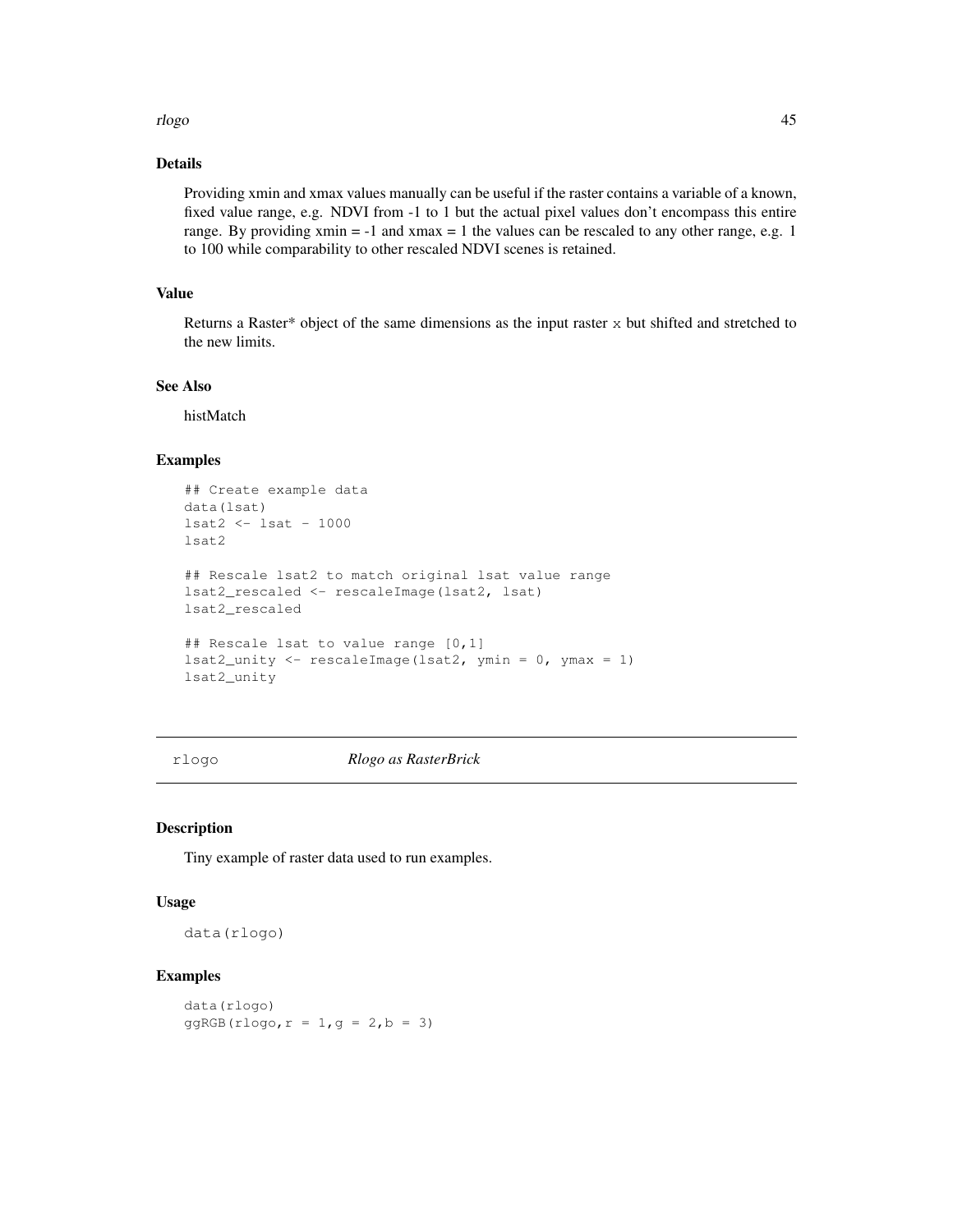### Details

Providing xmin and xmax values manually can be useful if the raster contains a variable of a known, fixed value range, e.g. NDVI from -1 to 1 but the actual pixel values don't encompass this entire range. By providing xmin = -1 and xmax = 1 the values can be rescaled to any other range, e.g. 1 to 100 while comparability to other rescaled NDVI scenes is retained.

### Value

Returns a Raster* object of the same dimensions as the input raster `x` but shifted and stretched to the new limits.

### See Also

histMatch

### Examples

```
## Create example data
data(lsat)
lsat2 <- lsat - 1000
lsat2

## Rescale lsat2 to match original lsat value range
lsat2_rescaled <- rescaleImage(lsat2, lsat)
lsat2_rescaled

## Rescale lsat to value range [0,1]
lsat2_unity <- rescaleImage(lsat2, ymin = 0, ymax = 1)
lsat2_unity
```

---

## `rlogo` *Rlogo as RasterBrick*

### Description

Tiny example of raster data used to run examples.

### Usage

```
data(rlogo)
```

### Examples

```
data(rlogo)
ggRGB(rlogo,r = 1,g = 2,b = 3)
```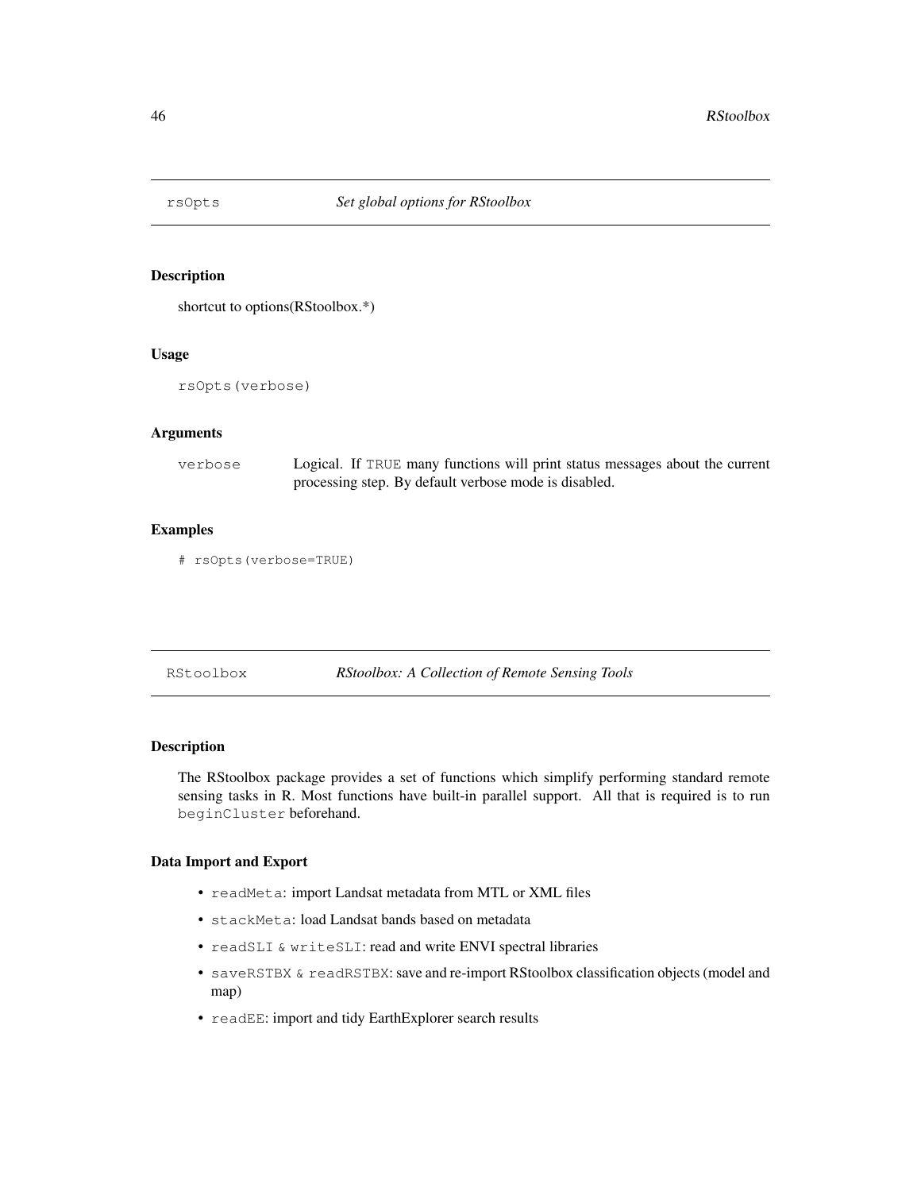## rsOpts *Set global options for RStoolbox*

### Description

shortcut to options(RStoolbox.*)

### Usage

```
rsOpts(verbose)
```

### Arguments

| | |
|---|---|
| verbose | Logical. If TRUE many functions will print status messages about the current processing step. By default verbose mode is disabled. |

### Examples

```
# rsOpts(verbose=TRUE)
```

## RStoolbox *RStoolbox: A Collection of Remote Sensing Tools*

### Description

The RStoolbox package provides a set of functions which simplify performing standard remote sensing tasks in R. Most functions have built-in parallel support. All that is required is to run `beginCluster` beforehand.

### Data Import and Export

- `readMeta`: import Landsat metadata from MTL or XML files
- `stackMeta`: load Landsat bands based on metadata
- `readSLI` & `writeSLI`: read and write ENVI spectral libraries
- `saveRSTBX` & `readRSTBX`: save and re-import RStoolbox classification objects (model and map)
- `readEE`: import and tidy EarthExplorer search results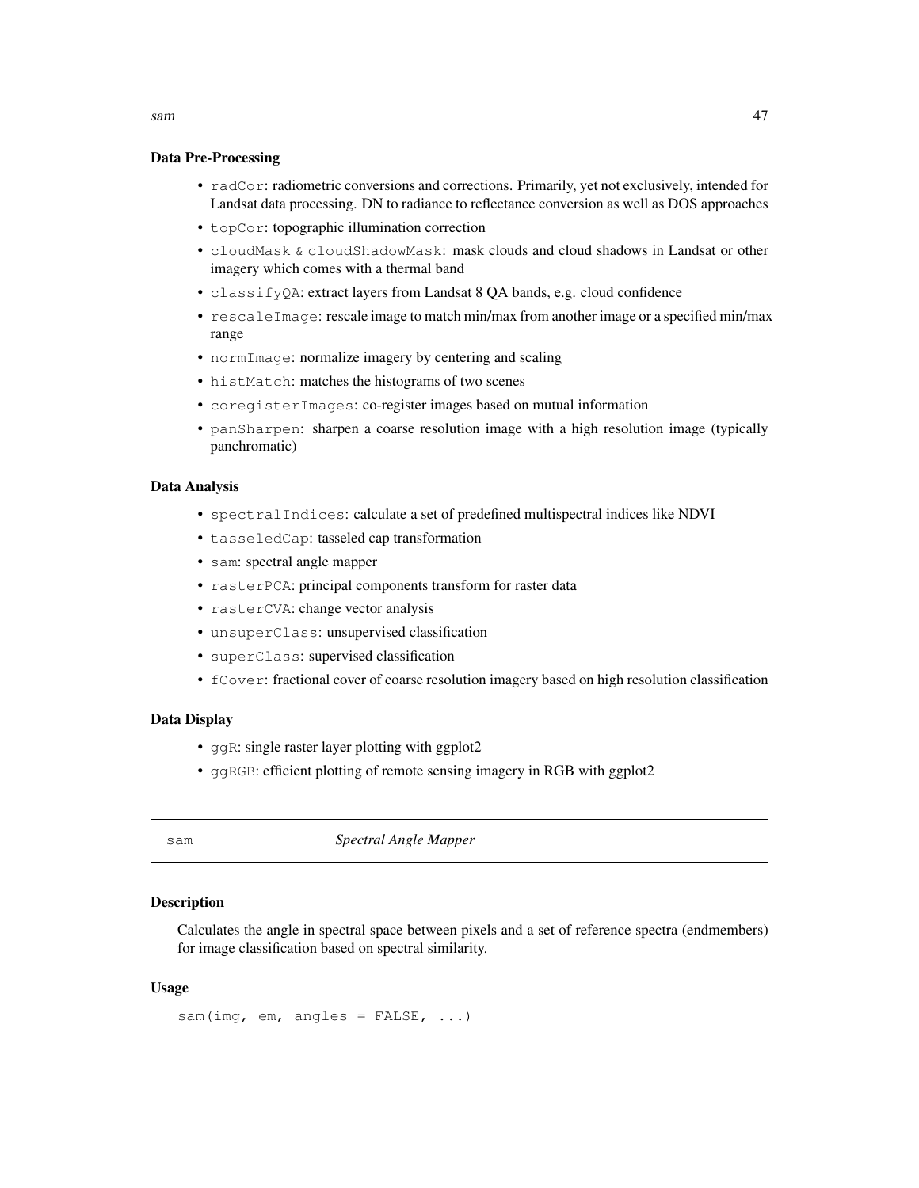### Data Pre-Processing

- `radCor`: radiometric conversions and corrections. Primarily, yet not exclusively, intended for Landsat data processing. DN to radiance to reflectance conversion as well as DOS approaches
- `topCor`: topographic illumination correction
- `cloudMask` & `cloudShadowMask`: mask clouds and cloud shadows in Landsat or other imagery which comes with a thermal band
- `classifyQA`: extract layers from Landsat 8 QA bands, e.g. cloud confidence
- `rescaleImage`: rescale image to match min/max from another image or a specified min/max range
- `normImage`: normalize imagery by centering and scaling
- `histMatch`: matches the histograms of two scenes
- `coregisterImages`: co-register images based on mutual information
- `panSharpen`: sharpen a coarse resolution image with a high resolution image (typically panchromatic)

### Data Analysis

- `spectralIndices`: calculate a set of predefined multispectral indices like NDVI
- `tasseledCap`: tasseled cap transformation
- `sam`: spectral angle mapper
- `rasterPCA`: principal components transform for raster data
- `rasterCVA`: change vector analysis
- `unsuperClass`: unsupervised classification
- `superClass`: supervised classification
- `fCover`: fractional cover of coarse resolution imagery based on high resolution classification

### Data Display

- `ggR`: single raster layer plotting with ggplot2
- `ggRGB`: efficient plotting of remote sensing imagery in RGB with ggplot2

---

## `sam` *Spectral Angle Mapper*

---

### Description

Calculates the angle in spectral space between pixels and a set of reference spectra (endmembers) for image classification based on spectral similarity.

### Usage

```
sam(img, em, angles = FALSE, ...)
```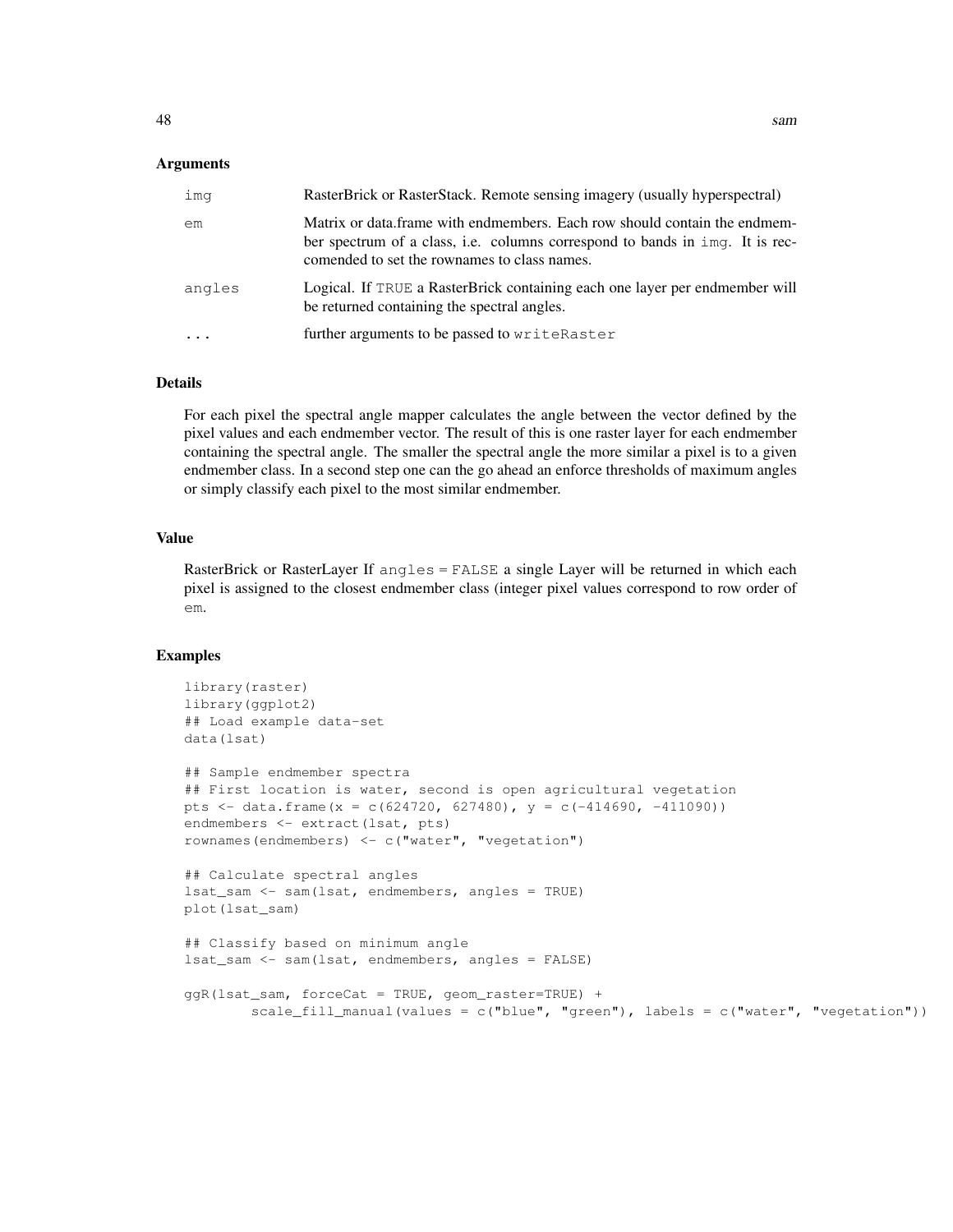## Arguments

| | |
|---|---|
| `img` | RasterBrick or RasterStack. Remote sensing imagery (usually hyperspectral) |
| `em` | Matrix or data.frame with endmembers. Each row should contain the endmember spectrum of a class, i.e. columns correspond to bands in `img`. It is reccomended to set the rownames to class names. |
| `angles` | Logical. If `TRUE` a RasterBrick containing each one layer per endmember will be returned containing the spectral angles. |
| `...` | further arguments to be passed to `writeRaster` |

## Details

For each pixel the spectral angle mapper calculates the angle between the vector defined by the pixel values and each endmember vector. The result of this is one raster layer for each endmember containing the spectral angle. The smaller the spectral angle the more similar a pixel is to a given endmember class. In a second step one can the go ahead an enforce thresholds of maximum angles or simply classify each pixel to the most similar endmember.

## Value

RasterBrick or RasterLayer If `angles = FALSE` a single Layer will be returned in which each pixel is assigned to the closest endmember class (integer pixel values correspond to row order of `em`.

## Examples

```
library(raster)
library(ggplot2)
## Load example data-set
data(lsat)

## Sample endmember spectra
## First location is water, second is open agricultural vegetation
pts <- data.frame(x = c(624720, 627480), y = c(-414690, -411090))
endmembers <- extract(lsat, pts)
rownames(endmembers) <- c("water", "vegetation")

## Calculate spectral angles
lsat_sam <- sam(lsat, endmembers, angles = TRUE)
plot(lsat_sam)

## Classify based on minimum angle
lsat_sam <- sam(lsat, endmembers, angles = FALSE)

ggR(lsat_sam, forceCat = TRUE, geom_raster=TRUE) +
        scale_fill_manual(values = c("blue", "green"), labels = c("water", "vegetation"))
```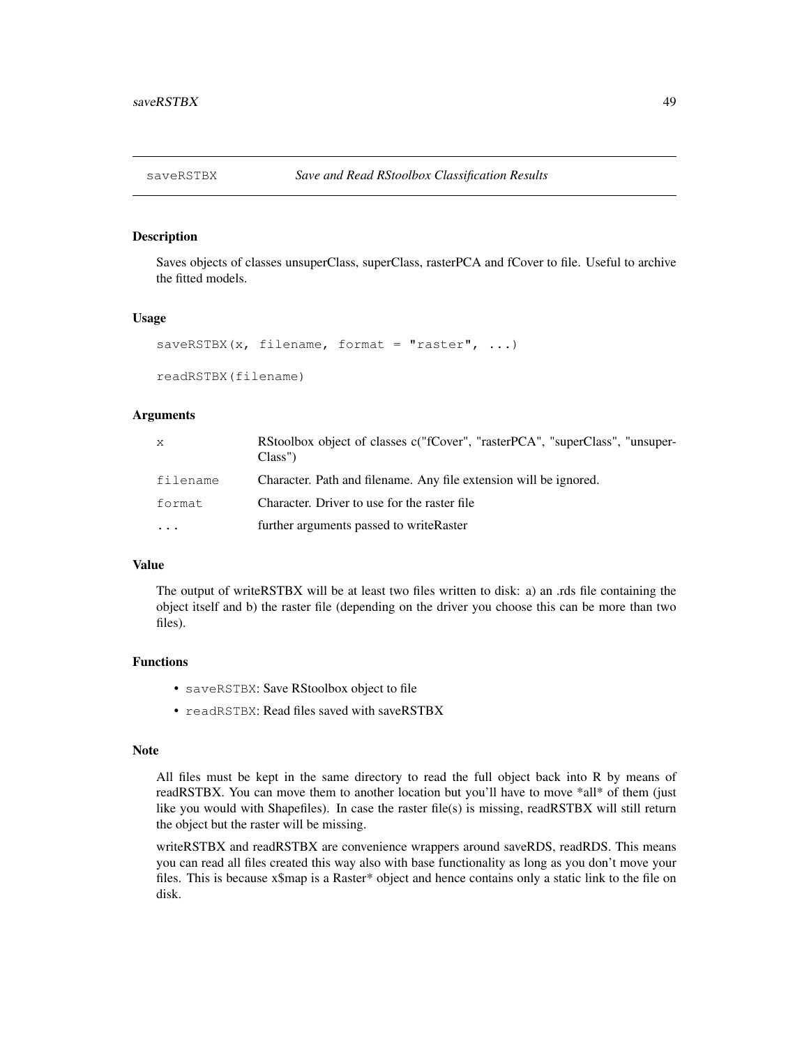## saveRSTBX *Save and Read RStoolbox Classification Results*

### Description

Saves objects of classes unsuperClass, superClass, rasterPCA and fCover to file. Useful to archive the fitted models.

### Usage

```
saveRSTBX(x, filename, format = "raster", ...)

readRSTBX(filename)
```

### Arguments

| | |
|---|---|
| `x` | RStoolbox object of classes c("fCover", "rasterPCA", "superClass", "unsuperClass") |
| `filename` | Character. Path and filename. Any file extension will be ignored. |
| `format` | Character. Driver to use for the raster file |
| `...` | further arguments passed to writeRaster |

### Value

The output of writeRSTBX will be at least two files written to disk: a) an .rds file containing the object itself and b) the raster file (depending on the driver you choose this can be more than two files).

### Functions

- `saveRSTBX`: Save RStoolbox object to file
- `readRSTBX`: Read files saved with saveRSTBX

### Note

All files must be kept in the same directory to read the full object back into R by means of readRSTBX. You can move them to another location but you'll have to move *all* of them (just like you would with Shapefiles). In case the raster file(s) is missing, readRSTBX will still return the object but the raster will be missing.

writeRSTBX and readRSTBX are convenience wrappers around saveRDS, readRDS. This means you can read all files created this way also with base functionality as long as you don't move your files. This is because x$map is a Raster* object and hence contains only a static link to the file on disk.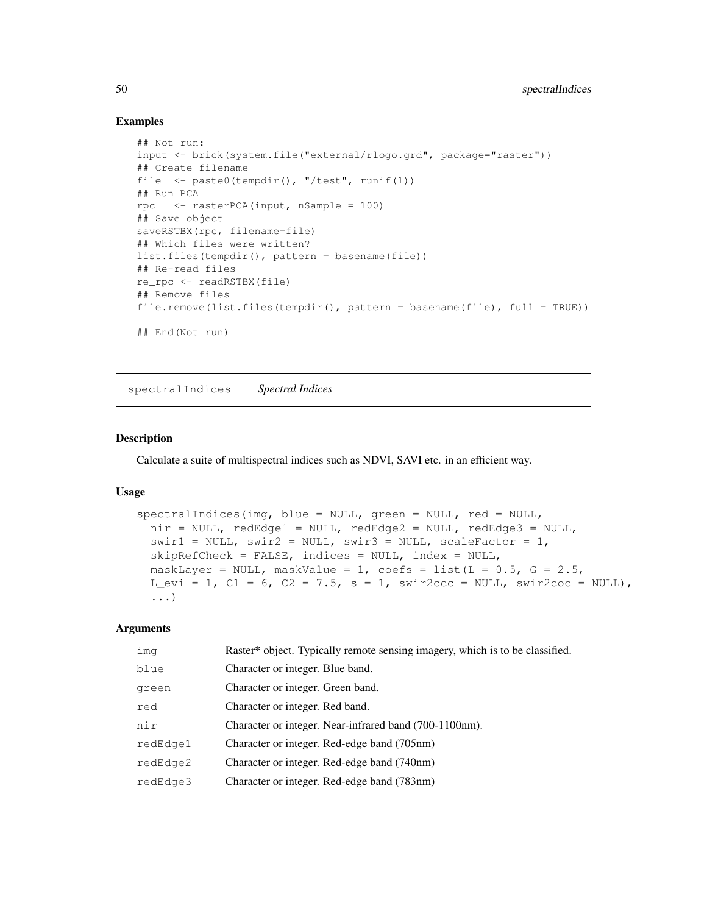### Examples

```
## Not run:
input <- brick(system.file("external/rlogo.grd", package="raster"))
## Create filename
file  <- paste0(tempdir(), "/test", runif(1))
## Run PCA
rpc   <- rasterPCA(input, nSample = 100)
## Save object
saveRSTBX(rpc, filename=file)
## Which files were written?
list.files(tempdir(), pattern = basename(file))
## Re-read files
re_rpc <- readRSTBX(file)
## Remove files
file.remove(list.files(tempdir(), pattern = basename(file), full = TRUE))

## End(Not run)
```

---

## spectralIndices    *Spectral Indices*

---

### Description

Calculate a suite of multispectral indices such as NDVI, SAVI etc. in an efficient way.

### Usage

```
spectralIndices(img, blue = NULL, green = NULL, red = NULL,
  nir = NULL, redEdge1 = NULL, redEdge2 = NULL, redEdge3 = NULL,
  swir1 = NULL, swir2 = NULL, swir3 = NULL, scaleFactor = 1,
  skipRefCheck = FALSE, indices = NULL, index = NULL,
  maskLayer = NULL, maskValue = 1, coefs = list(L = 0.5, G = 2.5,
  L_evi = 1, C1 = 6, C2 = 7.5, s = 1, swir2ccc = NULL, swir2coc = NULL),
  ...)
```

### Arguments

| | |
|---|---|
| `img` | Raster* object. Typically remote sensing imagery, which is to be classified. |
| `blue` | Character or integer. Blue band. |
| `green` | Character or integer. Green band. |
| `red` | Character or integer. Red band. |
| `nir` | Character or integer. Near-infrared band (700-1100nm). |
| `redEdge1` | Character or integer. Red-edge band (705nm) |
| `redEdge2` | Character or integer. Red-edge band (740nm) |
| `redEdge3` | Character or integer. Red-edge band (783nm) |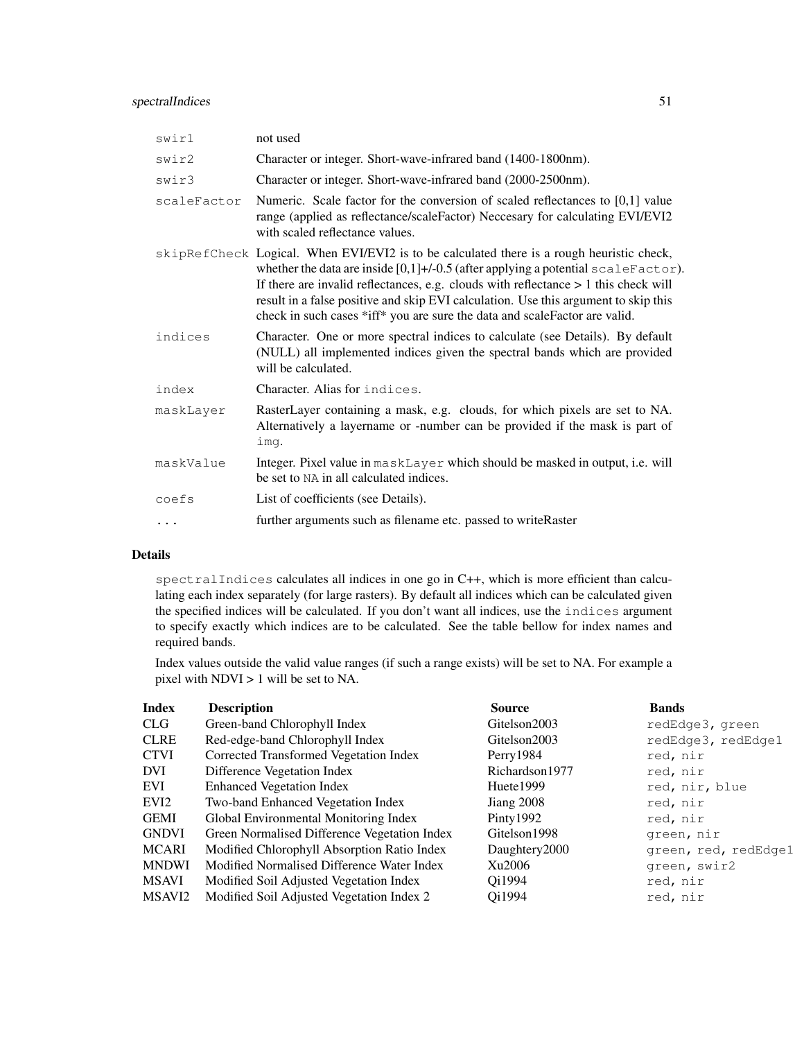| | |
|---|---|
| `swir1` | not used |
| `swir2` | Character or integer. Short-wave-infrared band (1400-1800nm). |
| `swir3` | Character or integer. Short-wave-infrared band (2000-2500nm). |
| `scaleFactor` | Numeric. Scale factor for the conversion of scaled reflectances to [0,1] value range (applied as reflectance/scaleFactor) Neccesary for calculating EVI/EVI2 with scaled reflectance values. |
| `skipRefCheck` | Logical. When EVI/EVI2 is to be calculated there is a rough heuristic check, whether the data are inside [0,1]+/-0.5 (after applying a potential `scaleFactor`). If there are invalid reflectances, e.g. clouds with reflectance > 1 this check will result in a false positive and skip EVI calculation. Use this argument to skip this check in such cases *iff* you are sure the data and scaleFactor are valid. |
| `indices` | Character. One or more spectral indices to calculate (see Details). By default (NULL) all implemented indices given the spectral bands which are provided will be calculated. |
| `index` | Character. Alias for `indices`. |
| `maskLayer` | RasterLayer containing a mask, e.g. clouds, for which pixels are set to NA. Alternatively a layername or -number can be provided if the mask is part of `img`. |
| `maskValue` | Integer. Pixel value in `maskLayer` which should be masked in output, i.e. will be set to `NA` in all calculated indices. |
| `coefs` | List of coefficients (see Details). |
| `...` | further arguments such as filename etc. passed to writeRaster |

## Details

`spectralIndices` calculates all indices in one go in C++, which is more efficient than calculating each index separately (for large rasters). By default all indices which can be calculated given the specified indices will be calculated. If you don't want all indices, use the `indices` argument to specify exactly which indices are to be calculated. See the table bellow for index names and required bands.

Index values outside the valid value ranges (if such a range exists) will be set to NA. For example a pixel with NDVI > 1 will be set to NA.

| Index | Description | Source | Bands |
|---|---|---|---|
| CLG | Green-band Chlorophyll Index | Gitelson2003 | `redEdge3, green` |
| CLRE | Red-edge-band Chlorophyll Index | Gitelson2003 | `redEdge3, redEdge1` |
| CTVI | Corrected Transformed Vegetation Index | Perry1984 | `red, nir` |
| DVI | Difference Vegetation Index | Richardson1977 | `red, nir` |
| EVI | Enhanced Vegetation Index | Huete1999 | `red, nir, blue` |
| EVI2 | Two-band Enhanced Vegetation Index | Jiang 2008 | `red, nir` |
| GEMI | Global Environmental Monitoring Index | Pinty1992 | `red, nir` |
| GNDVI | Green Normalised Difference Vegetation Index | Gitelson1998 | `green, nir` |
| MCARI | Modified Chlorophyll Absorption Ratio Index | Daughtery2000 | `green, red, redEdge1` |
| MNDWI | Modified Normalised Difference Water Index | Xu2006 | `green, swir2` |
| MSAVI | Modified Soil Adjusted Vegetation Index | Qi1994 | `red, nir` |
| MSAVI2 | Modified Soil Adjusted Vegetation Index 2 | Qi1994 | `red, nir` |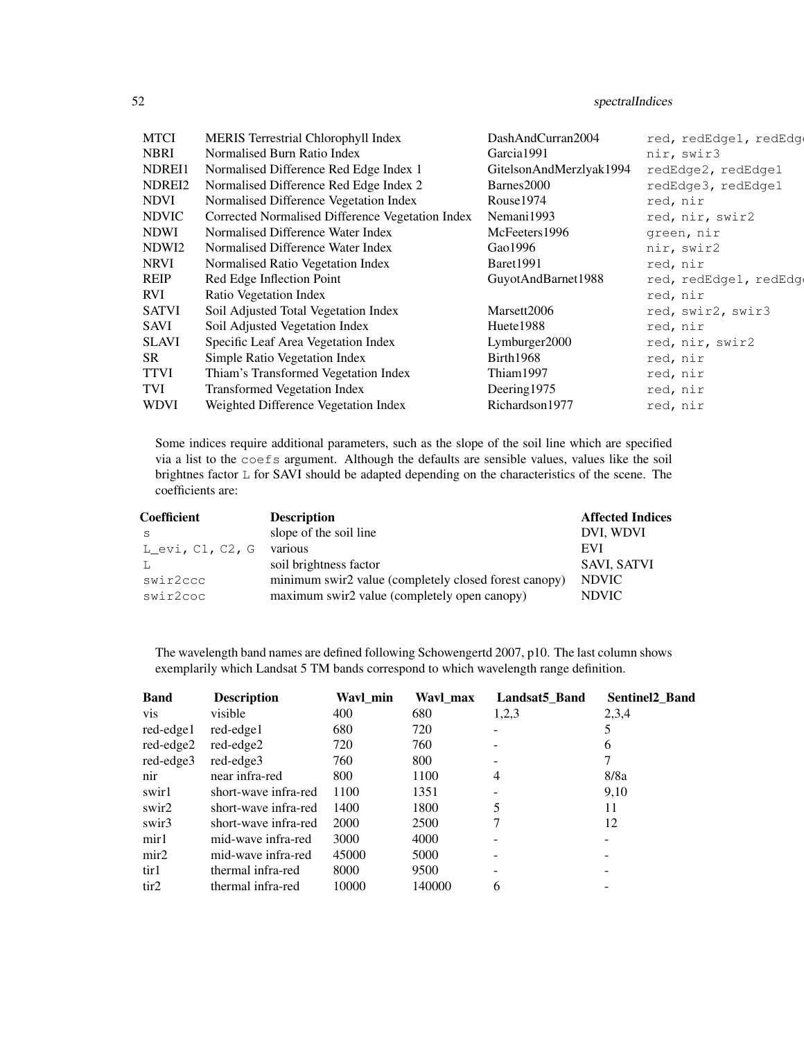| | | | |
|---|---|---|---|
| MTCI | MERIS Terrestrial Chlorophyll Index | DashAndCurran2004 | `red, redEdge1, redEdg` |
| NBRI | Normalised Burn Ratio Index | Garcia1991 | `nir, swir3` |
| NDREI1 | Normalised Difference Red Edge Index 1 | GitelsonAndMerzlyak1994 | `redEdge2, redEdge1` |
| NDREI2 | Normalised Difference Red Edge Index 2 | Barnes2000 | `redEdge3, redEdge1` |
| NDVI | Normalised Difference Vegetation Index | Rouse1974 | `red, nir` |
| NDVIC | Corrected Normalised Difference Vegetation Index | Nemani1993 | `red, nir, swir2` |
| NDWI | Normalised Difference Water Index | McFeeters1996 | `green, nir` |
| NDWI2 | Normalised Difference Water Index | Gao1996 | `nir, swir2` |
| NRVI | Normalised Ratio Vegetation Index | Baret1991 | `red, nir` |
| REIP | Red Edge Inflection Point | GuyotAndBarnet1988 | `red, redEdge1, redEdg` |
| RVI | Ratio Vegetation Index | | `red, nir` |
| SATVI | Soil Adjusted Total Vegetation Index | Marsett2006 | `red, swir2, swir3` |
| SAVI | Soil Adjusted Vegetation Index | Huete1988 | `red, nir` |
| SLAVI | Specific Leaf Area Vegetation Index | Lymburger2000 | `red, nir, swir2` |
| SR | Simple Ratio Vegetation Index | Birth1968 | `red, nir` |
| TTVI | Thiam's Transformed Vegetation Index | Thiam1997 | `red, nir` |
| TVI | Transformed Vegetation Index | Deering1975 | `red, nir` |
| WDVI | Weighted Difference Vegetation Index | Richardson1977 | `red, nir` |

Some indices require additional parameters, such as the slope of the soil line which are specified via a list to the `coefs` argument. Although the defaults are sensible values, values like the soil brightnes factor `L` for SAVI should be adapted depending on the characteristics of the scene. The coefficients are:

| **Coefficient** | **Description** | **Affected Indices** |
|---|---|---|
| `s` | slope of the soil line | DVI, WDVI |
| `L_evi, C1, C2, G` | various | EVI |
| `L` | soil brightness factor | SAVI, SATVI |
| `swir2ccc` | minimum swir2 value (completely closed forest canopy) | NDVIC |
| `swir2coc` | maximum swir2 value (completely open canopy) | NDVIC |

The wavelength band names are defined following Schowengertd 2007, p10. The last column shows exemplarily which Landsat 5 TM bands correspond to which wavelength range definition.

| **Band** | **Description** | **Wavl_min** | **Wavl_max** | **Landsat5_Band** | **Sentinel2_Band** |
|---|---|---|---|---|---|
| vis | visible | 400 | 680 | 1,2,3 | 2,3,4 |
| red-edge1 | red-edge1 | 680 | 720 | - | 5 |
| red-edge2 | red-edge2 | 720 | 760 | - | 6 |
| red-edge3 | red-edge3 | 760 | 800 | - | 7 |
| nir | near infra-red | 800 | 1100 | 4 | 8/8a |
| swir1 | short-wave infra-red | 1100 | 1351 | - | 9,10 |
| swir2 | short-wave infra-red | 1400 | 1800 | 5 | 11 |
| swir3 | short-wave infra-red | 2000 | 2500 | 7 | 12 |
| mir1 | mid-wave infra-red | 3000 | 4000 | - | - |
| mir2 | mid-wave infra-red | 45000 | 5000 | - | - |
| tir1 | thermal infra-red | 8000 | 9500 | - | - |
| tir2 | thermal infra-red | 10000 | 140000 | 6 | - |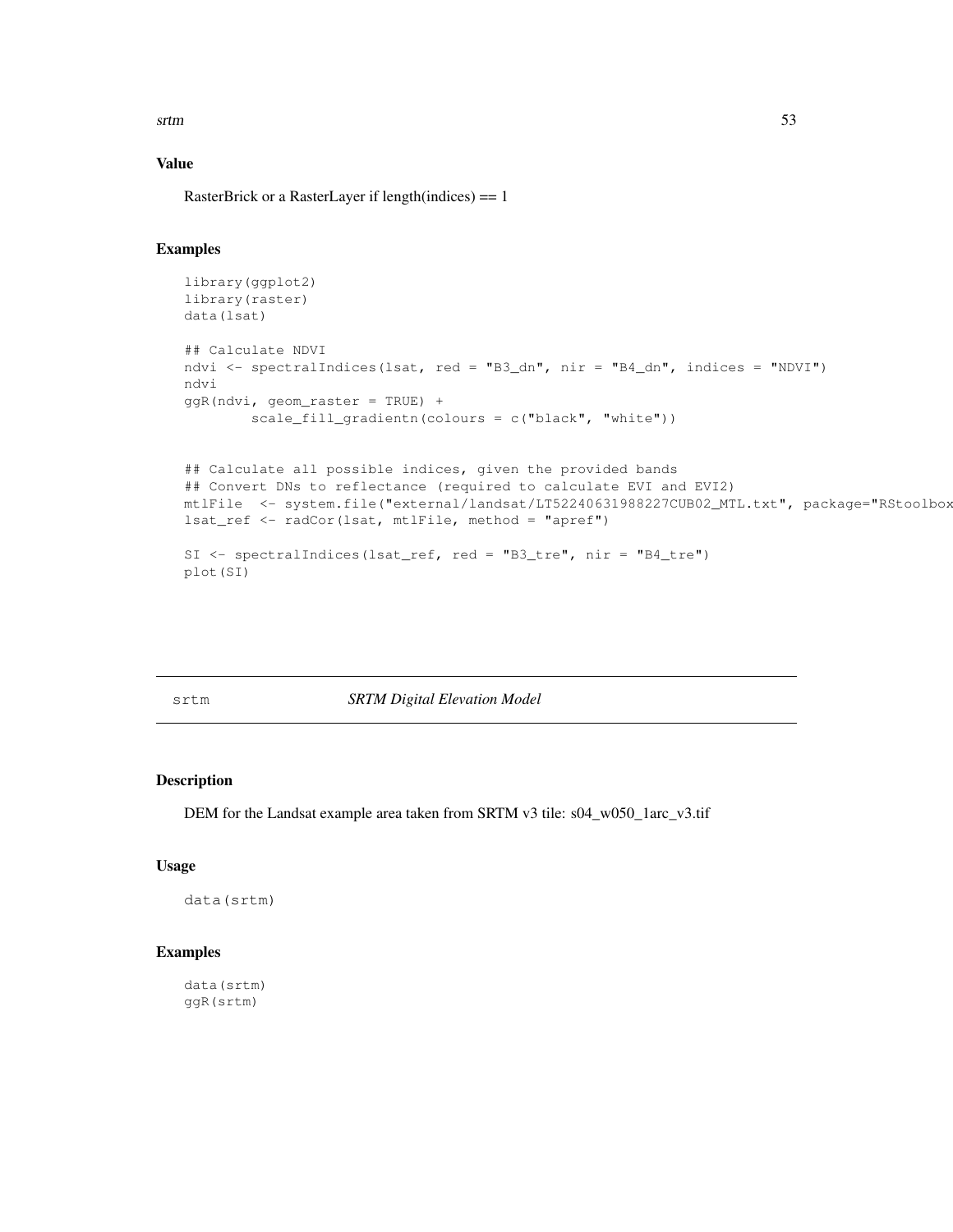## Value

RasterBrick or a RasterLayer if length(indices) == 1

## Examples

```
library(ggplot2)
library(raster)
data(lsat)

## Calculate NDVI
ndvi <- spectralIndices(lsat, red = "B3_dn", nir = "B4_dn", indices = "NDVI")
ndvi
ggR(ndvi, geom_raster = TRUE) +
        scale_fill_gradientn(colours = c("black", "white"))


## Calculate all possible indices, given the provided bands
## Convert DNs to reflectance (required to calculate EVI and EVI2)
mtlFile  <- system.file("external/landsat/LT52240631988227CUB02_MTL.txt", package="RStoolbox
lsat_ref <- radCor(lsat, mtlFile, method = "apref")

SI <- spectralIndices(lsat_ref, red = "B3_tre", nir = "B4_tre")
plot(SI)
```

---

# srtm — *SRTM Digital Elevation Model*

## Description

DEM for the Landsat example area taken from SRTM v3 tile: s04_w050_1arc_v3.tif

## Usage

```
data(srtm)
```

## Examples

```
data(srtm)
ggR(srtm)
```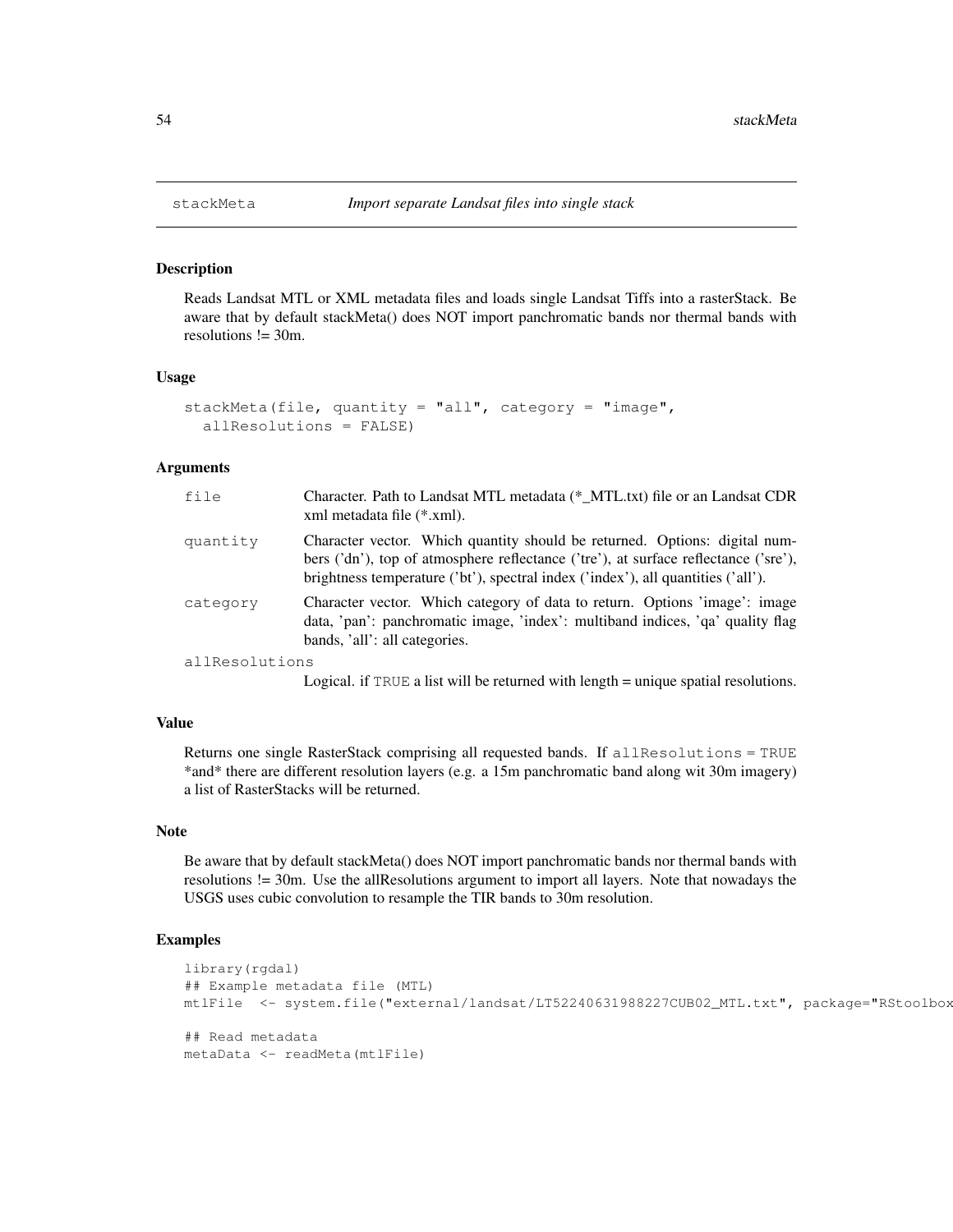## stackMeta — *Import separate Landsat files into single stack*

### Description

Reads Landsat MTL or XML metadata files and loads single Landsat Tiffs into a rasterStack. Be aware that by default stackMeta() does NOT import panchromatic bands nor thermal bands with resolutions != 30m.

### Usage

```
stackMeta(file, quantity = "all", category = "image",
  allResolutions = FALSE)
```

### Arguments

| | |
|---|---|
| file | Character. Path to Landsat MTL metadata (*_MTL.txt) file or an Landsat CDR xml metadata file (*.xml). |
| quantity | Character vector. Which quantity should be returned. Options: digital numbers ('dn'), top of atmosphere reflectance ('tre'), at surface reflectance ('sre'), brightness temperature ('bt'), spectral index ('index'), all quantities ('all'). |
| category | Character vector. Which category of data to return. Options 'image': image data, 'pan': panchromatic image, 'index': multiband indices, 'qa' quality flag bands, 'all': all categories. |
| allResolutions | Logical. if TRUE a list will be returned with length = unique spatial resolutions. |

### Value

Returns one single RasterStack comprising all requested bands. If allResolutions = TRUE *and* there are different resolution layers (e.g. a 15m panchromatic band along wit 30m imagery) a list of RasterStacks will be returned.

### Note

Be aware that by default stackMeta() does NOT import panchromatic bands nor thermal bands with resolutions != 30m. Use the allResolutions argument to import all layers. Note that nowadays the USGS uses cubic convolution to resample the TIR bands to 30m resolution.

### Examples

```
library(rgdal)
## Example metadata file (MTL)
mtlFile  <- system.file("external/landsat/LT52240631988227CUB02_MTL.txt", package="RStoolbox

## Read metadata
metaData <- readMeta(mtlFile)
```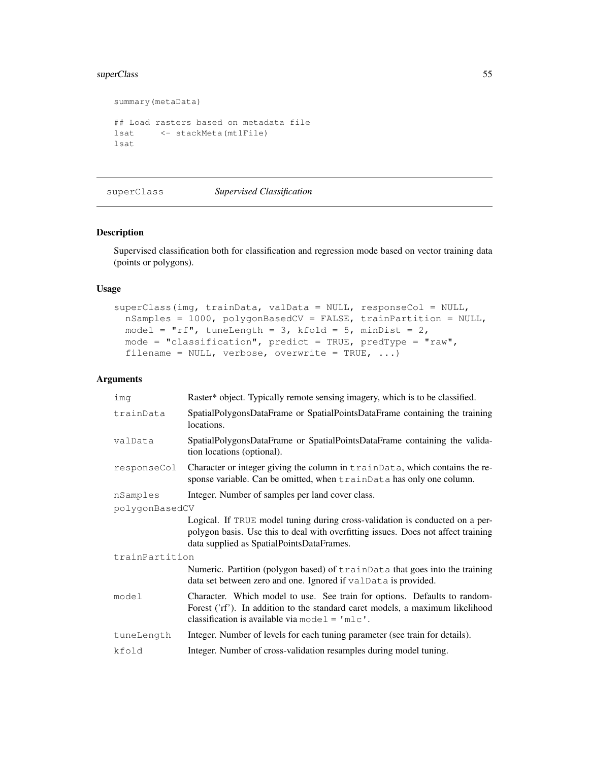```
summary(metaData)

## Load rasters based on metadata file
lsat     <- stackMeta(mtlFile)
lsat
```

---

## superClass — *Supervised Classification*

### Description

Supervised classification both for classification and regression mode based on vector training data (points or polygons).

### Usage

```
superClass(img, trainData, valData = NULL, responseCol = NULL,
  nSamples = 1000, polygonBasedCV = FALSE, trainPartition = NULL,
  model = "rf", tuneLength = 3, kfold = 5, minDist = 2,
  mode = "classification", predict = TRUE, predType = "raw",
  filename = NULL, verbose, overwrite = TRUE, ...)
```

### Arguments

| Argument | Description |
|---|---|
| `img` | Raster* object. Typically remote sensing imagery, which is to be classified. |
| `trainData` | SpatialPolygonsDataFrame or SpatialPointsDataFrame containing the training locations. |
| `valData` | SpatialPolygonsDataFrame or SpatialPointsDataFrame containing the validation locations (optional). |
| `responseCol` | Character or integer giving the column in `trainData`, which contains the response variable. Can be omitted, when `trainData` has only one column. |
| `nSamples` | Integer. Number of samples per land cover class. |
| `polygonBasedCV` | Logical. If `TRUE` model tuning during cross-validation is conducted on a per-polygon basis. Use this to deal with overfitting issues. Does not affect training data supplied as SpatialPointsDataFrames. |
| `trainPartition` | Numeric. Partition (polygon based) of `trainData` that goes into the training data set between zero and one. Ignored if `valData` is provided. |
| `model` | Character. Which model to use. See train for options. Defaults to randomForest ('rf'). In addition to the standard caret models, a maximum likelihood classification is available via `model = 'mlc'`. |
| `tuneLength` | Integer. Number of levels for each tuning parameter (see train for details). |
| `kfold` | Integer. Number of cross-validation resamples during model tuning. |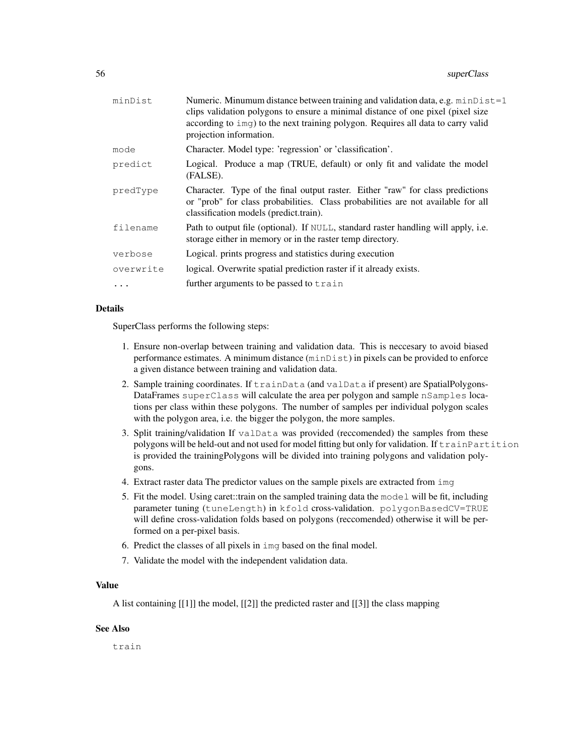| | |
|---|---|
| `minDist` | Numeric. Minumum distance between training and validation data, e.g. `minDist=1` clips validation polygons to ensure a minimal distance of one pixel (pixel size according to `img`) to the next training polygon. Requires all data to carry valid projection information. |
| `mode` | Character. Model type: 'regression' or 'classification'. |
| `predict` | Logical. Produce a map (TRUE, default) or only fit and validate the model (FALSE). |
| `predType` | Character. Type of the final output raster. Either "raw" for class predictions or "prob" for class probabilities. Class probabilities are not available for all classification models (predict.train). |
| `filename` | Path to output file (optional). If `NULL`, standard raster handling will apply, i.e. storage either in memory or in the raster temp directory. |
| `verbose` | Logical. prints progress and statistics during execution |
| `overwrite` | logical. Overwrite spatial prediction raster if it already exists. |
| `...` | further arguments to be passed to `train` |

### Details

SuperClass performs the following steps:

1. Ensure non-overlap between training and validation data. This is neccesary to avoid biased performance estimates. A minimum distance (`minDist`) in pixels can be provided to enforce a given distance between training and validation data.
2. Sample training coordinates. If `trainData` (and `valData` if present) are SpatialPolygonsDataFrames `superClass` will calculate the area per polygon and sample `nSamples` locations per class within these polygons. The number of samples per individual polygon scales with the polygon area, i.e. the bigger the polygon, the more samples.
3. Split training/validation If `valData` was provided (reccomended) the samples from these polygons will be held-out and not used for model fitting but only for validation. If `trainPartition` is provided the trainingPolygons will be divided into training polygons and validation polygons.
4. Extract raster data The predictor values on the sample pixels are extracted from `img`
5. Fit the model. Using caret::train on the sampled training data the `model` will be fit, including parameter tuning (`tuneLength`) in `kfold` cross-validation. `polygonBasedCV=TRUE` will define cross-validation folds based on polygons (reccomended) otherwise it will be performed on a per-pixel basis.
6. Predict the classes of all pixels in `img` based on the final model.
7. Validate the model with the independent validation data.

### Value

A list containing [[1]] the model, [[2]] the predicted raster and [[3]] the class mapping

### See Also

`train`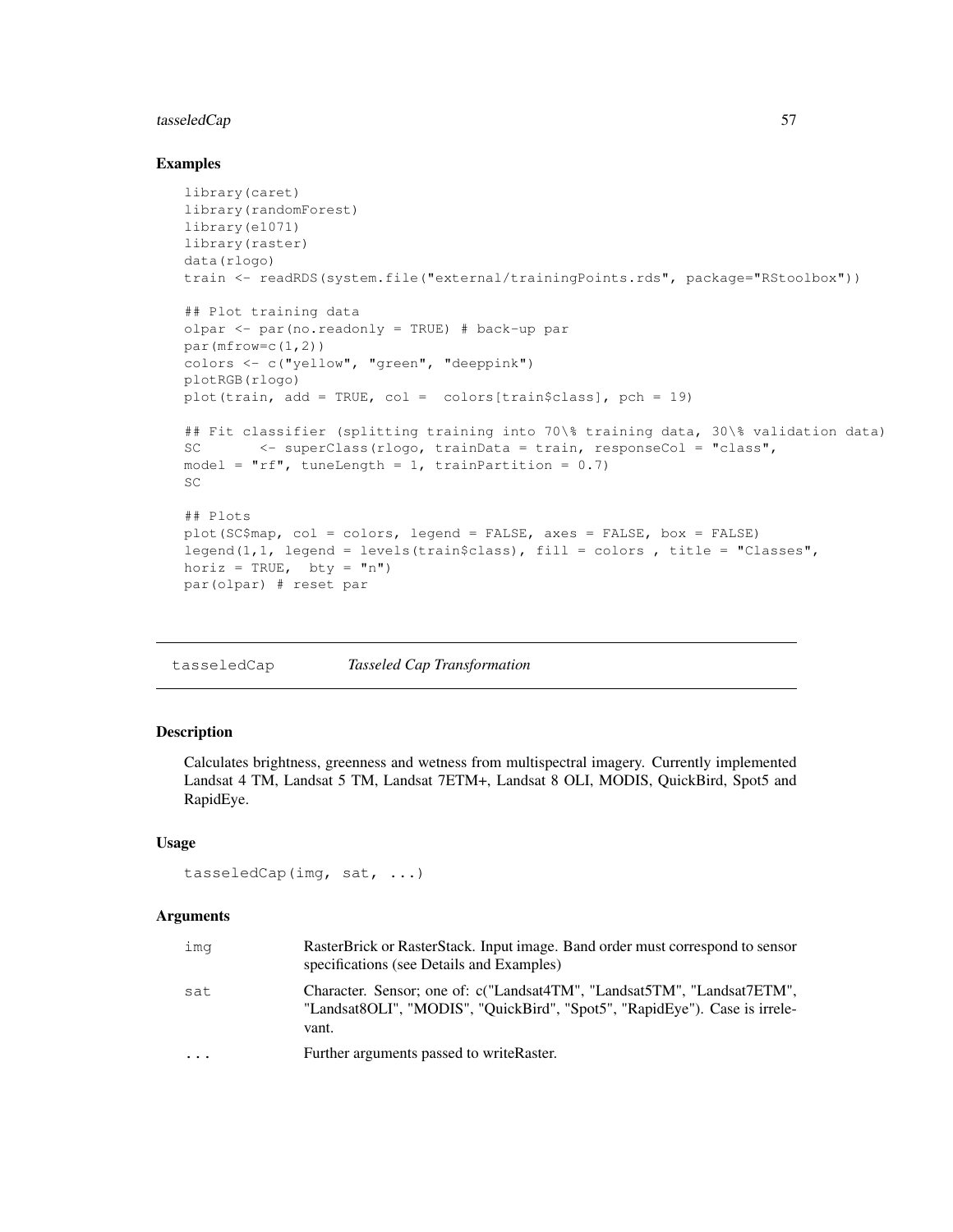## Examples

```
library(caret)
library(randomForest)
library(e1071)
library(raster)
data(rlogo)
train <- readRDS(system.file("external/trainingPoints.rds", package="RStoolbox"))

## Plot training data
olpar <- par(no.readonly = TRUE) # back-up par
par(mfrow=c(1,2))
colors <- c("yellow", "green", "deeppink")
plotRGB(rlogo)
plot(train, add = TRUE, col =  colors[train$class], pch = 19)

## Fit classifier (splitting training into 70\% training data, 30\% validation data)
SC       <- superClass(rlogo, trainData = train, responseCol = "class",
model = "rf", tuneLength = 1, trainPartition = 0.7)
SC

## Plots
plot(SC$map, col = colors, legend = FALSE, axes = FALSE, box = FALSE)
legend(1,1, legend = levels(train$class), fill = colors , title = "Classes",
horiz = TRUE,  bty = "n")
par(olpar) # reset par
```

---

# tasseledCap *Tasseled Cap Transformation*

---

## Description

Calculates brightness, greenness and wetness from multispectral imagery. Currently implemented Landsat 4 TM, Landsat 5 TM, Landsat 7ETM+, Landsat 8 OLI, MODIS, QuickBird, Spot5 and RapidEye.

## Usage

```
tasseledCap(img, sat, ...)
```

## Arguments

| | |
|---|---|
| img | RasterBrick or RasterStack. Input image. Band order must correspond to sensor specifications (see Details and Examples) |
| sat | Character. Sensor; one of: c("Landsat4TM", "Landsat5TM", "Landsat7ETM", "Landsat8OLI", "MODIS", "QuickBird", "Spot5", "RapidEye"). Case is irrelevant. |
| ... | Further arguments passed to writeRaster. |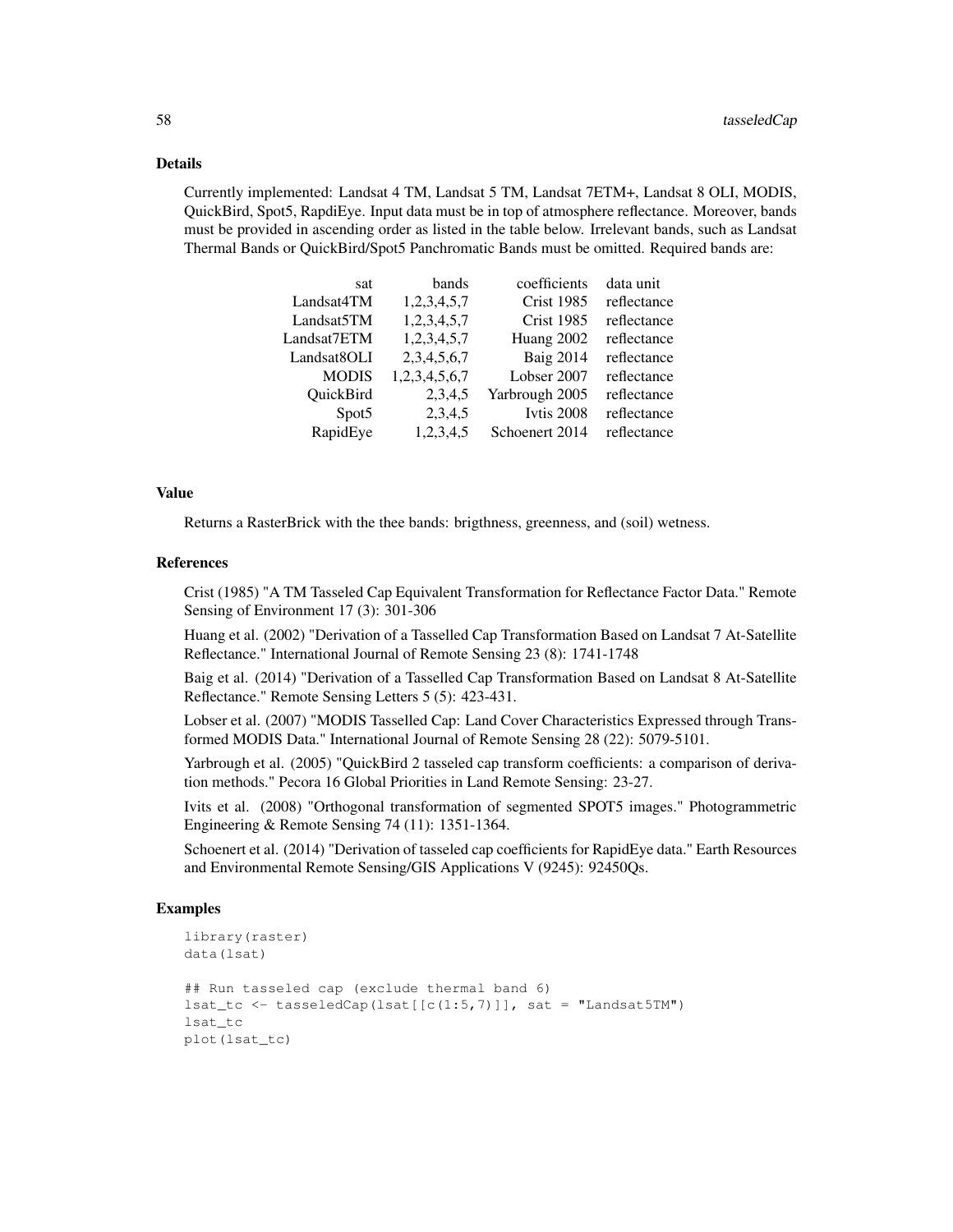## Details

Currently implemented: Landsat 4 TM, Landsat 5 TM, Landsat 7ETM+, Landsat 8 OLI, MODIS, QuickBird, Spot5, RapdiEye. Input data must be in top of atmosphere reflectance. Moreover, bands must be provided in ascending order as listed in the table below. Irrelevant bands, such as Landsat Thermal Bands or QuickBird/Spot5 Panchromatic Bands must be omitted. Required bands are:

| sat | bands | coefficients | data unit |
|---:|---:|---:|---|
| Landsat4TM | 1,2,3,4,5,7 | Crist 1985 | reflectance |
| Landsat5TM | 1,2,3,4,5,7 | Crist 1985 | reflectance |
| Landsat7ETM | 1,2,3,4,5,7 | Huang 2002 | reflectance |
| Landsat8OLI | 2,3,4,5,6,7 | Baig 2014 | reflectance |
| MODIS | 1,2,3,4,5,6,7 | Lobser 2007 | reflectance |
| QuickBird | 2,3,4,5 | Yarbrough 2005 | reflectance |
| Spot5 | 2,3,4,5 | Ivtis 2008 | reflectance |
| RapidEye | 1,2,3,4,5 | Schoenert 2014 | reflectance |

## Value

Returns a RasterBrick with the thee bands: brigthness, greenness, and (soil) wetness.

## References

Crist (1985) "A TM Tasseled Cap Equivalent Transformation for Reflectance Factor Data." Remote Sensing of Environment 17 (3): 301-306

Huang et al. (2002) "Derivation of a Tasselled Cap Transformation Based on Landsat 7 At-Satellite Reflectance." International Journal of Remote Sensing 23 (8): 1741-1748

Baig et al. (2014) "Derivation of a Tasselled Cap Transformation Based on Landsat 8 At-Satellite Reflectance." Remote Sensing Letters 5 (5): 423-431.

Lobser et al. (2007) "MODIS Tasselled Cap: Land Cover Characteristics Expressed through Transformed MODIS Data." International Journal of Remote Sensing 28 (22): 5079-5101.

Yarbrough et al. (2005) "QuickBird 2 tasseled cap transform coefficients: a comparison of derivation methods." Pecora 16 Global Priorities in Land Remote Sensing: 23-27.

Ivits et al. (2008) "Orthogonal transformation of segmented SPOT5 images." Photogrammetric Engineering & Remote Sensing 74 (11): 1351-1364.

Schoenert et al. (2014) "Derivation of tasseled cap coefficients for RapidEye data." Earth Resources and Environmental Remote Sensing/GIS Applications V (9245): 92450Qs.

## Examples

```
library(raster)
data(lsat)

## Run tasseled cap (exclude thermal band 6)
lsat_tc <- tasseledCap(lsat[[c(1:5,7)]], sat = "Landsat5TM")
lsat_tc
plot(lsat_tc)
```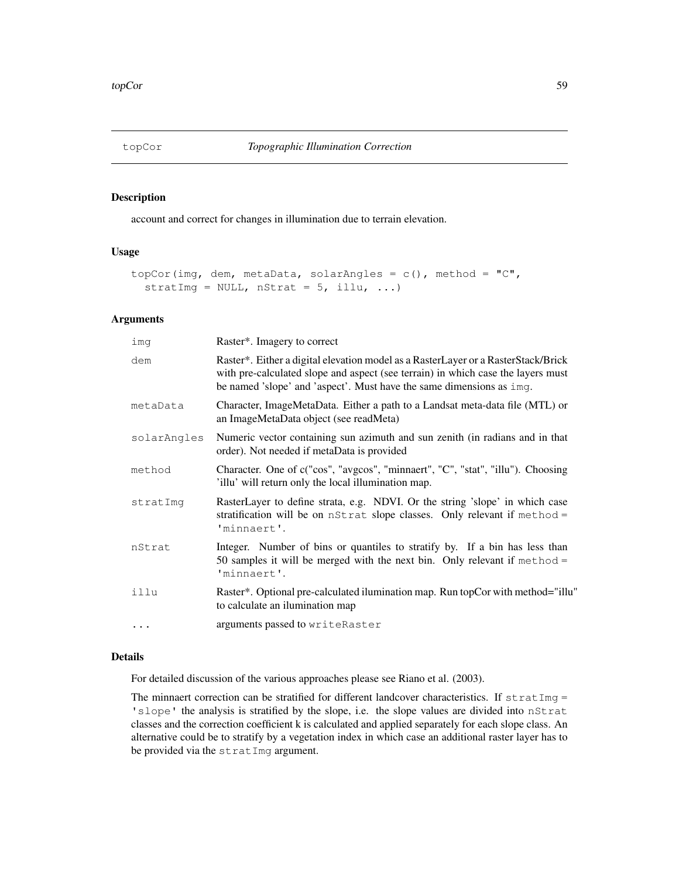## topCor — *Topographic Illumination Correction*

### Description

account and correct for changes in illumination due to terrain elevation.

### Usage

```
topCor(img, dem, metaData, solarAngles = c(), method = "C",
  stratImg = NULL, nStrat = 5, illu, ...)
```

### Arguments

| | |
|---|---|
| `img` | Raster*. Imagery to correct |
| `dem` | Raster*. Either a digital elevation model as a RasterLayer or a RasterStack/Brick with pre-calculated slope and aspect (see terrain) in which case the layers must be named 'slope' and 'aspect'. Must have the same dimensions as `img`. |
| `metaData` | Character, ImageMetaData. Either a path to a Landsat meta-data file (MTL) or an ImageMetaData object (see readMeta) |
| `solarAngles` | Numeric vector containing sun azimuth and sun zenith (in radians and in that order). Not needed if metaData is provided |
| `method` | Character. One of c("cos", "avgcos", "minnaert", "C", "stat", "illu"). Choosing 'illu' will return only the local illumination map. |
| `stratImg` | RasterLayer to define strata, e.g. NDVI. Or the string 'slope' in which case stratification will be on `nStrat` slope classes. Only relevant if `method = 'minnaert'`. |
| `nStrat` | Integer. Number of bins or quantiles to stratify by. If a bin has less than 50 samples it will be merged with the next bin. Only relevant if `method = 'minnaert'`. |
| `illu` | Raster*. Optional pre-calculated ilumination map. Run topCor with method="illu" to calculate an ilumination map |
| `...` | arguments passed to `writeRaster` |

### Details

For detailed discussion of the various approaches please see Riano et al. (2003).

The minnaert correction can be stratified for different landcover characteristics. If `stratImg = 'slope'` the analysis is stratified by the slope, i.e. the slope values are divided into `nStrat` classes and the correction coefficient k is calculated and applied separately for each slope class. An alternative could be to stratify by a vegetation index in which case an additional raster layer has to be provided via the `stratImg` argument.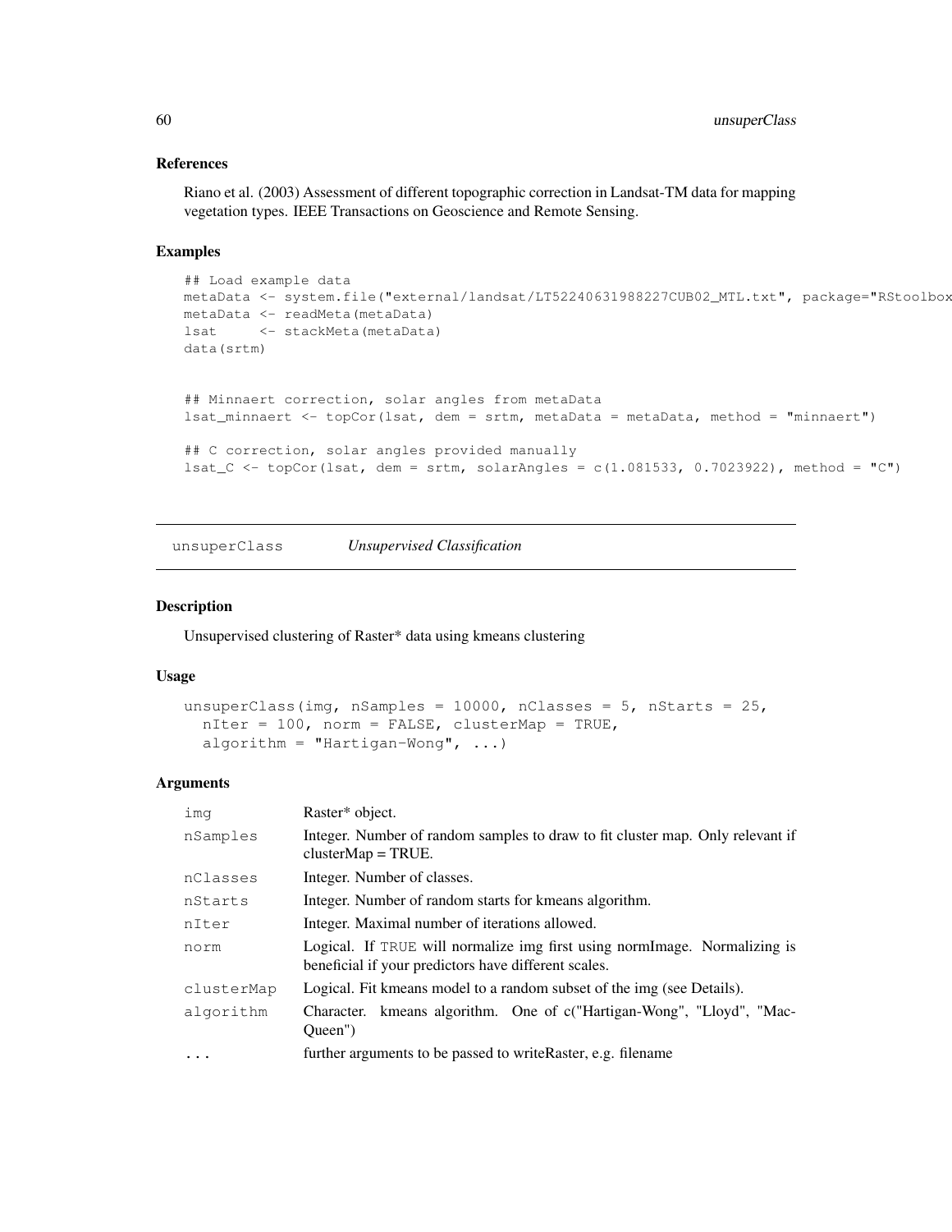### References

Riano et al. (2003) Assessment of different topographic correction in Landsat-TM data for mapping vegetation types. IEEE Transactions on Geoscience and Remote Sensing.

### Examples

```
## Load example data
metaData <- system.file("external/landsat/LT52240631988227CUB02_MTL.txt", package="RStoolbox
metaData <- readMeta(metaData)
lsat     <- stackMeta(metaData)
data(srtm)


## Minnaert correction, solar angles from metaData
lsat_minnaert <- topCor(lsat, dem = srtm, metaData = metaData, method = "minnaert")

## C correction, solar angles provided manually
lsat_C <- topCor(lsat, dem = srtm, solarAngles = c(1.081533, 0.7023922), method = "C")
```

---

## unsuperClass — *Unsupervised Classification*

---

### Description

Unsupervised clustering of Raster* data using kmeans clustering

### Usage

```
unsuperClass(img, nSamples = 10000, nClasses = 5, nStarts = 25,
  nIter = 100, norm = FALSE, clusterMap = TRUE,
  algorithm = "Hartigan-Wong", ...)
```

### Arguments

| | |
|---|---|
| `img` | Raster* object. |
| `nSamples` | Integer. Number of random samples to draw to fit cluster map. Only relevant if clusterMap = TRUE. |
| `nClasses` | Integer. Number of classes. |
| `nStarts` | Integer. Number of random starts for kmeans algorithm. |
| `nIter` | Integer. Maximal number of iterations allowed. |
| `norm` | Logical. If `TRUE` will normalize img first using normImage. Normalizing is beneficial if your predictors have different scales. |
| `clusterMap` | Logical. Fit kmeans model to a random subset of the img (see Details). |
| `algorithm` | Character. kmeans algorithm. One of c("Hartigan-Wong", "Lloyd", "MacQueen") |
| `...` | further arguments to be passed to writeRaster, e.g. filename |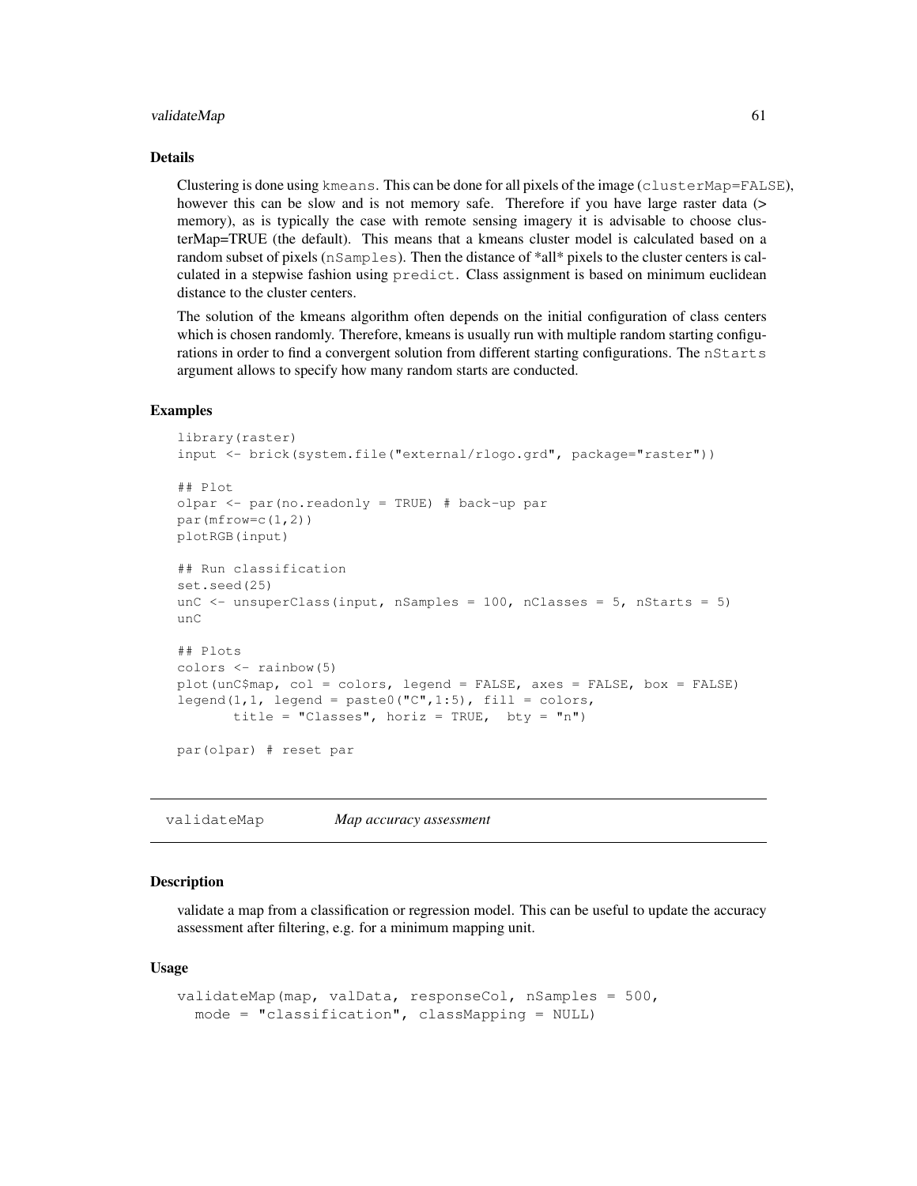### Details

Clustering is done using `kmeans`. This can be done for all pixels of the image (`clusterMap=FALSE`), however this can be slow and is not memory safe. Therefore if you have large raster data (> memory), as is typically the case with remote sensing imagery it is advisable to choose clusterMap=TRUE (the default). This means that a kmeans cluster model is calculated based on a random subset of pixels (`nSamples`). Then the distance of *all* pixels to the cluster centers is calculated in a stepwise fashion using `predict`. Class assignment is based on minimum euclidean distance to the cluster centers.

The solution of the kmeans algorithm often depends on the initial configuration of class centers which is chosen randomly. Therefore, kmeans is usually run with multiple random starting configurations in order to find a convergent solution from different starting configurations. The `nStarts` argument allows to specify how many random starts are conducted.

### Examples

```
library(raster)
input <- brick(system.file("external/rlogo.grd", package="raster"))

## Plot
olpar <- par(no.readonly = TRUE) # back-up par
par(mfrow=c(1,2))
plotRGB(input)

## Run classification
set.seed(25)
unC <- unsuperClass(input, nSamples = 100, nClasses = 5, nStarts = 5)
unC

## Plots
colors <- rainbow(5)
plot(unC$map, col = colors, legend = FALSE, axes = FALSE, box = FALSE)
legend(1,1, legend = paste0("C",1:5), fill = colors,
       title = "Classes", horiz = TRUE,  bty = "n")

par(olpar) # reset par
```

---

## validateMap *Map accuracy assessment*

### Description

validate a map from a classification or regression model. This can be useful to update the accuracy assessment after filtering, e.g. for a minimum mapping unit.

### Usage

```
validateMap(map, valData, responseCol, nSamples = 500,
  mode = "classification", classMapping = NULL)
```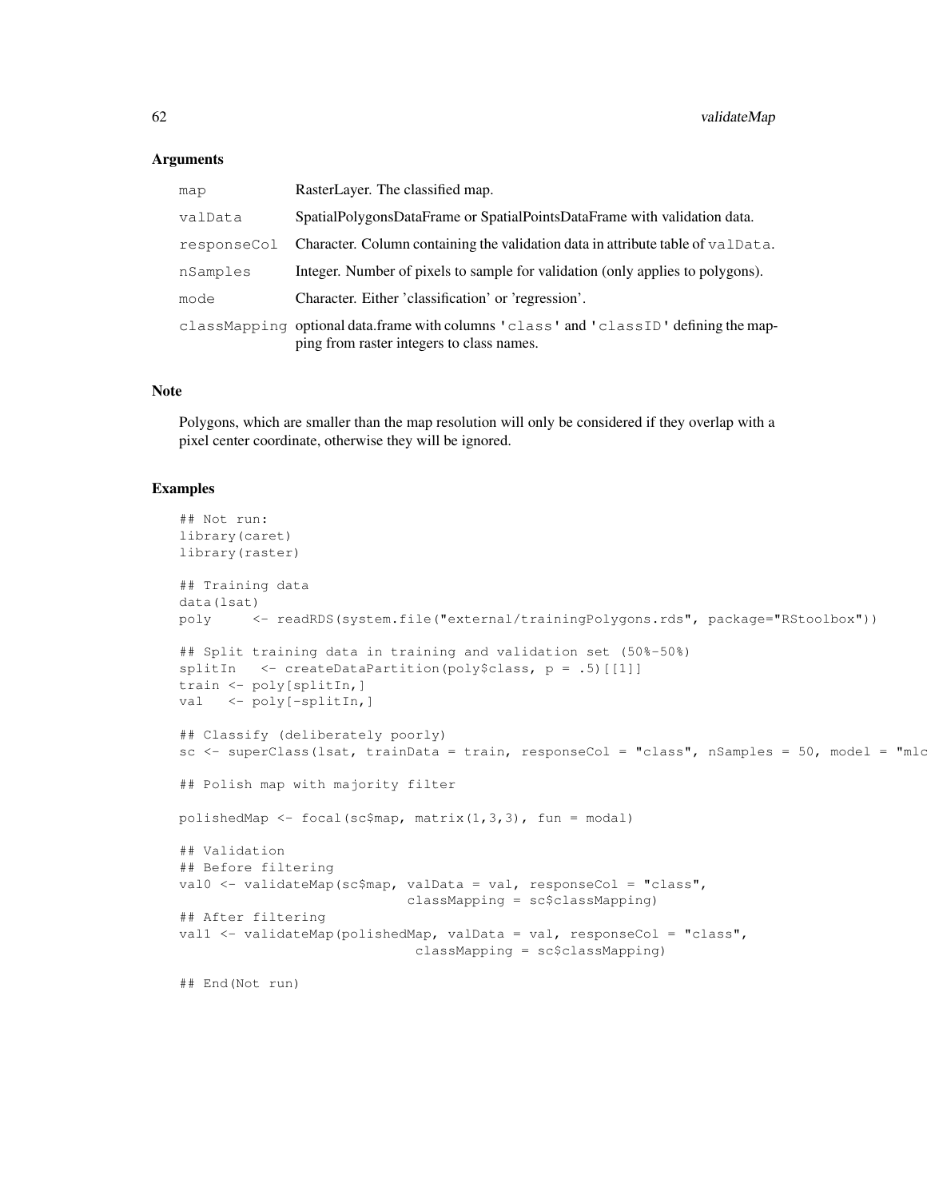### Arguments

| | |
|---|---|
| `map` | RasterLayer. The classified map. |
| `valData` | SpatialPolygonsDataFrame or SpatialPointsDataFrame with validation data. |
| `responseCol` | Character. Column containing the validation data in attribute table of `valData`. |
| `nSamples` | Integer. Number of pixels to sample for validation (only applies to polygons). |
| `mode` | Character. Either 'classification' or 'regression'. |
| `classMapping` | optional data.frame with columns `'class'` and `'classID'` defining the mapping from raster integers to class names. |

### Note

Polygons, which are smaller than the map resolution will only be considered if they overlap with a pixel center coordinate, otherwise they will be ignored.

### Examples

```
## Not run:
library(caret)
library(raster)

## Training data
data(lsat)
poly     <- readRDS(system.file("external/trainingPolygons.rds", package="RStoolbox"))

## Split training data in training and validation set (50%-50%)
splitIn   <- createDataPartition(poly$class, p = .5)[[1]]
train <- poly[splitIn,]
val   <- poly[-splitIn,]

## Classify (deliberately poorly)
sc <- superClass(lsat, trainData = train, responseCol = "class", nSamples = 50, model = "mlc

## Polish map with majority filter

polishedMap <- focal(sc$map, matrix(1,3,3), fun = modal)

## Validation
## Before filtering
val0 <- validateMap(sc$map, valData = val, responseCol = "class",
                            classMapping = sc$classMapping)
## After filtering
val1 <- validateMap(polishedMap, valData = val, responseCol = "class",
                             classMapping = sc$classMapping)

## End(Not run)
```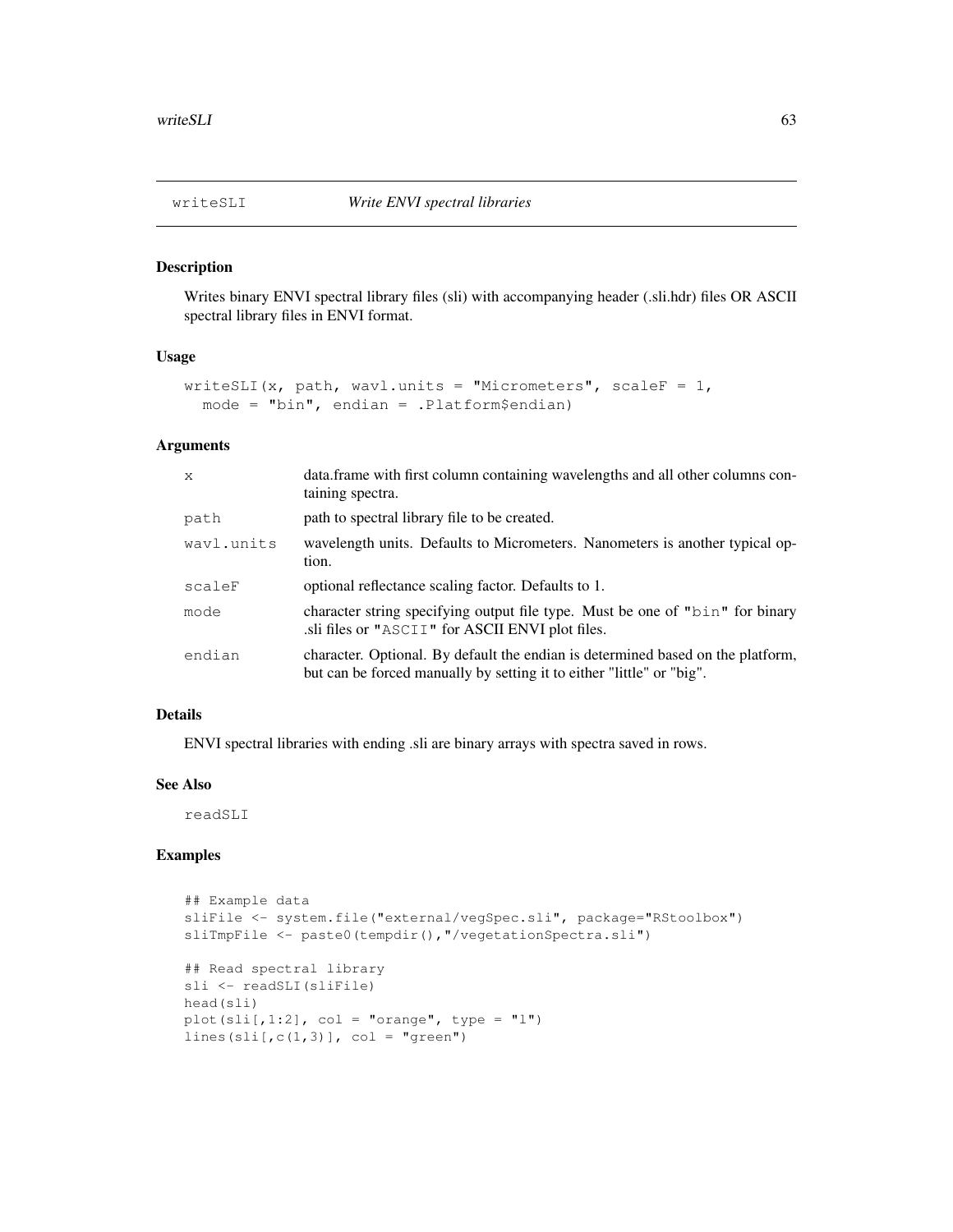# writeSLI *Write ENVI spectral libraries*

## Description

Writes binary ENVI spectral library files (sli) with accompanying header (.sli.hdr) files OR ASCII spectral library files in ENVI format.

## Usage

```
writeSLI(x, path, wavl.units = "Micrometers", scaleF = 1,
  mode = "bin", endian = .Platform$endian)
```

## Arguments

| | |
|---|---|
| x | data.frame with first column containing wavelengths and all other columns containing spectra. |
| path | path to spectral library file to be created. |
| wavl.units | wavelength units. Defaults to Micrometers. Nanometers is another typical option. |
| scaleF | optional reflectance scaling factor. Defaults to 1. |
| mode | character string specifying output file type. Must be one of "bin" for binary .sli files or "ASCII" for ASCII ENVI plot files. |
| endian | character. Optional. By default the endian is determined based on the platform, but can be forced manually by setting it to either "little" or "big". |

## Details

ENVI spectral libraries with ending .sli are binary arrays with spectra saved in rows.

## See Also

readSLI

## Examples

```
## Example data
sliFile <- system.file("external/vegSpec.sli", package="RStoolbox")
sliTmpFile <- paste0(tempdir(),"/vegetationSpectra.sli")

## Read spectral library
sli <- readSLI(sliFile)
head(sli)
plot(sli[,1:2], col = "orange", type = "l")
lines(sli[,c(1,3)], col = "green")
```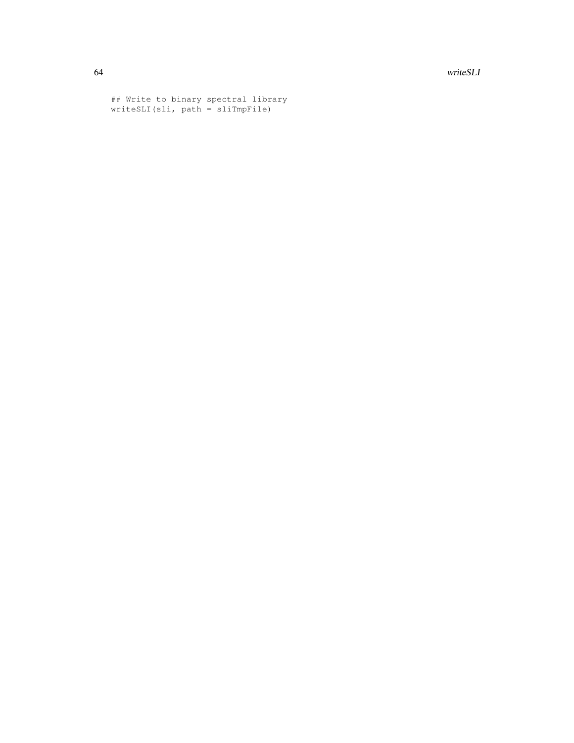```
## Write to binary spectral library
writeSLI(sli, path = sliTmpFile)
```